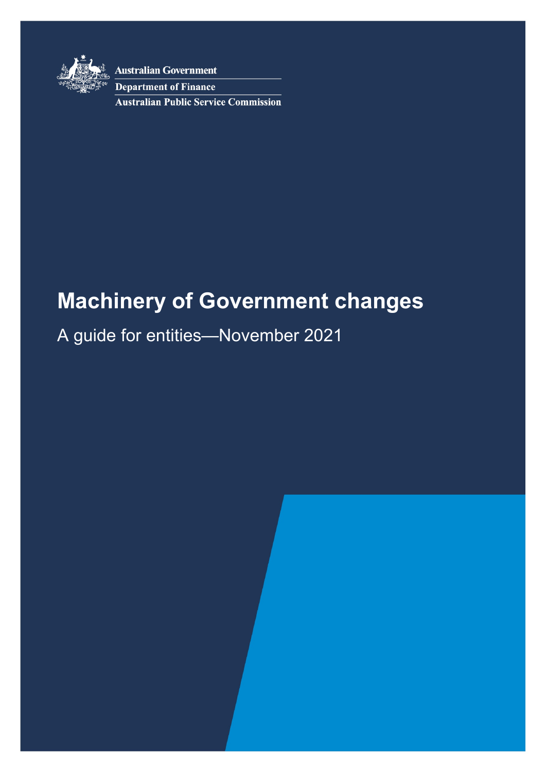Australian Government

Department of Finance

Australian Public Service Commission

# Machinery of Government changes

A guide for entities—November 2021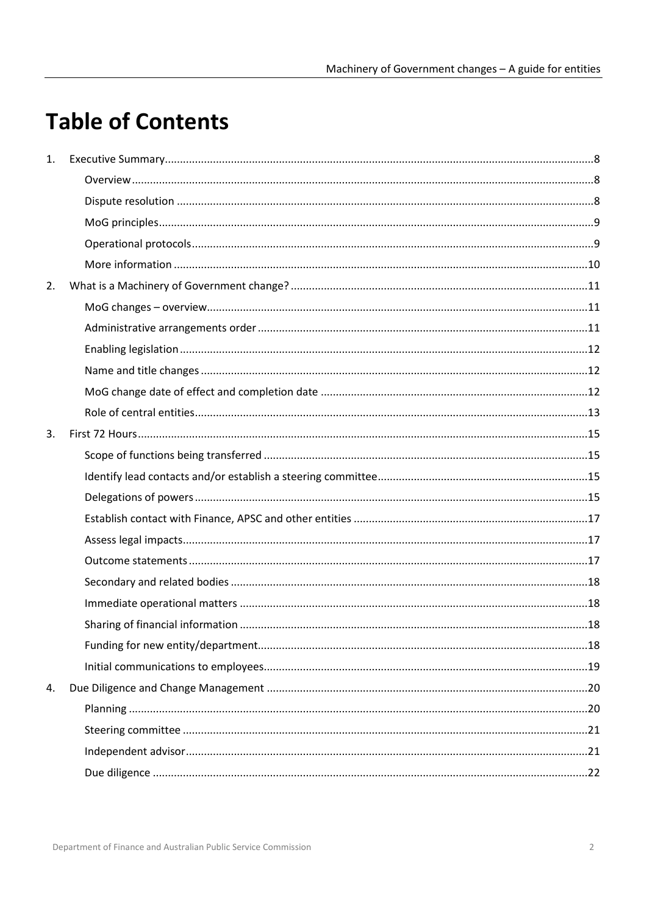# Table of Contents

1. Executive Summary ... 8
   - Overview ... 8
   - Dispute resolution ... 8
   - MoG principles ... 9
   - Operational protocols ... 9
   - More information ... 10
2. What is a Machinery of Government change? ... 11
   - MoG changes – overview ... 11
   - Administrative arrangements order ... 11
   - Enabling legislation ... 12
   - Name and title changes ... 12
   - MoG change date of effect and completion date ... 12
   - Role of central entities ... 13
3. First 72 Hours ... 15
   - Scope of functions being transferred ... 15
   - Identify lead contacts and/or establish a steering committee ... 15
   - Delegations of powers ... 15
   - Establish contact with Finance, APSC and other entities ... 17
   - Assess legal impacts ... 17
   - Outcome statements ... 17
   - Secondary and related bodies ... 18
   - Immediate operational matters ... 18
   - Sharing of financial information ... 18
   - Funding for new entity/department ... 18
   - Initial communications to employees ... 19
4. Due Diligence and Change Management ... 20
   - Planning ... 20
   - Steering committee ... 21
   - Independent advisor ... 21
   - Due diligence ... 22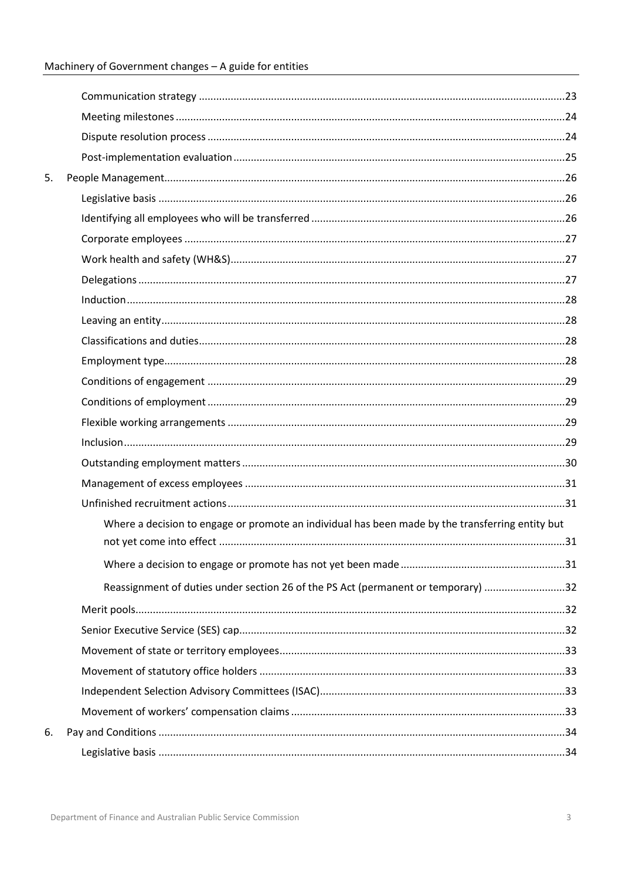- Communication strategy ....23
- Meeting milestones ....24
- Dispute resolution process ....24
- Post-implementation evaluation ....25

5. People Management ....26
   - Legislative basis ....26
   - Identifying all employees who will be transferred ....26
   - Corporate employees ....27
   - Work health and safety (WH&S) ....27
   - Delegations ....27
   - Induction ....28
   - Leaving an entity ....28
   - Classifications and duties ....28
   - Employment type ....28
   - Conditions of engagement ....29
   - Conditions of employment ....29
   - Flexible working arrangements ....29
   - Inclusion ....29
   - Outstanding employment matters ....30
   - Management of excess employees ....31
   - Unfinished recruitment actions ....31
     - Where a decision to engage or promote an individual has been made by the transferring entity but not yet come into effect ....31
     - Where a decision to engage or promote has not yet been made ....31
     - Reassignment of duties under section 26 of the PS Act (permanent or temporary) ....32
   - Merit pools ....32
   - Senior Executive Service (SES) cap ....32
   - Movement of state or territory employees ....33
   - Movement of statutory office holders ....33
   - Independent Selection Advisory Committees (ISAC) ....33
   - Movement of workers' compensation claims ....33

6. Pay and Conditions ....34
   - Legislative basis ....34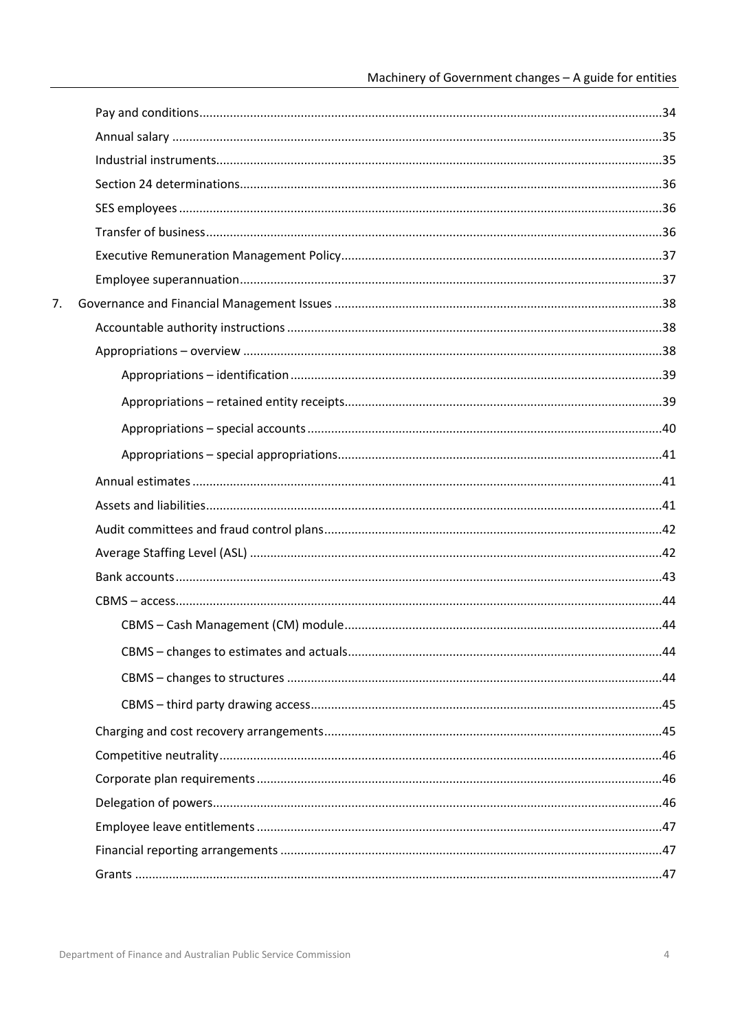- Pay and conditions ... 34
- Annual salary ... 35
- Industrial instruments ... 35
- Section 24 determinations ... 36
- SES employees ... 36
- Transfer of business ... 36
- Executive Remuneration Management Policy ... 37
- Employee superannuation ... 37

7. Governance and Financial Management Issues ... 38
   - Accountable authority instructions ... 38
   - Appropriations – overview ... 38
     - Appropriations – identification ... 39
     - Appropriations – retained entity receipts ... 39
     - Appropriations – special accounts ... 40
     - Appropriations – special appropriations ... 41
   - Annual estimates ... 41
   - Assets and liabilities ... 41
   - Audit committees and fraud control plans ... 42
   - Average Staffing Level (ASL) ... 42
   - Bank accounts ... 43
   - CBMS – access ... 44
     - CBMS – Cash Management (CM) module ... 44
     - CBMS – changes to estimates and actuals ... 44
     - CBMS – changes to structures ... 44
     - CBMS – third party drawing access ... 45
   - Charging and cost recovery arrangements ... 45
   - Competitive neutrality ... 46
   - Corporate plan requirements ... 46
   - Delegation of powers ... 46
   - Employee leave entitlements ... 47
   - Financial reporting arrangements ... 47
   - Grants ... 47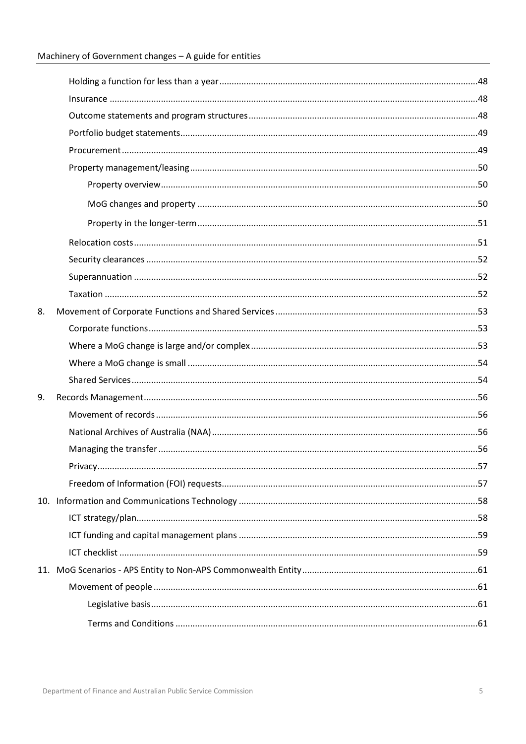- Holding a function for less than a year ........ 48
- Insurance ........ 48
- Outcome statements and program structures ........ 48
- Portfolio budget statements ........ 49
- Procurement ........ 49
- Property management/leasing ........ 50
  - Property overview ........ 50
  - MoG changes and property ........ 50
  - Property in the longer-term ........ 51
- Relocation costs ........ 51
- Security clearances ........ 52
- Superannuation ........ 52
- Taxation ........ 52

8. Movement of Corporate Functions and Shared Services ........ 53
   - Corporate functions ........ 53
   - Where a MoG change is large and/or complex ........ 53
   - Where a MoG change is small ........ 54
   - Shared Services ........ 54
9. Records Management ........ 56
   - Movement of records ........ 56
   - National Archives of Australia (NAA) ........ 56
   - Managing the transfer ........ 56
   - Privacy ........ 57
   - Freedom of Information (FOI) requests ........ 57
10. Information and Communications Technology ........ 58
    - ICT strategy/plan ........ 58
    - ICT funding and capital management plans ........ 59
    - ICT checklist ........ 59
11. MoG Scenarios - APS Entity to Non-APS Commonwealth Entity ........ 61
    - Movement of people ........ 61
      - Legislative basis ........ 61
      - Terms and Conditions ........ 61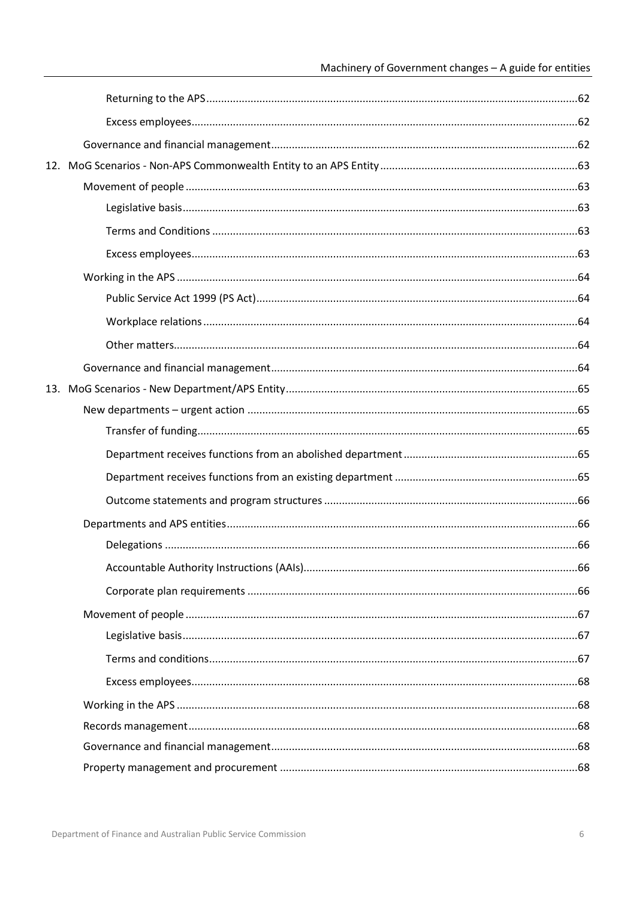Returning to the APS ... 62

Excess employees ... 62

Governance and financial management ... 62

12. MoG Scenarios - Non-APS Commonwealth Entity to an APS Entity ... 63

Movement of people ... 63

Legislative basis ... 63

Terms and Conditions ... 63

Excess employees ... 63

Working in the APS ... 64

Public Service Act 1999 (PS Act) ... 64

Workplace relations ... 64

Other matters ... 64

Governance and financial management ... 64

13. MoG Scenarios - New Department/APS Entity ... 65

New departments – urgent action ... 65

Transfer of funding ... 65

Department receives functions from an abolished department ... 65

Department receives functions from an existing department ... 65

Outcome statements and program structures ... 66

Departments and APS entities ... 66

Delegations ... 66

Accountable Authority Instructions (AAIs) ... 66

Corporate plan requirements ... 66

Movement of people ... 67

Legislative basis ... 67

Terms and conditions ... 67

Excess employees ... 68

Working in the APS ... 68

Records management ... 68

Governance and financial management ... 68

Property management and procurement ... 68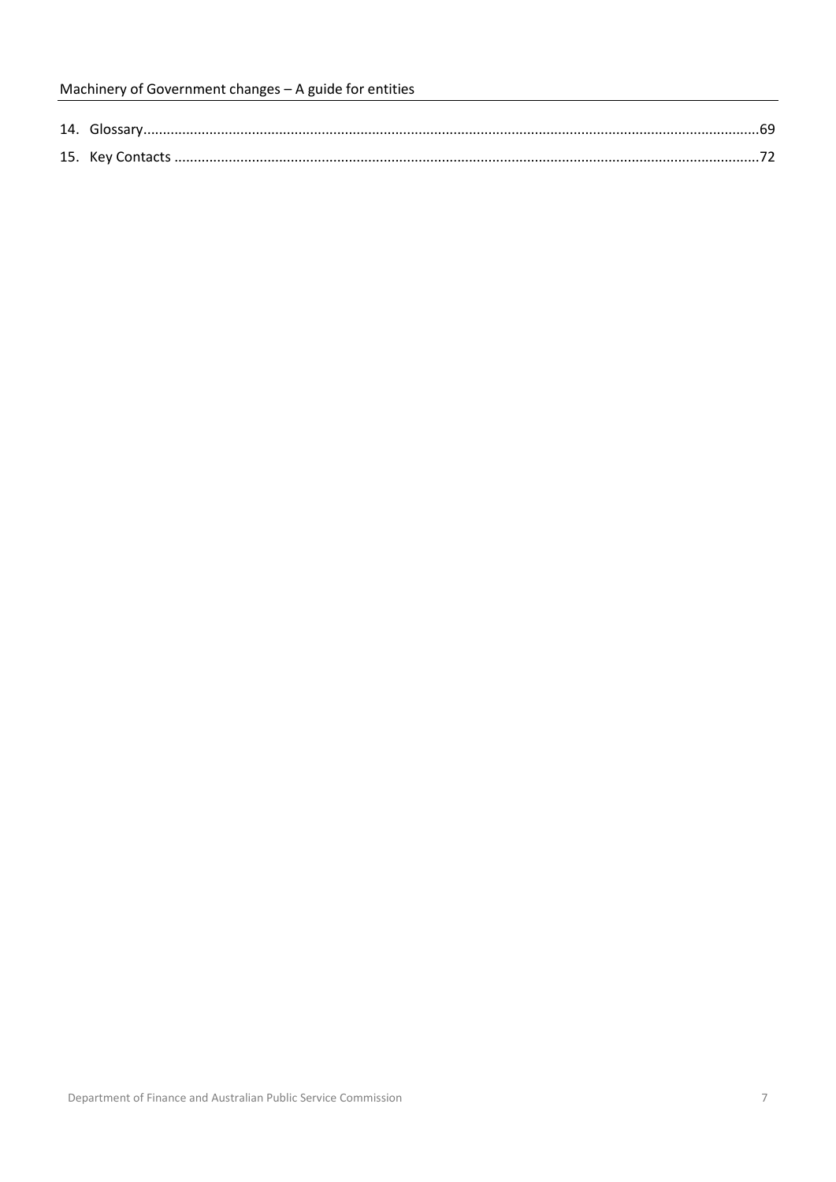14. Glossary .......... 69
15. Key Contacts .......... 72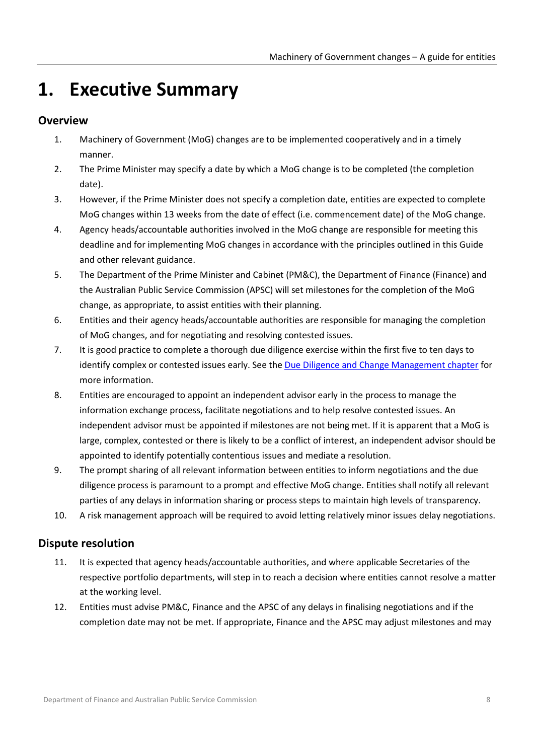# 1. Executive Summary

## Overview

1. Machinery of Government (MoG) changes are to be implemented cooperatively and in a timely manner.
2. The Prime Minister may specify a date by which a MoG change is to be completed (the completion date).
3. However, if the Prime Minister does not specify a completion date, entities are expected to complete MoG changes within 13 weeks from the date of effect (i.e. commencement date) of the MoG change.
4. Agency heads/accountable authorities involved in the MoG change are responsible for meeting this deadline and for implementing MoG changes in accordance with the principles outlined in this Guide and other relevant guidance.
5. The Department of the Prime Minister and Cabinet (PM&C), the Department of Finance (Finance) and the Australian Public Service Commission (APSC) will set milestones for the completion of the MoG change, as appropriate, to assist entities with their planning.
6. Entities and their agency heads/accountable authorities are responsible for managing the completion of MoG changes, and for negotiating and resolving contested issues.
7. It is good practice to complete a thorough due diligence exercise within the first five to ten days to identify complex or contested issues early. See the Due Diligence and Change Management chapter for more information.
8. Entities are encouraged to appoint an independent advisor early in the process to manage the information exchange process, facilitate negotiations and to help resolve contested issues. An independent advisor must be appointed if milestones are not being met. If it is apparent that a MoG is large, complex, contested or there is likely to be a conflict of interest, an independent advisor should be appointed to identify potentially contentious issues and mediate a resolution.
9. The prompt sharing of all relevant information between entities to inform negotiations and the due diligence process is paramount to a prompt and effective MoG change. Entities shall notify all relevant parties of any delays in information sharing or process steps to maintain high levels of transparency.
10. A risk management approach will be required to avoid letting relatively minor issues delay negotiations.

## Dispute resolution

11. It is expected that agency heads/accountable authorities, and where applicable Secretaries of the respective portfolio departments, will step in to reach a decision where entities cannot resolve a matter at the working level.
12. Entities must advise PM&C, Finance and the APSC of any delays in finalising negotiations and if the completion date may not be met. If appropriate, Finance and the APSC may adjust milestones and may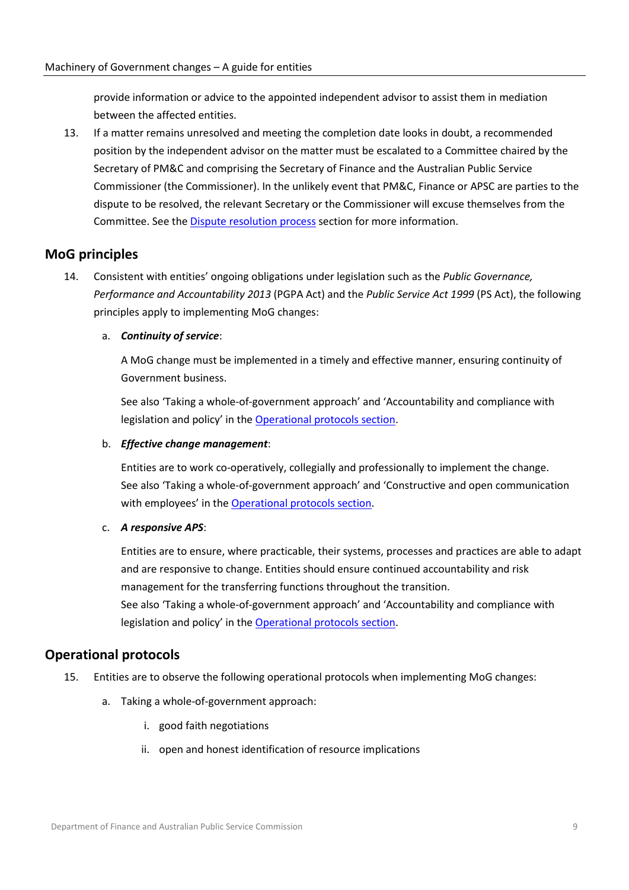provide information or advice to the appointed independent advisor to assist them in mediation between the affected entities.

13. If a matter remains unresolved and meeting the completion date looks in doubt, a recommended position by the independent advisor on the matter must be escalated to a Committee chaired by the Secretary of PM&C and comprising the Secretary of Finance and the Australian Public Service Commissioner (the Commissioner). In the unlikely event that PM&C, Finance or APSC are parties to the dispute to be resolved, the relevant Secretary or the Commissioner will excuse themselves from the Committee. See the [Dispute resolution process]() section for more information.

## MoG principles

14. Consistent with entities' ongoing obligations under legislation such as the *Public Governance, Performance and Accountability 2013* (PGPA Act) and the *Public Service Act 1999* (PS Act), the following principles apply to implementing MoG changes:

    a. ***Continuity of service***:

       A MoG change must be implemented in a timely and effective manner, ensuring continuity of Government business.

       See also 'Taking a whole-of-government approach' and 'Accountability and compliance with legislation and policy' in the [Operational protocols section]().

    b. ***Effective change management***:

       Entities are to work co-operatively, collegially and professionally to implement the change. See also 'Taking a whole-of-government approach' and 'Constructive and open communication with employees' in the [Operational protocols section]().

    c. ***A responsive APS***:

       Entities are to ensure, where practicable, their systems, processes and practices are able to adapt and are responsive to change. Entities should ensure continued accountability and risk management for the transferring functions throughout the transition.
       See also 'Taking a whole-of-government approach' and 'Accountability and compliance with legislation and policy' in the [Operational protocols section]().

## Operational protocols

15. Entities are to observe the following operational protocols when implementing MoG changes:

    a. Taking a whole-of-government approach:

       i. good faith negotiations

       ii. open and honest identification of resource implications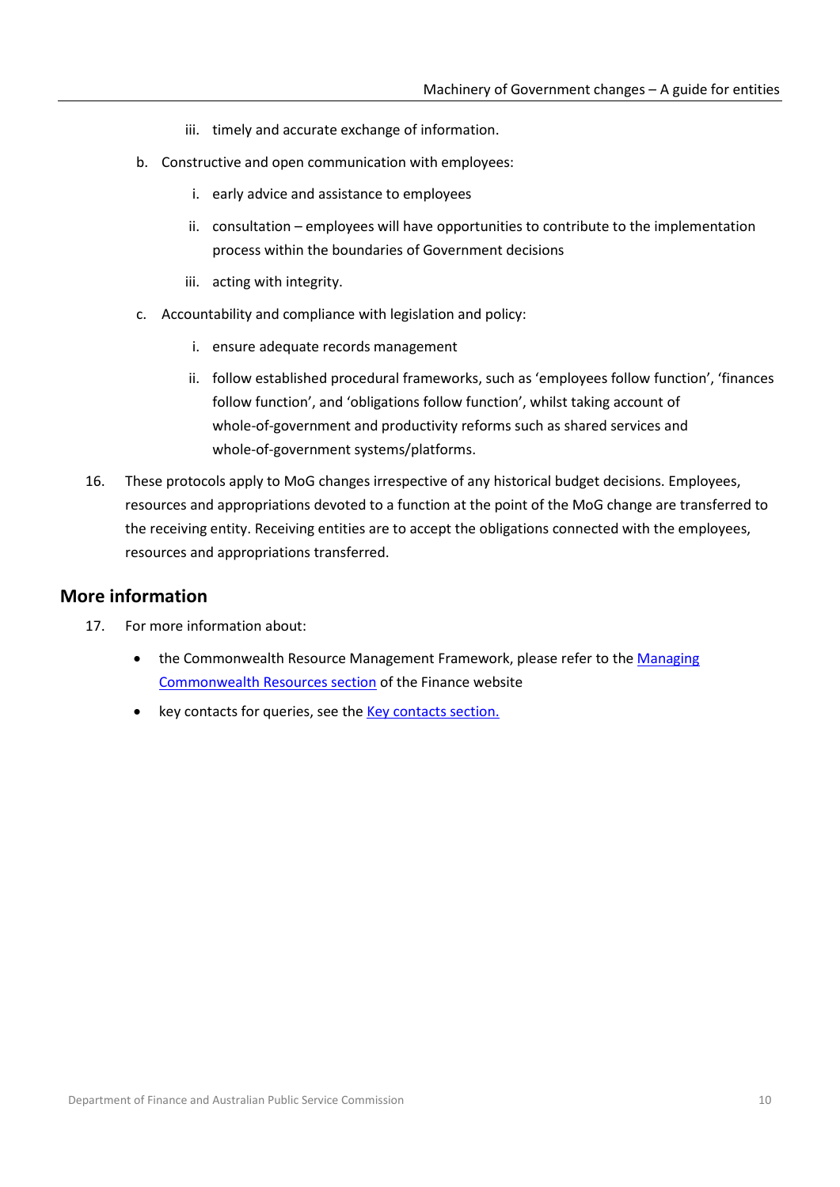iii. timely and accurate exchange of information.

b. Constructive and open communication with employees:

    i. early advice and assistance to employees

    ii. consultation – employees will have opportunities to contribute to the implementation process within the boundaries of Government decisions

    iii. acting with integrity.

c. Accountability and compliance with legislation and policy:

    i. ensure adequate records management

    ii. follow established procedural frameworks, such as 'employees follow function', 'finances follow function', and 'obligations follow function', whilst taking account of whole-of-government and productivity reforms such as shared services and whole-of-government systems/platforms.

16. These protocols apply to MoG changes irrespective of any historical budget decisions. Employees, resources and appropriations devoted to a function at the point of the MoG change are transferred to the receiving entity. Receiving entities are to accept the obligations connected with the employees, resources and appropriations transferred.

## More information

17. For more information about:

- the Commonwealth Resource Management Framework, please refer to the Managing Commonwealth Resources section of the Finance website
- key contacts for queries, see the Key contacts section.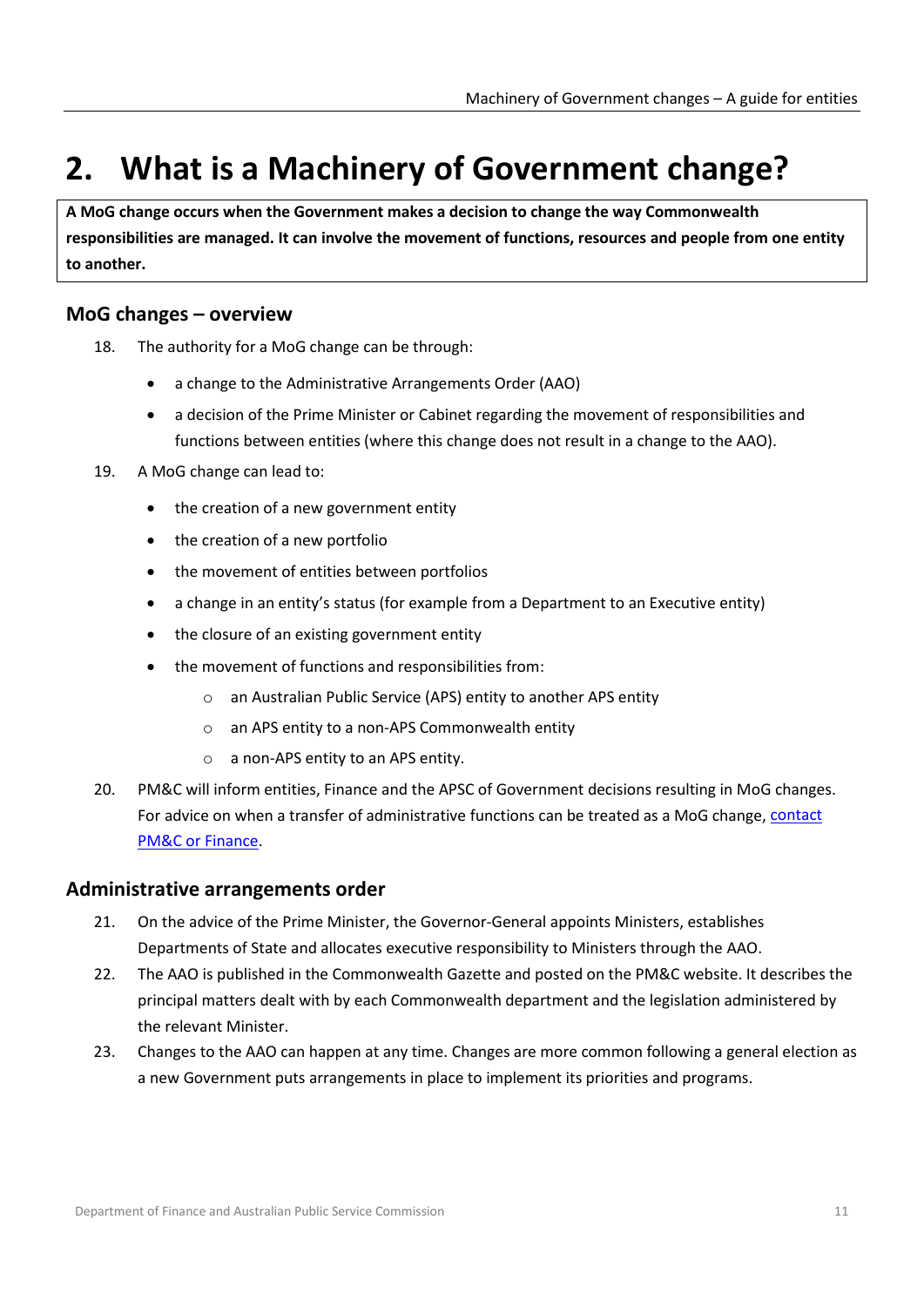# 2. What is a Machinery of Government change?

**A MoG change occurs when the Government makes a decision to change the way Commonwealth responsibilities are managed. It can involve the movement of functions, resources and people from one entity to another.**

## MoG changes – overview

18. The authority for a MoG change can be through:
    - a change to the Administrative Arrangements Order (AAO)
    - a decision of the Prime Minister or Cabinet regarding the movement of responsibilities and functions between entities (where this change does not result in a change to the AAO).
19. A MoG change can lead to:
    - the creation of a new government entity
    - the creation of a new portfolio
    - the movement of entities between portfolios
    - a change in an entity's status (for example from a Department to an Executive entity)
    - the closure of an existing government entity
    - the movement of functions and responsibilities from:
        - an Australian Public Service (APS) entity to another APS entity
        - an APS entity to a non-APS Commonwealth entity
        - a non-APS entity to an APS entity.
20. PM&C will inform entities, Finance and the APSC of Government decisions resulting in MoG changes. For advice on when a transfer of administrative functions can be treated as a MoG change, contact PM&C or Finance.

## Administrative arrangements order

21. On the advice of the Prime Minister, the Governor-General appoints Ministers, establishes Departments of State and allocates executive responsibility to Ministers through the AAO.
22. The AAO is published in the Commonwealth Gazette and posted on the PM&C website. It describes the principal matters dealt with by each Commonwealth department and the legislation administered by the relevant Minister.
23. Changes to the AAO can happen at any time. Changes are more common following a general election as a new Government puts arrangements in place to implement its priorities and programs.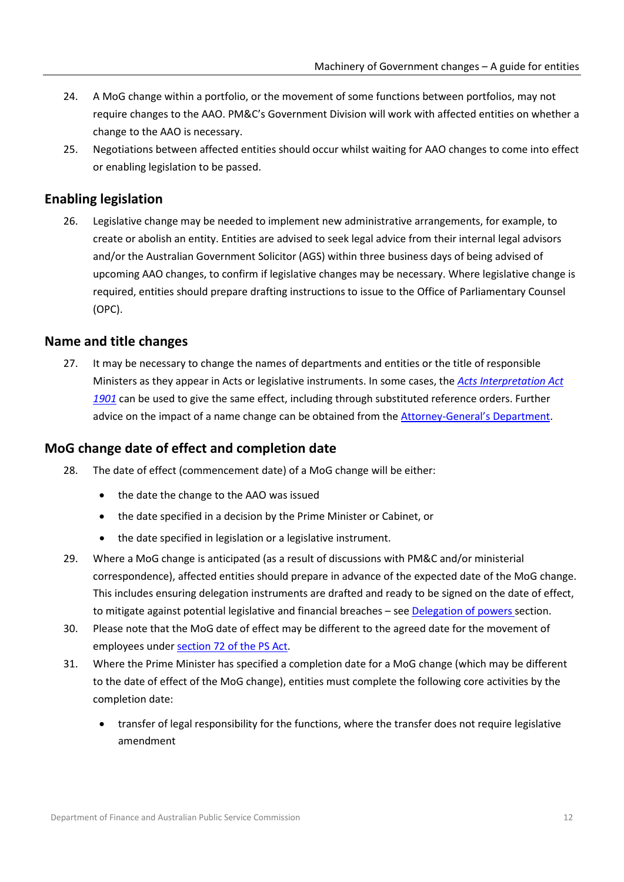24. A MoG change within a portfolio, or the movement of some functions between portfolios, may not require changes to the AAO. PM&C's Government Division will work with affected entities on whether a change to the AAO is necessary.
25. Negotiations between affected entities should occur whilst waiting for AAO changes to come into effect or enabling legislation to be passed.

## Enabling legislation

26. Legislative change may be needed to implement new administrative arrangements, for example, to create or abolish an entity. Entities are advised to seek legal advice from their internal legal advisors and/or the Australian Government Solicitor (AGS) within three business days of being advised of upcoming AAO changes, to confirm if legislative changes may be necessary. Where legislative change is required, entities should prepare drafting instructions to issue to the Office of Parliamentary Counsel (OPC).

## Name and title changes

27. It may be necessary to change the names of departments and entities or the title of responsible Ministers as they appear in Acts or legislative instruments. In some cases, the *Acts Interpretation Act 1901* can be used to give the same effect, including through substituted reference orders. Further advice on the impact of a name change can be obtained from the Attorney-General's Department.

## MoG change date of effect and completion date

28. The date of effect (commencement date) of a MoG change will be either:
    - the date the change to the AAO was issued
    - the date specified in a decision by the Prime Minister or Cabinet, or
    - the date specified in legislation or a legislative instrument.
29. Where a MoG change is anticipated (as a result of discussions with PM&C and/or ministerial correspondence), affected entities should prepare in advance of the expected date of the MoG change. This includes ensuring delegation instruments are drafted and ready to be signed on the date of effect, to mitigate against potential legislative and financial breaches – see Delegation of powers section.
30. Please note that the MoG date of effect may be different to the agreed date for the movement of employees under section 72 of the PS Act.
31. Where the Prime Minister has specified a completion date for a MoG change (which may be different to the date of effect of the MoG change), entities must complete the following core activities by the completion date:
    - transfer of legal responsibility for the functions, where the transfer does not require legislative amendment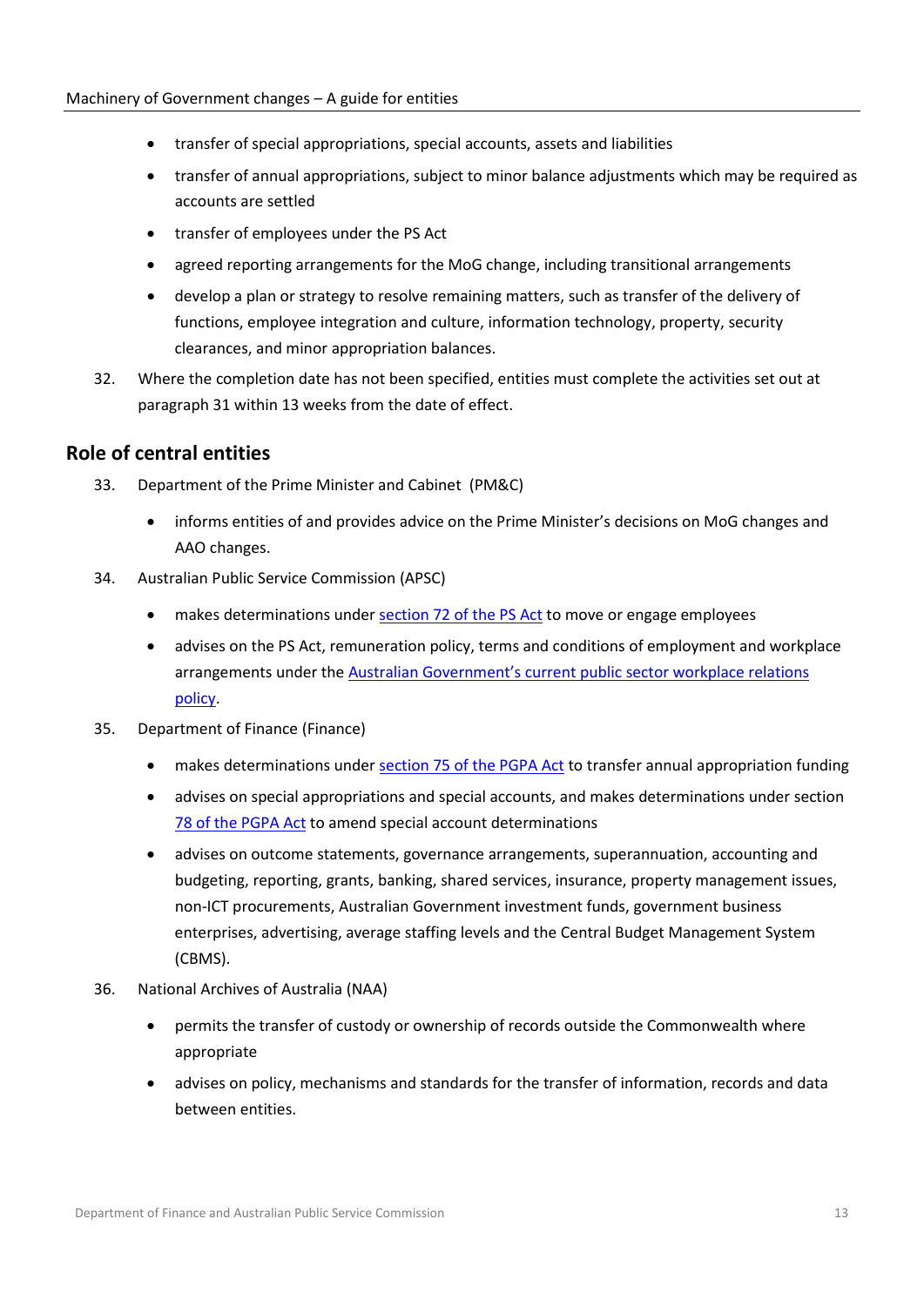- transfer of special appropriations, special accounts, assets and liabilities
- transfer of annual appropriations, subject to minor balance adjustments which may be required as accounts are settled
- transfer of employees under the PS Act
- agreed reporting arrangements for the MoG change, including transitional arrangements
- develop a plan or strategy to resolve remaining matters, such as transfer of the delivery of functions, employee integration and culture, information technology, property, security clearances, and minor appropriation balances.

32. Where the completion date has not been specified, entities must complete the activities set out at paragraph 31 within 13 weeks from the date of effect.

## Role of central entities

33. Department of the Prime Minister and Cabinet (PM&C)
    - informs entities of and provides advice on the Prime Minister's decisions on MoG changes and AAO changes.

34. Australian Public Service Commission (APSC)
    - makes determinations under section 72 of the PS Act to move or engage employees
    - advises on the PS Act, remuneration policy, terms and conditions of employment and workplace arrangements under the Australian Government's current public sector workplace relations policy.

35. Department of Finance (Finance)
    - makes determinations under section 75 of the PGPA Act to transfer annual appropriation funding
    - advises on special appropriations and special accounts, and makes determinations under section 78 of the PGPA Act to amend special account determinations
    - advises on outcome statements, governance arrangements, superannuation, accounting and budgeting, reporting, grants, banking, shared services, insurance, property management issues, non-ICT procurements, Australian Government investment funds, government business enterprises, advertising, average staffing levels and the Central Budget Management System (CBMS).

36. National Archives of Australia (NAA)
    - permits the transfer of custody or ownership of records outside the Commonwealth where appropriate
    - advises on policy, mechanisms and standards for the transfer of information, records and data between entities.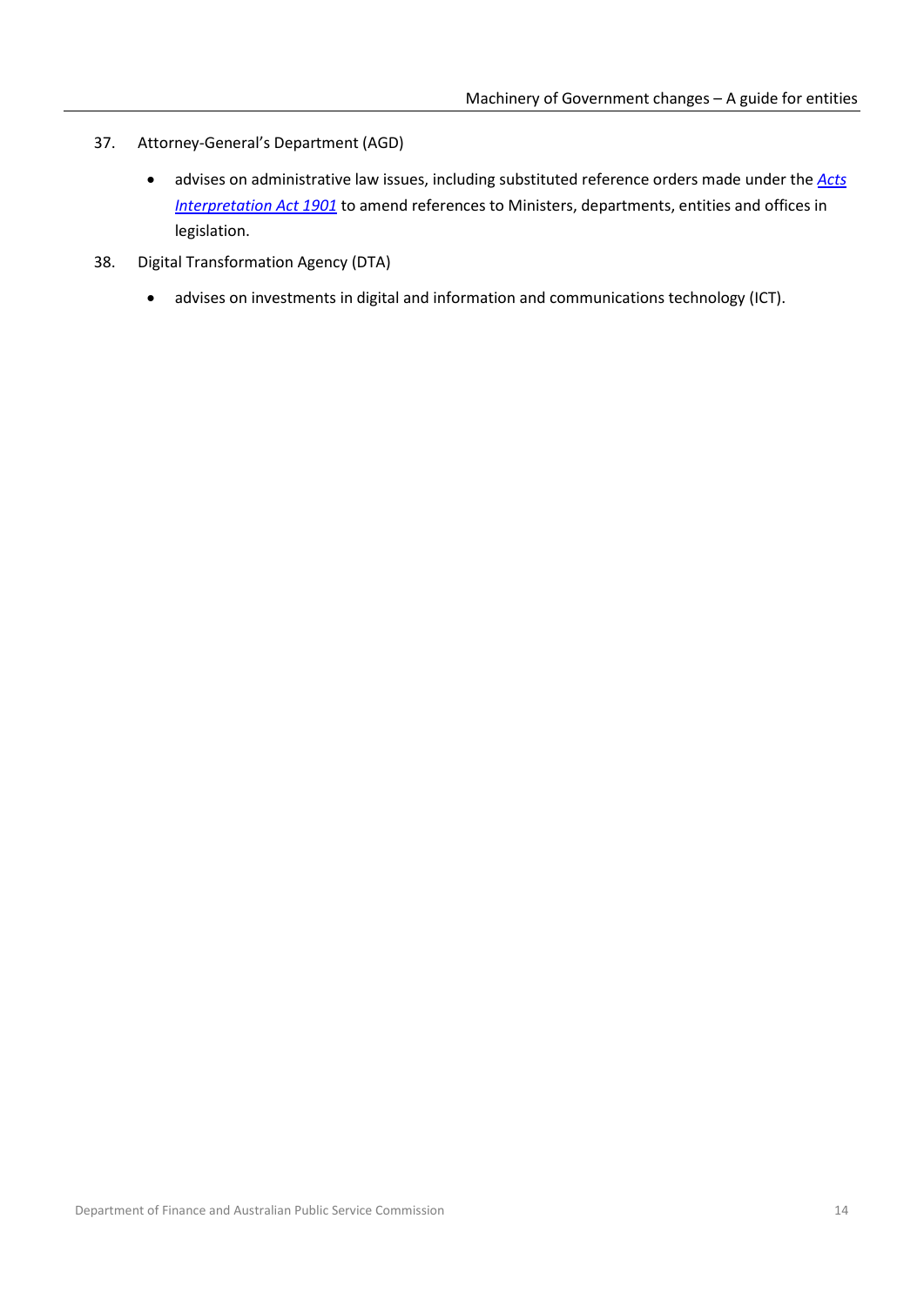37. Attorney-General's Department (AGD)

    - advises on administrative law issues, including substituted reference orders made under the *Acts Interpretation Act 1901* to amend references to Ministers, departments, entities and offices in legislation.

38. Digital Transformation Agency (DTA)

    - advises on investments in digital and information and communications technology (ICT).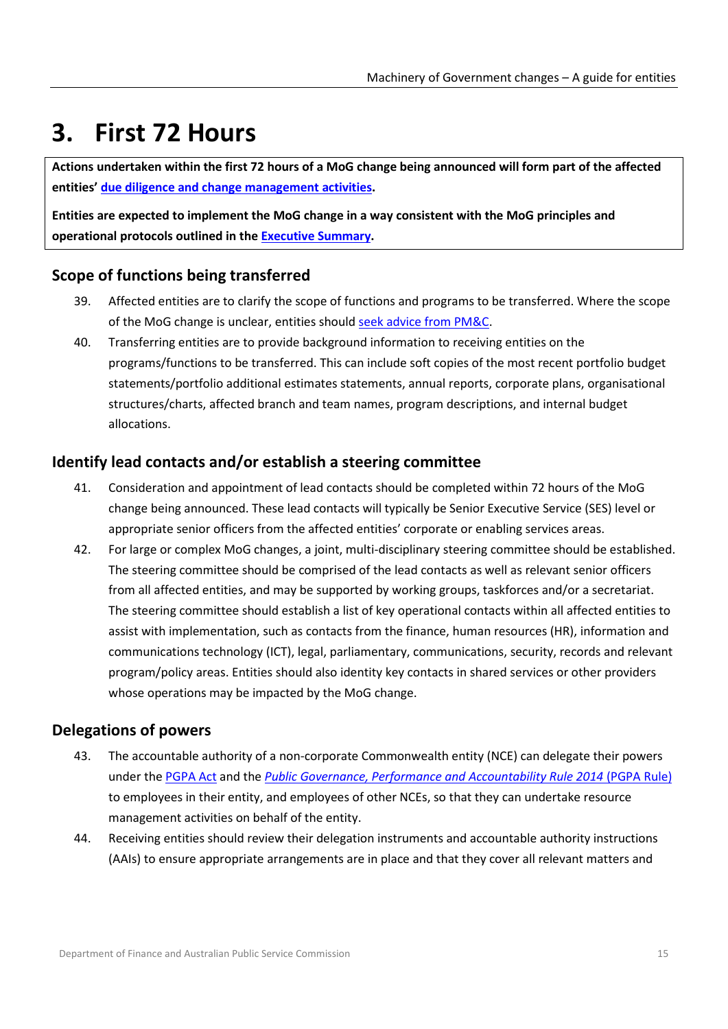# 3. First 72 Hours

**Actions undertaken within the first 72 hours of a MoG change being announced will form part of the affected entities' due diligence and change management activities.**

**Entities are expected to implement the MoG change in a way consistent with the MoG principles and operational protocols outlined in the Executive Summary.**

## Scope of functions being transferred

39. Affected entities are to clarify the scope of functions and programs to be transferred. Where the scope of the MoG change is unclear, entities should seek advice from PM&C.

40. Transferring entities are to provide background information to receiving entities on the programs/functions to be transferred. This can include soft copies of the most recent portfolio budget statements/portfolio additional estimates statements, annual reports, corporate plans, organisational structures/charts, affected branch and team names, program descriptions, and internal budget allocations.

## Identify lead contacts and/or establish a steering committee

41. Consideration and appointment of lead contacts should be completed within 72 hours of the MoG change being announced. These lead contacts will typically be Senior Executive Service (SES) level or appropriate senior officers from the affected entities' corporate or enabling services areas.

42. For large or complex MoG changes, a joint, multi-disciplinary steering committee should be established. The steering committee should be comprised of the lead contacts as well as relevant senior officers from all affected entities, and may be supported by working groups, taskforces and/or a secretariat. The steering committee should establish a list of key operational contacts within all affected entities to assist with implementation, such as contacts from the finance, human resources (HR), information and communications technology (ICT), legal, parliamentary, communications, security, records and relevant program/policy areas. Entities should also identity key contacts in shared services or other providers whose operations may be impacted by the MoG change.

## Delegations of powers

43. The accountable authority of a non-corporate Commonwealth entity (NCE) can delegate their powers under the PGPA Act and the *Public Governance, Performance and Accountability Rule 2014* (PGPA Rule) to employees in their entity, and employees of other NCEs, so that they can undertake resource management activities on behalf of the entity.

44. Receiving entities should review their delegation instruments and accountable authority instructions (AAIs) to ensure appropriate arrangements are in place and that they cover all relevant matters and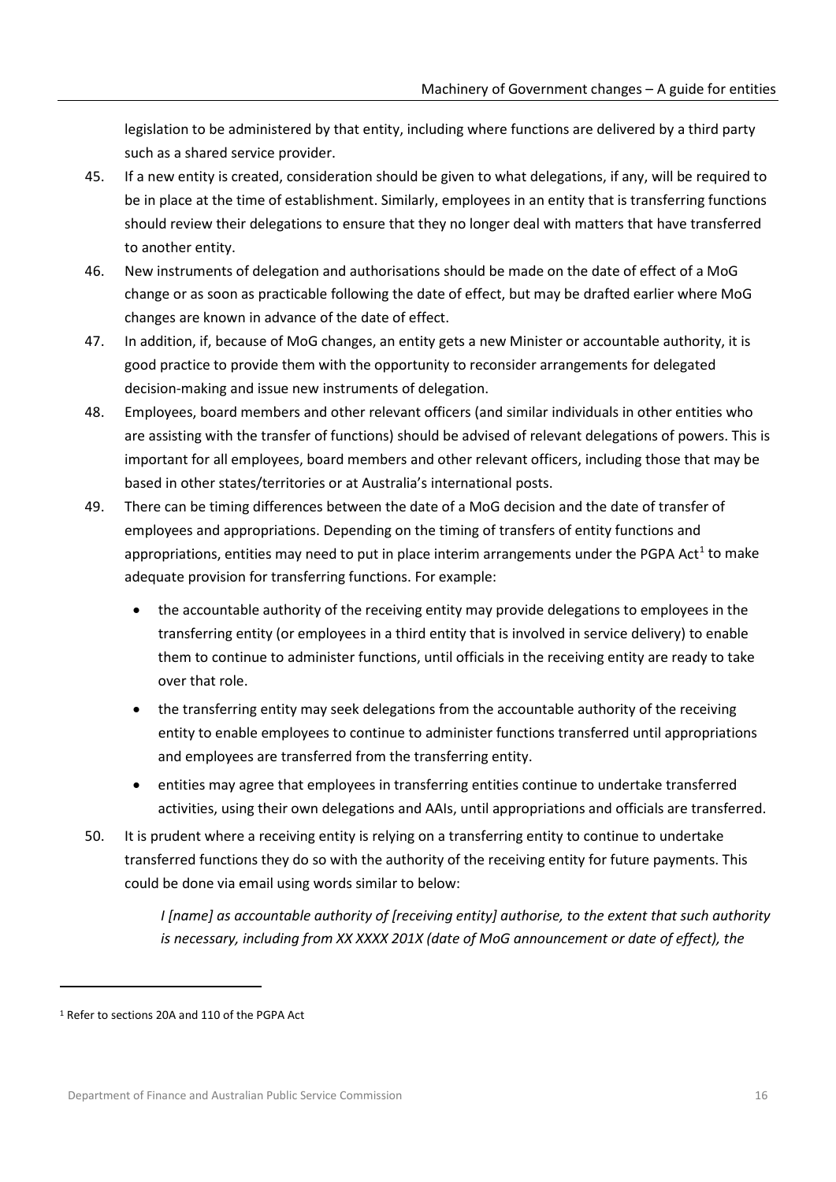legislation to be administered by that entity, including where functions are delivered by a third party such as a shared service provider.

45. If a new entity is created, consideration should be given to what delegations, if any, will be required to be in place at the time of establishment. Similarly, employees in an entity that is transferring functions should review their delegations to ensure that they no longer deal with matters that have transferred to another entity.
46. New instruments of delegation and authorisations should be made on the date of effect of a MoG change or as soon as practicable following the date of effect, but may be drafted earlier where MoG changes are known in advance of the date of effect.
47. In addition, if, because of MoG changes, an entity gets a new Minister or accountable authority, it is good practice to provide them with the opportunity to reconsider arrangements for delegated decision-making and issue new instruments of delegation.
48. Employees, board members and other relevant officers (and similar individuals in other entities who are assisting with the transfer of functions) should be advised of relevant delegations of powers. This is important for all employees, board members and other relevant officers, including those that may be based in other states/territories or at Australia's international posts.
49. There can be timing differences between the date of a MoG decision and the date of transfer of employees and appropriations. Depending on the timing of transfers of entity functions and appropriations, entities may need to put in place interim arrangements under the PGPA Act[1] to make adequate provision for transferring functions. For example:
   - the accountable authority of the receiving entity may provide delegations to employees in the transferring entity (or employees in a third entity that is involved in service delivery) to enable them to continue to administer functions, until officials in the receiving entity are ready to take over that role.
   - the transferring entity may seek delegations from the accountable authority of the receiving entity to enable employees to continue to administer functions transferred until appropriations and employees are transferred from the transferring entity.
   - entities may agree that employees in transferring entities continue to undertake transferred activities, using their own delegations and AAIs, until appropriations and officials are transferred.
50. It is prudent where a receiving entity is relying on a transferring entity to continue to undertake transferred functions they do so with the authority of the receiving entity for future payments. This could be done via email using words similar to below:

    *I [name] as accountable authority of [receiving entity] authorise, to the extent that such authority is necessary, including from XX XXXX 201X (date of MoG announcement or date of effect), the*

[1] Refer to sections 20A and 110 of the PGPA Act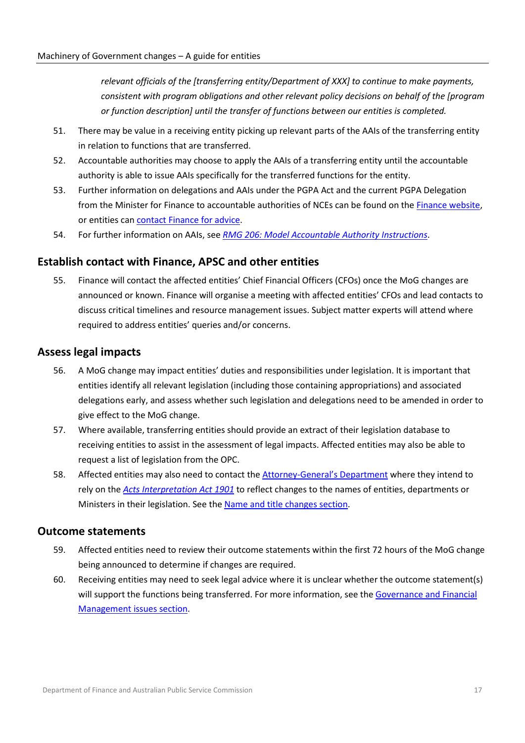*relevant officials of the [transferring entity/Department of XXX] to continue to make payments, consistent with program obligations and other relevant policy decisions on behalf of the [program or function description] until the transfer of functions between our entities is completed.*

51. There may be value in a receiving entity picking up relevant parts of the AAIs of the transferring entity in relation to functions that are transferred.
52. Accountable authorities may choose to apply the AAIs of a transferring entity until the accountable authority is able to issue AAIs specifically for the transferred functions for the entity.
53. Further information on delegations and AAIs under the PGPA Act and the current PGPA Delegation from the Minister for Finance to accountable authorities of NCEs can be found on the Finance website, or entities can contact Finance for advice.
54. For further information on AAIs, see *RMG 206: Model Accountable Authority Instructions*.

## Establish contact with Finance, APSC and other entities

55. Finance will contact the affected entities' Chief Financial Officers (CFOs) once the MoG changes are announced or known. Finance will organise a meeting with affected entities' CFOs and lead contacts to discuss critical timelines and resource management issues. Subject matter experts will attend where required to address entities' queries and/or concerns.

## Assess legal impacts

56. A MoG change may impact entities' duties and responsibilities under legislation. It is important that entities identify all relevant legislation (including those containing appropriations) and associated delegations early, and assess whether such legislation and delegations need to be amended in order to give effect to the MoG change.
57. Where available, transferring entities should provide an extract of their legislation database to receiving entities to assist in the assessment of legal impacts. Affected entities may also be able to request a list of legislation from the OPC.
58. Affected entities may also need to contact the Attorney-General's Department where they intend to rely on the *Acts Interpretation Act 1901* to reflect changes to the names of entities, departments or Ministers in their legislation. See the Name and title changes section.

## Outcome statements

59. Affected entities need to review their outcome statements within the first 72 hours of the MoG change being announced to determine if changes are required.
60. Receiving entities may need to seek legal advice where it is unclear whether the outcome statement(s) will support the functions being transferred. For more information, see the Governance and Financial Management issues section.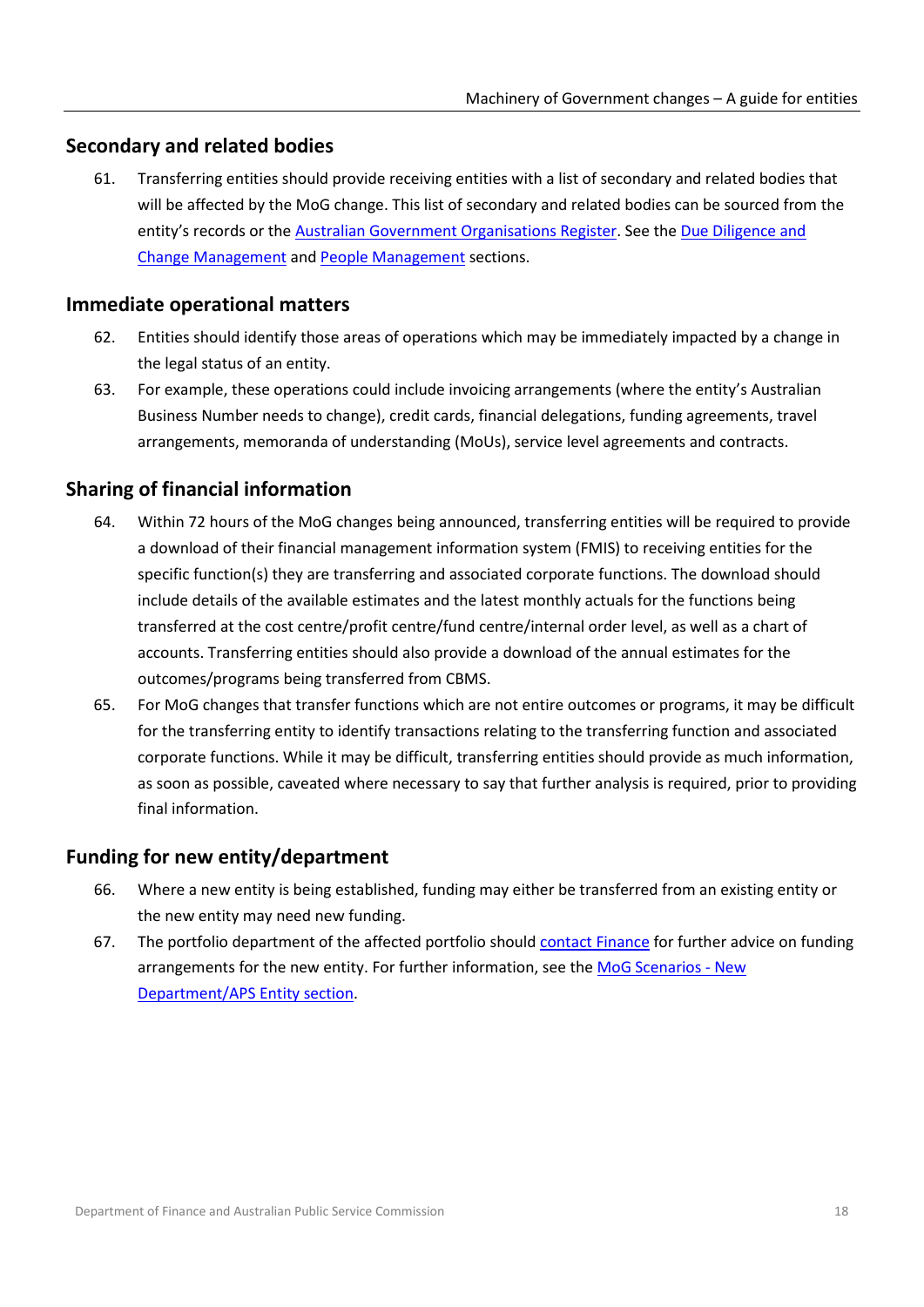## Secondary and related bodies

61. Transferring entities should provide receiving entities with a list of secondary and related bodies that will be affected by the MoG change. This list of secondary and related bodies can be sourced from the entity's records or the Australian Government Organisations Register. See the Due Diligence and Change Management and People Management sections.

## Immediate operational matters

62. Entities should identify those areas of operations which may be immediately impacted by a change in the legal status of an entity.
63. For example, these operations could include invoicing arrangements (where the entity's Australian Business Number needs to change), credit cards, financial delegations, funding agreements, travel arrangements, memoranda of understanding (MoUs), service level agreements and contracts.

## Sharing of financial information

64. Within 72 hours of the MoG changes being announced, transferring entities will be required to provide a download of their financial management information system (FMIS) to receiving entities for the specific function(s) they are transferring and associated corporate functions. The download should include details of the available estimates and the latest monthly actuals for the functions being transferred at the cost centre/profit centre/fund centre/internal order level, as well as a chart of accounts. Transferring entities should also provide a download of the annual estimates for the outcomes/programs being transferred from CBMS.
65. For MoG changes that transfer functions which are not entire outcomes or programs, it may be difficult for the transferring entity to identify transactions relating to the transferring function and associated corporate functions. While it may be difficult, transferring entities should provide as much information, as soon as possible, caveated where necessary to say that further analysis is required, prior to providing final information.

## Funding for new entity/department

66. Where a new entity is being established, funding may either be transferred from an existing entity or the new entity may need new funding.
67. The portfolio department of the affected portfolio should contact Finance for further advice on funding arrangements for the new entity. For further information, see the MoG Scenarios - New Department/APS Entity section.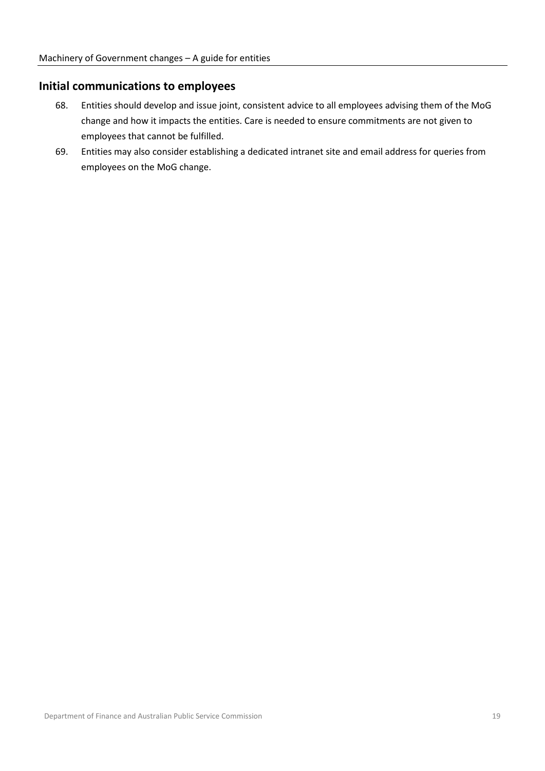## Initial communications to employees

68. Entities should develop and issue joint, consistent advice to all employees advising them of the MoG change and how it impacts the entities. Care is needed to ensure commitments are not given to employees that cannot be fulfilled.
69. Entities may also consider establishing a dedicated intranet site and email address for queries from employees on the MoG change.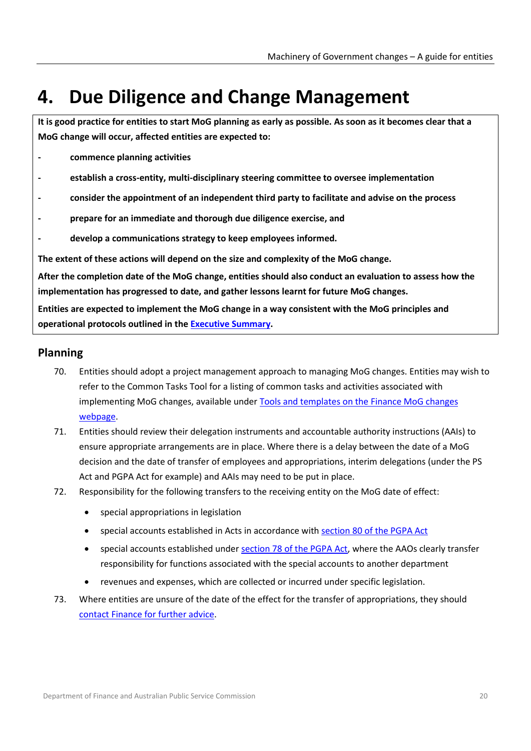# 4. Due Diligence and Change Management

**It is good practice for entities to start MoG planning as early as possible. As soon as it becomes clear that a MoG change will occur, affected entities are expected to:**

- **commence planning activities**
- **establish a cross-entity, multi-disciplinary steering committee to oversee implementation**
- **consider the appointment of an independent third party to facilitate and advise on the process**
- **prepare for an immediate and thorough due diligence exercise, and**
- **develop a communications strategy to keep employees informed.**

**The extent of these actions will depend on the size and complexity of the MoG change.**

**After the completion date of the MoG change, entities should also conduct an evaluation to assess how the implementation has progressed to date, and gather lessons learnt for future MoG changes.**

**Entities are expected to implement the MoG change in a way consistent with the MoG principles and operational protocols outlined in the Executive Summary.**

## Planning

70. Entities should adopt a project management approach to managing MoG changes. Entities may wish to refer to the Common Tasks Tool for a listing of common tasks and activities associated with implementing MoG changes, available under Tools and templates on the Finance MoG changes webpage.

71. Entities should review their delegation instruments and accountable authority instructions (AAIs) to ensure appropriate arrangements are in place. Where there is a delay between the date of a MoG decision and the date of transfer of employees and appropriations, interim delegations (under the PS Act and PGPA Act for example) and AAIs may need to be put in place.

72. Responsibility for the following transfers to the receiving entity on the MoG date of effect:
    - special appropriations in legislation
    - special accounts established in Acts in accordance with section 80 of the PGPA Act
    - special accounts established under section 78 of the PGPA Act, where the AAOs clearly transfer responsibility for functions associated with the special accounts to another department
    - revenues and expenses, which are collected or incurred under specific legislation.

73. Where entities are unsure of the date of the effect for the transfer of appropriations, they should contact Finance for further advice.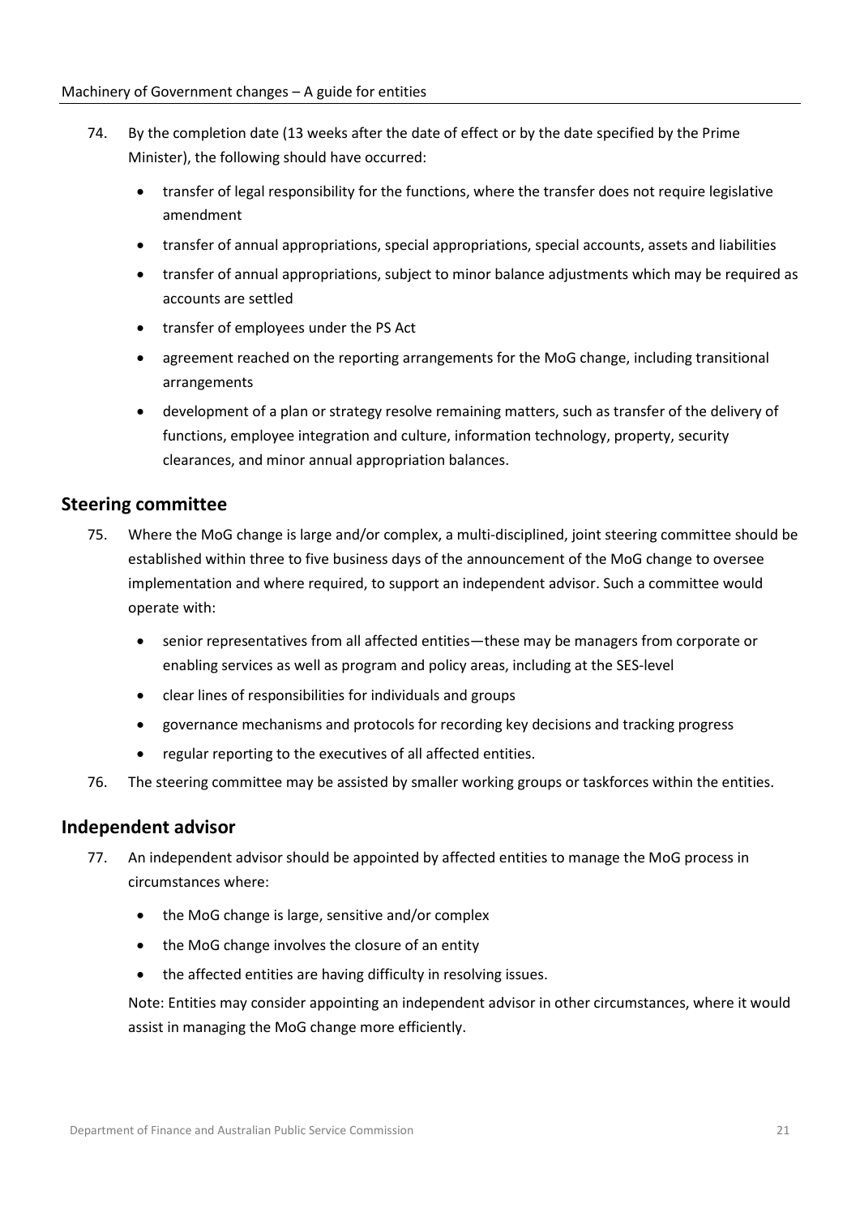74. By the completion date (13 weeks after the date of effect or by the date specified by the Prime Minister), the following should have occurred:
    - transfer of legal responsibility for the functions, where the transfer does not require legislative amendment
    - transfer of annual appropriations, special appropriations, special accounts, assets and liabilities
    - transfer of annual appropriations, subject to minor balance adjustments which may be required as accounts are settled
    - transfer of employees under the PS Act
    - agreement reached on the reporting arrangements for the MoG change, including transitional arrangements
    - development of a plan or strategy resolve remaining matters, such as transfer of the delivery of functions, employee integration and culture, information technology, property, security clearances, and minor annual appropriation balances.

## Steering committee

75. Where the MoG change is large and/or complex, a multi-disciplined, joint steering committee should be established within three to five business days of the announcement of the MoG change to oversee implementation and where required, to support an independent advisor. Such a committee would operate with:
    - senior representatives from all affected entities—these may be managers from corporate or enabling services as well as program and policy areas, including at the SES-level
    - clear lines of responsibilities for individuals and groups
    - governance mechanisms and protocols for recording key decisions and tracking progress
    - regular reporting to the executives of all affected entities.
76. The steering committee may be assisted by smaller working groups or taskforces within the entities.

## Independent advisor

77. An independent advisor should be appointed by affected entities to manage the MoG process in circumstances where:
    - the MoG change is large, sensitive and/or complex
    - the MoG change involves the closure of an entity
    - the affected entities are having difficulty in resolving issues.

    Note: Entities may consider appointing an independent advisor in other circumstances, where it would assist in managing the MoG change more efficiently.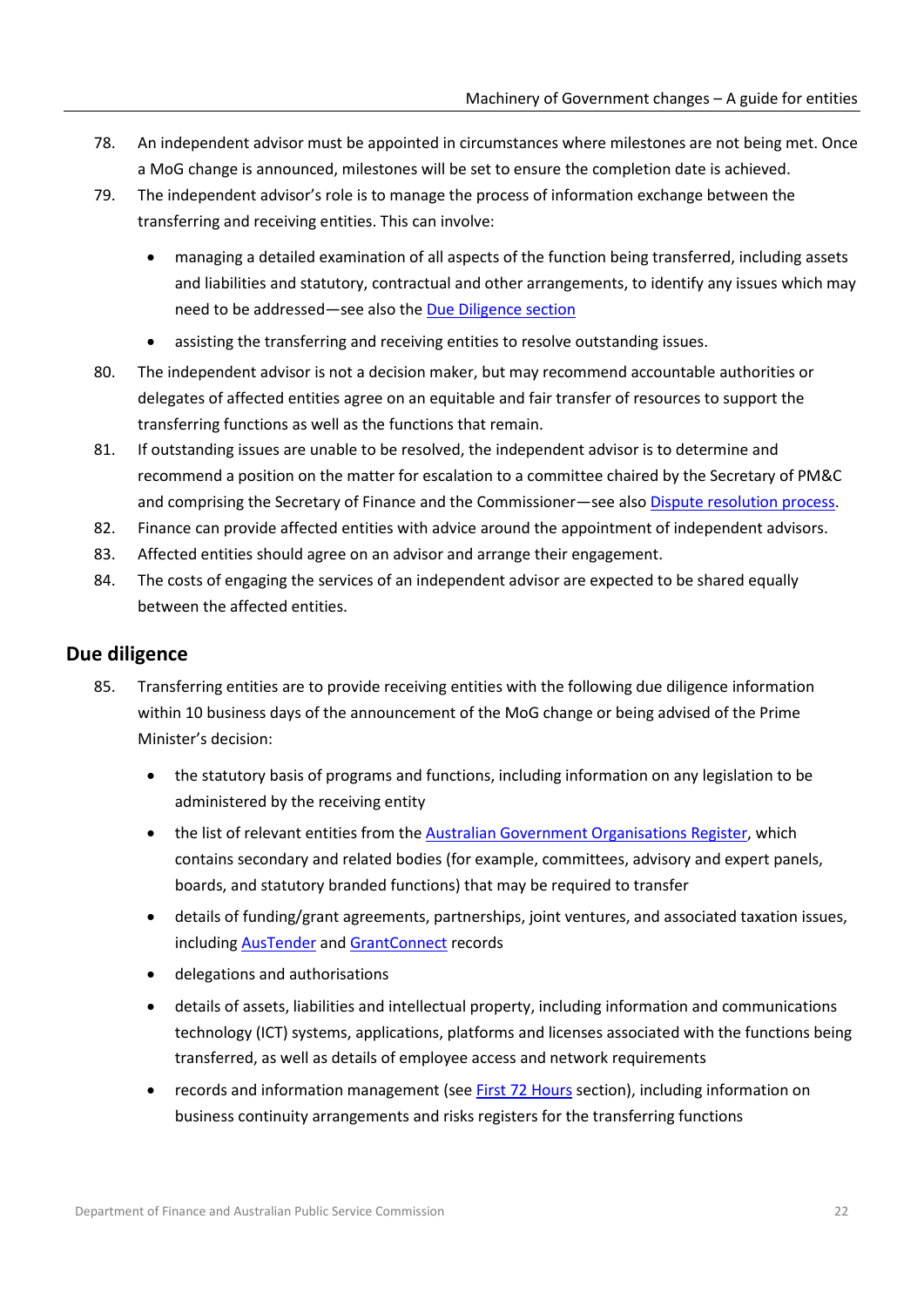78. An independent advisor must be appointed in circumstances where milestones are not being met. Once a MoG change is announced, milestones will be set to ensure the completion date is achieved.

79. The independent advisor's role is to manage the process of information exchange between the transferring and receiving entities. This can involve:

    - managing a detailed examination of all aspects of the function being transferred, including assets and liabilities and statutory, contractual and other arrangements, to identify any issues which may need to be addressed—see also the Due Diligence section
    - assisting the transferring and receiving entities to resolve outstanding issues.

80. The independent advisor is not a decision maker, but may recommend accountable authorities or delegates of affected entities agree on an equitable and fair transfer of resources to support the transferring functions as well as the functions that remain.

81. If outstanding issues are unable to be resolved, the independent advisor is to determine and recommend a position on the matter for escalation to a committee chaired by the Secretary of PM&C and comprising the Secretary of Finance and the Commissioner—see also Dispute resolution process.

82. Finance can provide affected entities with advice around the appointment of independent advisors.

83. Affected entities should agree on an advisor and arrange their engagement.

84. The costs of engaging the services of an independent advisor are expected to be shared equally between the affected entities.

## Due diligence

85. Transferring entities are to provide receiving entities with the following due diligence information within 10 business days of the announcement of the MoG change or being advised of the Prime Minister's decision:

    - the statutory basis of programs and functions, including information on any legislation to be administered by the receiving entity
    - the list of relevant entities from the Australian Government Organisations Register, which contains secondary and related bodies (for example, committees, advisory and expert panels, boards, and statutory branded functions) that may be required to transfer
    - details of funding/grant agreements, partnerships, joint ventures, and associated taxation issues, including AusTender and GrantConnect records
    - delegations and authorisations
    - details of assets, liabilities and intellectual property, including information and communications technology (ICT) systems, applications, platforms and licenses associated with the functions being transferred, as well as details of employee access and network requirements
    - records and information management (see First 72 Hours section), including information on business continuity arrangements and risks registers for the transferring functions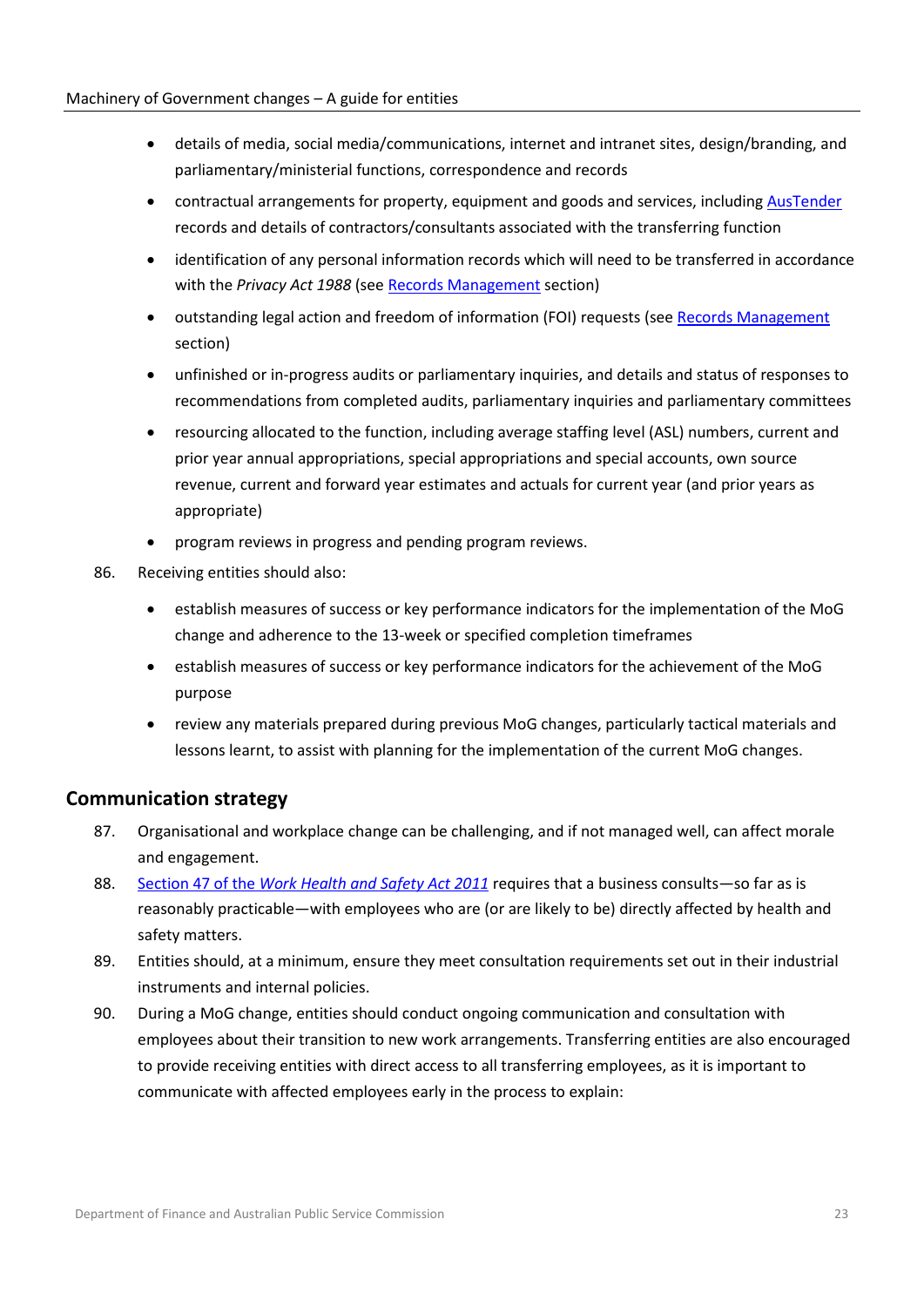- details of media, social media/communications, internet and intranet sites, design/branding, and parliamentary/ministerial functions, correspondence and records
- contractual arrangements for property, equipment and goods and services, including AusTender records and details of contractors/consultants associated with the transferring function
- identification of any personal information records which will need to be transferred in accordance with the *Privacy Act 1988* (see Records Management section)
- outstanding legal action and freedom of information (FOI) requests (see Records Management section)
- unfinished or in-progress audits or parliamentary inquiries, and details and status of responses to recommendations from completed audits, parliamentary inquiries and parliamentary committees
- resourcing allocated to the function, including average staffing level (ASL) numbers, current and prior year annual appropriations, special appropriations and special accounts, own source revenue, current and forward year estimates and actuals for current year (and prior years as appropriate)
- program reviews in progress and pending program reviews.

86. Receiving entities should also:

    - establish measures of success or key performance indicators for the implementation of the MoG change and adherence to the 13-week or specified completion timeframes
    - establish measures of success or key performance indicators for the achievement of the MoG purpose
    - review any materials prepared during previous MoG changes, particularly tactical materials and lessons learnt, to assist with planning for the implementation of the current MoG changes.

## Communication strategy

87. Organisational and workplace change can be challenging, and if not managed well, can affect morale and engagement.
88. Section 47 of the *Work Health and Safety Act 2011* requires that a business consults—so far as is reasonably practicable—with employees who are (or are likely to be) directly affected by health and safety matters.
89. Entities should, at a minimum, ensure they meet consultation requirements set out in their industrial instruments and internal policies.
90. During a MoG change, entities should conduct ongoing communication and consultation with employees about their transition to new work arrangements. Transferring entities are also encouraged to provide receiving entities with direct access to all transferring employees, as it is important to communicate with affected employees early in the process to explain: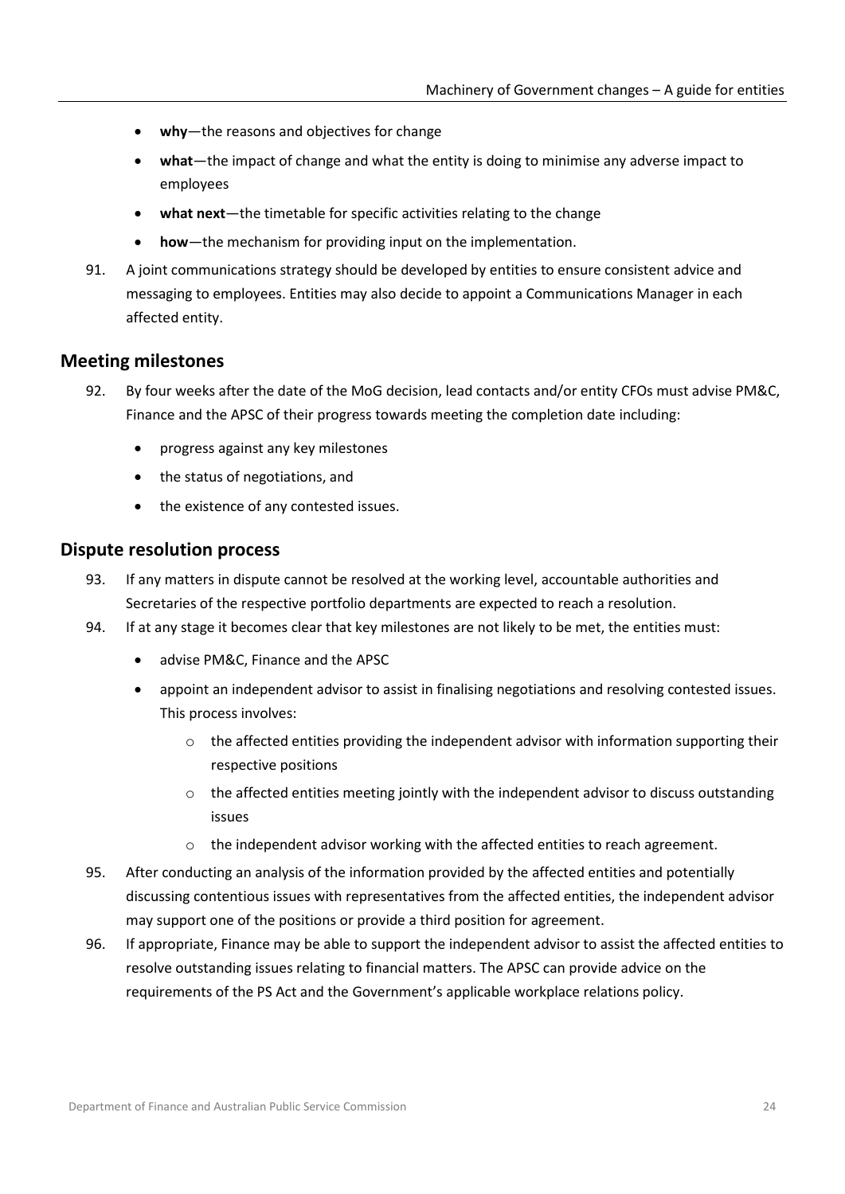- **why**—the reasons and objectives for change
- **what**—the impact of change and what the entity is doing to minimise any adverse impact to employees
- **what next**—the timetable for specific activities relating to the change
- **how**—the mechanism for providing input on the implementation.

91. A joint communications strategy should be developed by entities to ensure consistent advice and messaging to employees. Entities may also decide to appoint a Communications Manager in each affected entity.

## Meeting milestones

92. By four weeks after the date of the MoG decision, lead contacts and/or entity CFOs must advise PM&C, Finance and the APSC of their progress towards meeting the completion date including:
    - progress against any key milestones
    - the status of negotiations, and
    - the existence of any contested issues.

## Dispute resolution process

93. If any matters in dispute cannot be resolved at the working level, accountable authorities and Secretaries of the respective portfolio departments are expected to reach a resolution.
94. If at any stage it becomes clear that key milestones are not likely to be met, the entities must:
    - advise PM&C, Finance and the APSC
    - appoint an independent advisor to assist in finalising negotiations and resolving contested issues. This process involves:
        - the affected entities providing the independent advisor with information supporting their respective positions
        - the affected entities meeting jointly with the independent advisor to discuss outstanding issues
        - the independent advisor working with the affected entities to reach agreement.
95. After conducting an analysis of the information provided by the affected entities and potentially discussing contentious issues with representatives from the affected entities, the independent advisor may support one of the positions or provide a third position for agreement.
96. If appropriate, Finance may be able to support the independent advisor to assist the affected entities to resolve outstanding issues relating to financial matters. The APSC can provide advice on the requirements of the PS Act and the Government's applicable workplace relations policy.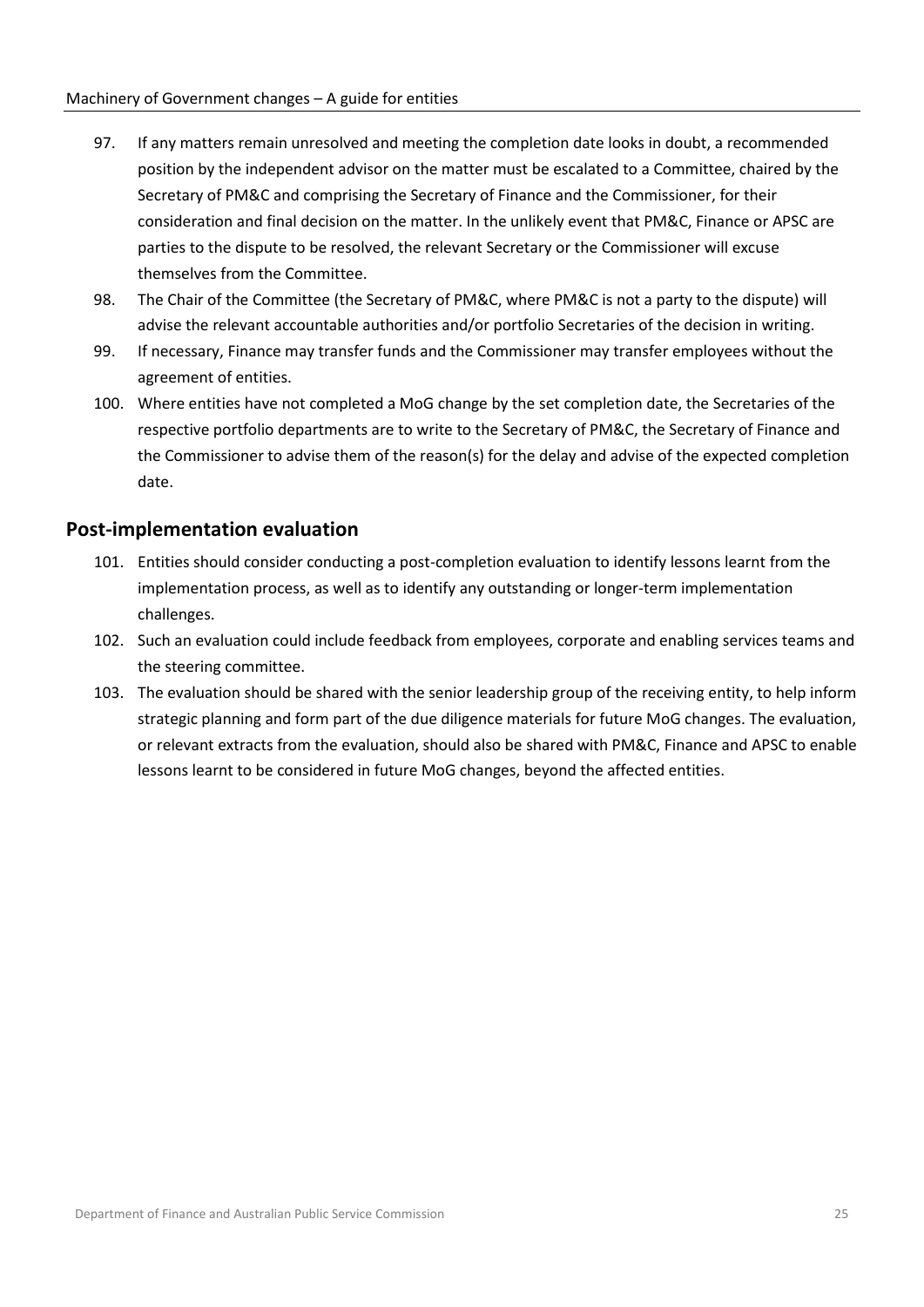97. If any matters remain unresolved and meeting the completion date looks in doubt, a recommended position by the independent advisor on the matter must be escalated to a Committee, chaired by the Secretary of PM&C and comprising the Secretary of Finance and the Commissioner, for their consideration and final decision on the matter. In the unlikely event that PM&C, Finance or APSC are parties to the dispute to be resolved, the relevant Secretary or the Commissioner will excuse themselves from the Committee.
98. The Chair of the Committee (the Secretary of PM&C, where PM&C is not a party to the dispute) will advise the relevant accountable authorities and/or portfolio Secretaries of the decision in writing.
99. If necessary, Finance may transfer funds and the Commissioner may transfer employees without the agreement of entities.
100. Where entities have not completed a MoG change by the set completion date, the Secretaries of the respective portfolio departments are to write to the Secretary of PM&C, the Secretary of Finance and the Commissioner to advise them of the reason(s) for the delay and advise of the expected completion date.

## Post-implementation evaluation

101. Entities should consider conducting a post-completion evaluation to identify lessons learnt from the implementation process, as well as to identify any outstanding or longer-term implementation challenges.
102. Such an evaluation could include feedback from employees, corporate and enabling services teams and the steering committee.
103. The evaluation should be shared with the senior leadership group of the receiving entity, to help inform strategic planning and form part of the due diligence materials for future MoG changes. The evaluation, or relevant extracts from the evaluation, should also be shared with PM&C, Finance and APSC to enable lessons learnt to be considered in future MoG changes, beyond the affected entities.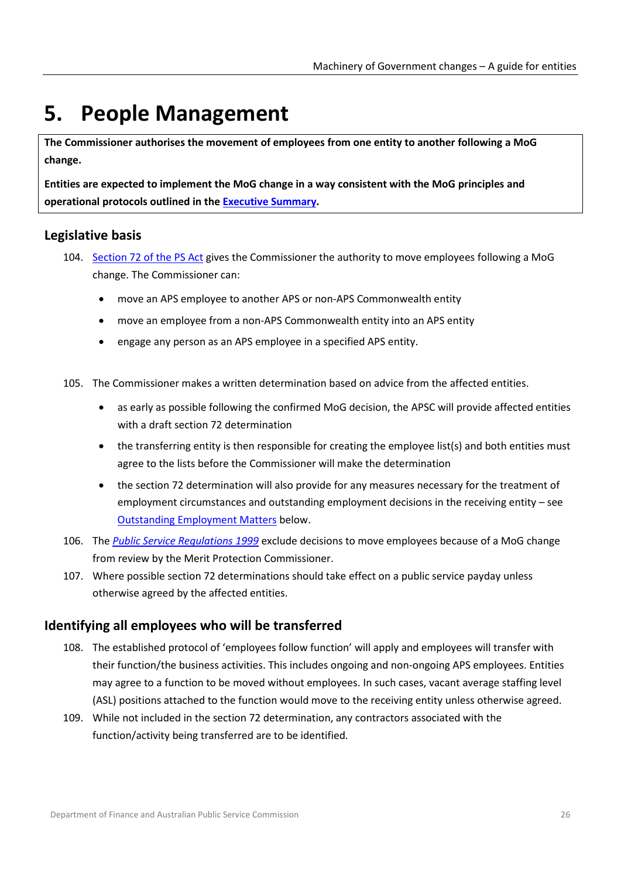# 5. People Management

**The Commissioner authorises the movement of employees from one entity to another following a MoG change.**

**Entities are expected to implement the MoG change in a way consistent with the MoG principles and operational protocols outlined in the Executive Summary.**

## Legislative basis

104. Section 72 of the PS Act gives the Commissioner the authority to move employees following a MoG change. The Commissioner can:
    - move an APS employee to another APS or non-APS Commonwealth entity
    - move an employee from a non-APS Commonwealth entity into an APS entity
    - engage any person as an APS employee in a specified APS entity.
105. The Commissioner makes a written determination based on advice from the affected entities.
    - as early as possible following the confirmed MoG decision, the APSC will provide affected entities with a draft section 72 determination
    - the transferring entity is then responsible for creating the employee list(s) and both entities must agree to the lists before the Commissioner will make the determination
    - the section 72 determination will also provide for any measures necessary for the treatment of employment circumstances and outstanding employment decisions in the receiving entity – see Outstanding Employment Matters below.
106. The *Public Service Regulations 1999* exclude decisions to move employees because of a MoG change from review by the Merit Protection Commissioner.
107. Where possible section 72 determinations should take effect on a public service payday unless otherwise agreed by the affected entities.

## Identifying all employees who will be transferred

108. The established protocol of 'employees follow function' will apply and employees will transfer with their function/the business activities. This includes ongoing and non-ongoing APS employees. Entities may agree to a function to be moved without employees. In such cases, vacant average staffing level (ASL) positions attached to the function would move to the receiving entity unless otherwise agreed.
109. While not included in the section 72 determination, any contractors associated with the function/activity being transferred are to be identified.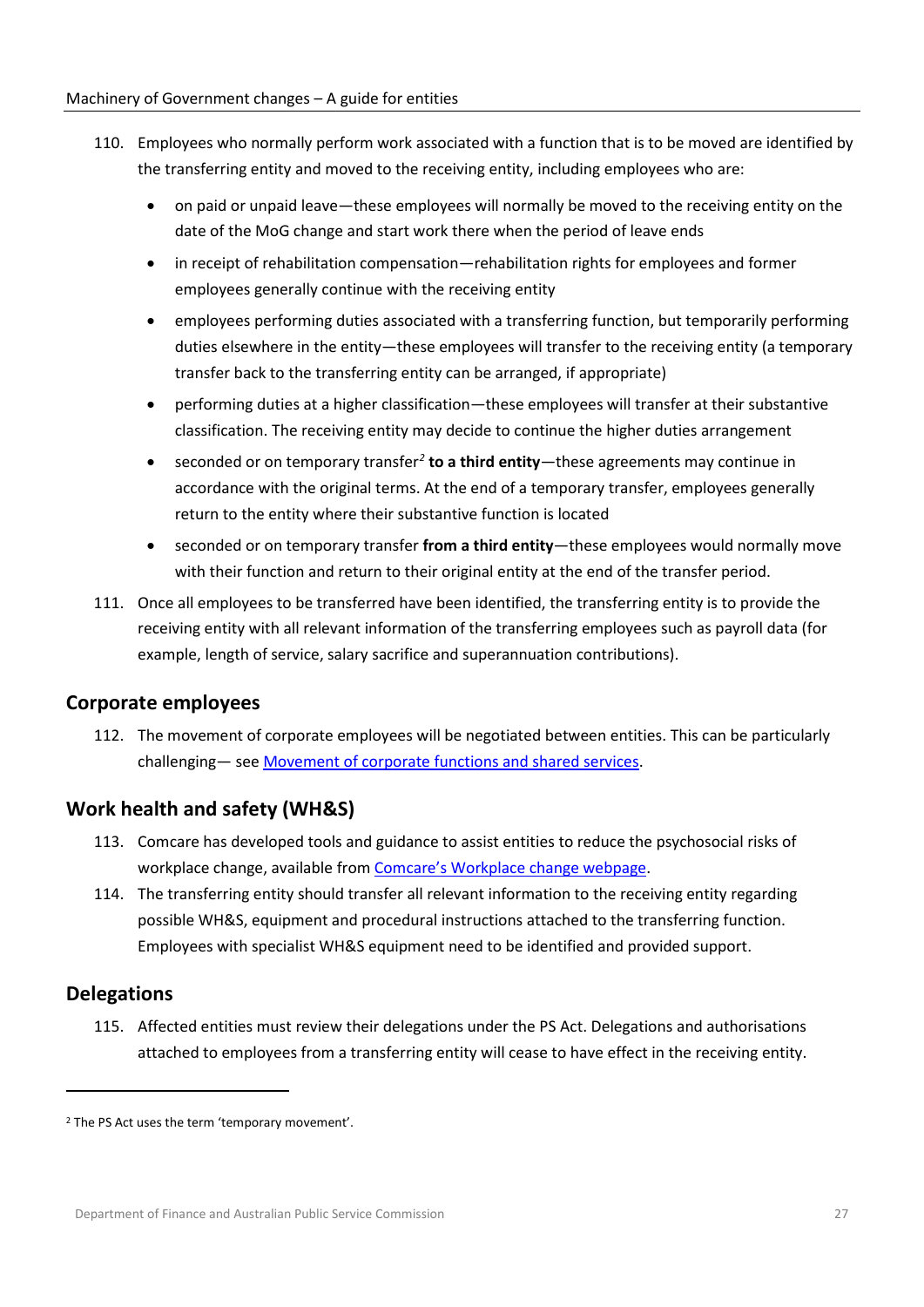110. Employees who normally perform work associated with a function that is to be moved are identified by the transferring entity and moved to the receiving entity, including employees who are:

- on paid or unpaid leave—these employees will normally be moved to the receiving entity on the date of the MoG change and start work there when the period of leave ends
- in receipt of rehabilitation compensation—rehabilitation rights for employees and former employees generally continue with the receiving entity
- employees performing duties associated with a transferring function, but temporarily performing duties elsewhere in the entity—these employees will transfer to the receiving entity (a temporary transfer back to the transferring entity can be arranged, if appropriate)
- performing duties at a higher classification—these employees will transfer at their substantive classification. The receiving entity may decide to continue the higher duties arrangement
- seconded or on temporary transfer[2] **to a third entity**—these agreements may continue in accordance with the original terms. At the end of a temporary transfer, employees generally return to the entity where their substantive function is located
- seconded or on temporary transfer **from a third entity**—these employees would normally move with their function and return to their original entity at the end of the transfer period.

111. Once all employees to be transferred have been identified, the transferring entity is to provide the receiving entity with all relevant information of the transferring employees such as payroll data (for example, length of service, salary sacrifice and superannuation contributions).

## Corporate employees

112. The movement of corporate employees will be negotiated between entities. This can be particularly challenging— see [Movement of corporate functions and shared services](#).

## Work health and safety (WH&S)

113. Comcare has developed tools and guidance to assist entities to reduce the psychosocial risks of workplace change, available from [Comcare's Workplace change webpage](#).

114. The transferring entity should transfer all relevant information to the receiving entity regarding possible WH&S, equipment and procedural instructions attached to the transferring function. Employees with specialist WH&S equipment need to be identified and provided support.

## Delegations

115. Affected entities must review their delegations under the PS Act. Delegations and authorisations attached to employees from a transferring entity will cease to have effect in the receiving entity.

---

[2] The PS Act uses the term 'temporary movement'.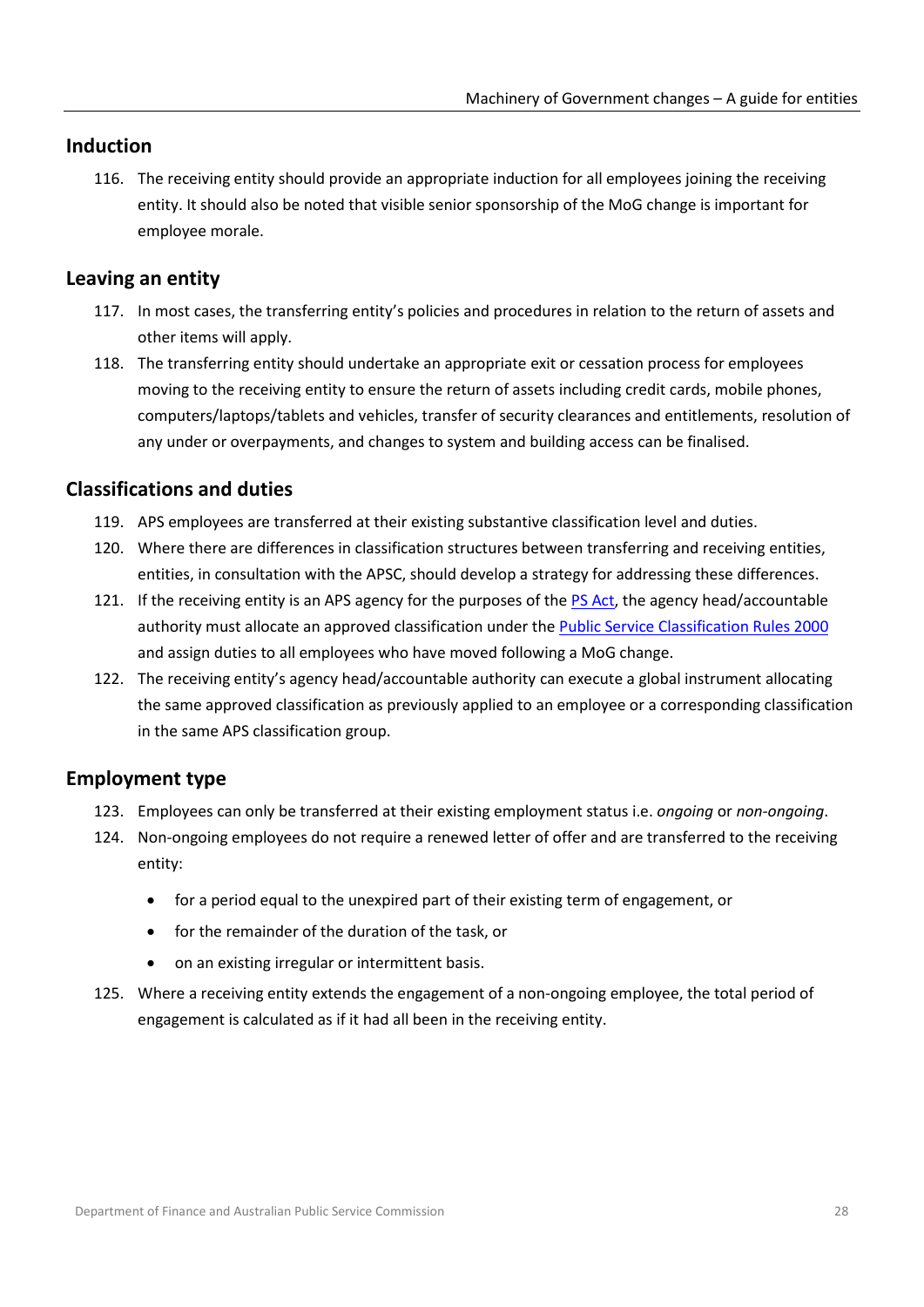## Induction

116. The receiving entity should provide an appropriate induction for all employees joining the receiving entity. It should also be noted that visible senior sponsorship of the MoG change is important for employee morale.

## Leaving an entity

117. In most cases, the transferring entity's policies and procedures in relation to the return of assets and other items will apply.
118. The transferring entity should undertake an appropriate exit or cessation process for employees moving to the receiving entity to ensure the return of assets including credit cards, mobile phones, computers/laptops/tablets and vehicles, transfer of security clearances and entitlements, resolution of any under or overpayments, and changes to system and building access can be finalised.

## Classifications and duties

119. APS employees are transferred at their existing substantive classification level and duties.
120. Where there are differences in classification structures between transferring and receiving entities, entities, in consultation with the APSC, should develop a strategy for addressing these differences.
121. If the receiving entity is an APS agency for the purposes of the PS Act, the agency head/accountable authority must allocate an approved classification under the Public Service Classification Rules 2000 and assign duties to all employees who have moved following a MoG change.
122. The receiving entity's agency head/accountable authority can execute a global instrument allocating the same approved classification as previously applied to an employee or a corresponding classification in the same APS classification group.

## Employment type

123. Employees can only be transferred at their existing employment status i.e. *ongoing* or *non-ongoing*.
124. Non-ongoing employees do not require a renewed letter of offer and are transferred to the receiving entity:
    - for a period equal to the unexpired part of their existing term of engagement, or
    - for the remainder of the duration of the task, or
    - on an existing irregular or intermittent basis.
125. Where a receiving entity extends the engagement of a non-ongoing employee, the total period of engagement is calculated as if it had all been in the receiving entity.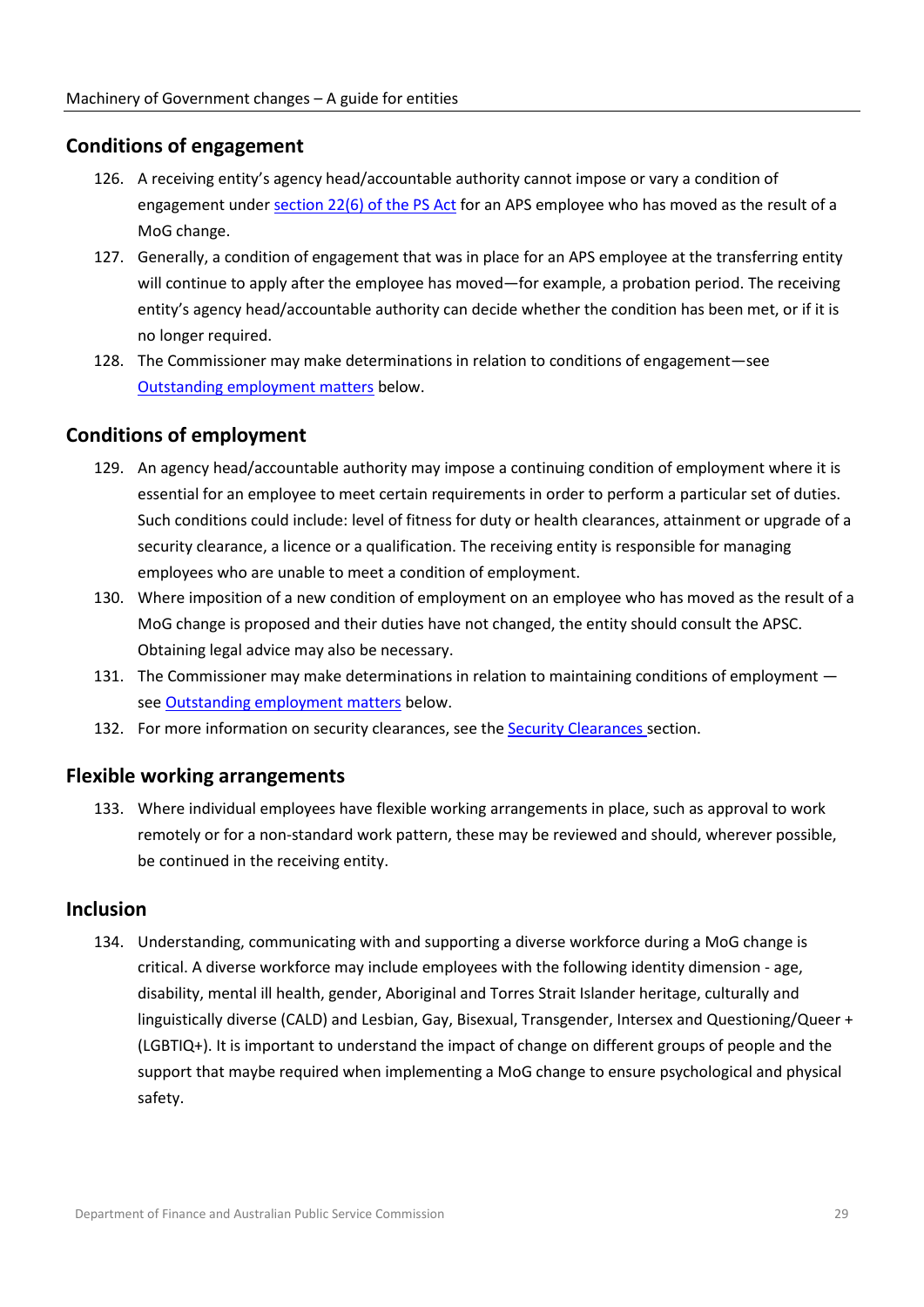## Conditions of engagement

126. A receiving entity's agency head/accountable authority cannot impose or vary a condition of engagement under [section 22(6) of the PS Act](#) for an APS employee who has moved as the result of a MoG change.
127. Generally, a condition of engagement that was in place for an APS employee at the transferring entity will continue to apply after the employee has moved—for example, a probation period. The receiving entity's agency head/accountable authority can decide whether the condition has been met, or if it is no longer required.
128. The Commissioner may make determinations in relation to conditions of engagement—see [Outstanding employment matters](#) below.

## Conditions of employment

129. An agency head/accountable authority may impose a continuing condition of employment where it is essential for an employee to meet certain requirements in order to perform a particular set of duties. Such conditions could include: level of fitness for duty or health clearances, attainment or upgrade of a security clearance, a licence or a qualification. The receiving entity is responsible for managing employees who are unable to meet a condition of employment.
130. Where imposition of a new condition of employment on an employee who has moved as the result of a MoG change is proposed and their duties have not changed, the entity should consult the APSC. Obtaining legal advice may also be necessary.
131. The Commissioner may make determinations in relation to maintaining conditions of employment — see [Outstanding employment matters](#) below.
132. For more information on security clearances, see the [Security Clearances](#) section.

## Flexible working arrangements

133. Where individual employees have flexible working arrangements in place, such as approval to work remotely or for a non-standard work pattern, these may be reviewed and should, wherever possible, be continued in the receiving entity.

## Inclusion

134. Understanding, communicating with and supporting a diverse workforce during a MoG change is critical. A diverse workforce may include employees with the following identity dimension - age, disability, mental ill health, gender, Aboriginal and Torres Strait Islander heritage, culturally and linguistically diverse (CALD) and Lesbian, Gay, Bisexual, Transgender, Intersex and Questioning/Queer + (LGBTIQ+). It is important to understand the impact of change on different groups of people and the support that maybe required when implementing a MoG change to ensure psychological and physical safety.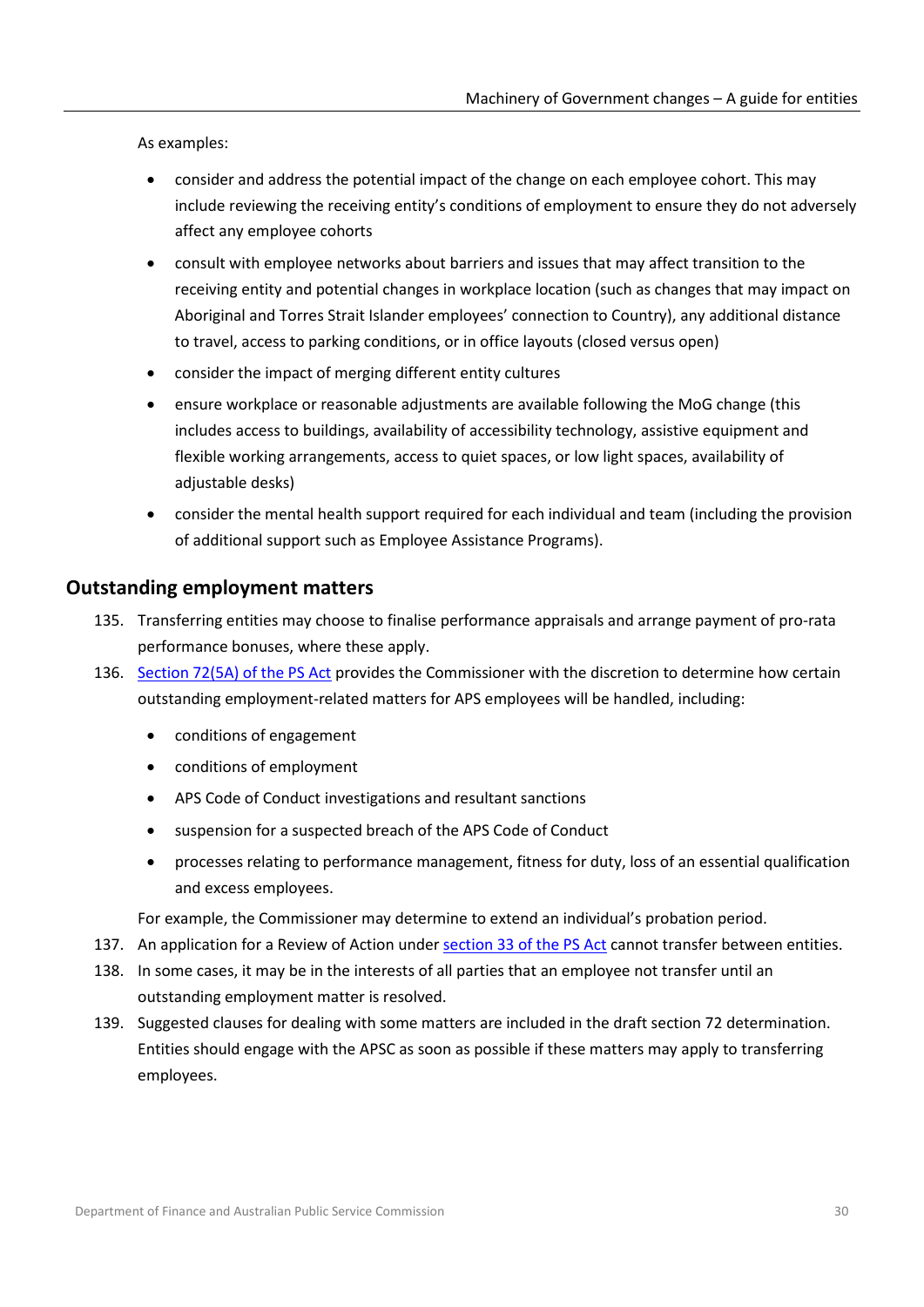As examples:

- consider and address the potential impact of the change on each employee cohort. This may include reviewing the receiving entity's conditions of employment to ensure they do not adversely affect any employee cohorts
- consult with employee networks about barriers and issues that may affect transition to the receiving entity and potential changes in workplace location (such as changes that may impact on Aboriginal and Torres Strait Islander employees' connection to Country), any additional distance to travel, access to parking conditions, or in office layouts (closed versus open)
- consider the impact of merging different entity cultures
- ensure workplace or reasonable adjustments are available following the MoG change (this includes access to buildings, availability of accessibility technology, assistive equipment and flexible working arrangements, access to quiet spaces, or low light spaces, availability of adjustable desks)
- consider the mental health support required for each individual and team (including the provision of additional support such as Employee Assistance Programs).

## Outstanding employment matters

135. Transferring entities may choose to finalise performance appraisals and arrange payment of pro-rata performance bonuses, where these apply.

136. Section 72(5A) of the PS Act provides the Commissioner with the discretion to determine how certain outstanding employment-related matters for APS employees will be handled, including:

    - conditions of engagement
    - conditions of employment
    - APS Code of Conduct investigations and resultant sanctions
    - suspension for a suspected breach of the APS Code of Conduct
    - processes relating to performance management, fitness for duty, loss of an essential qualification and excess employees.

    For example, the Commissioner may determine to extend an individual's probation period.

137. An application for a Review of Action under section 33 of the PS Act cannot transfer between entities.

138. In some cases, it may be in the interests of all parties that an employee not transfer until an outstanding employment matter is resolved.

139. Suggested clauses for dealing with some matters are included in the draft section 72 determination. Entities should engage with the APSC as soon as possible if these matters may apply to transferring employees.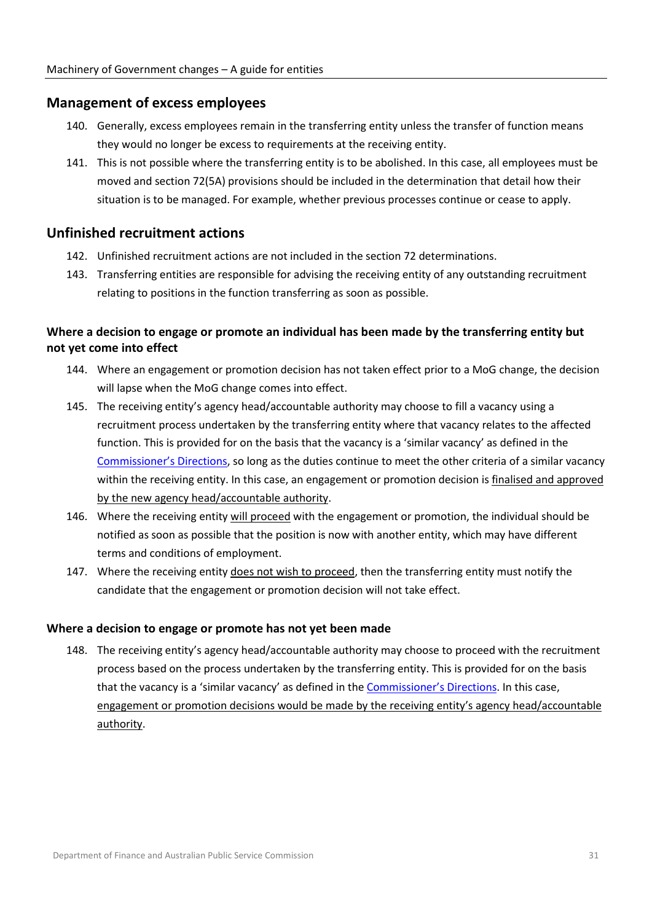## Management of excess employees

140. Generally, excess employees remain in the transferring entity unless the transfer of function means they would no longer be excess to requirements at the receiving entity.
141. This is not possible where the transferring entity is to be abolished. In this case, all employees must be moved and section 72(5A) provisions should be included in the determination that detail how their situation is to be managed. For example, whether previous processes continue or cease to apply.

## Unfinished recruitment actions

142. Unfinished recruitment actions are not included in the section 72 determinations.
143. Transferring entities are responsible for advising the receiving entity of any outstanding recruitment relating to positions in the function transferring as soon as possible.

### Where a decision to engage or promote an individual has been made by the transferring entity but not yet come into effect

144. Where an engagement or promotion decision has not taken effect prior to a MoG change, the decision will lapse when the MoG change comes into effect.
145. The receiving entity's agency head/accountable authority may choose to fill a vacancy using a recruitment process undertaken by the transferring entity where that vacancy relates to the affected function. This is provided for on the basis that the vacancy is a 'similar vacancy' as defined in the Commissioner's Directions, so long as the duties continue to meet the other criteria of a similar vacancy within the receiving entity. In this case, an engagement or promotion decision is finalised and approved by the new agency head/accountable authority.
146. Where the receiving entity will proceed with the engagement or promotion, the individual should be notified as soon as possible that the position is now with another entity, which may have different terms and conditions of employment.
147. Where the receiving entity does not wish to proceed, then the transferring entity must notify the candidate that the engagement or promotion decision will not take effect.

### Where a decision to engage or promote has not yet been made

148. The receiving entity's agency head/accountable authority may choose to proceed with the recruitment process based on the process undertaken by the transferring entity. This is provided for on the basis that the vacancy is a 'similar vacancy' as defined in the Commissioner's Directions. In this case, engagement or promotion decisions would be made by the receiving entity's agency head/accountable authority.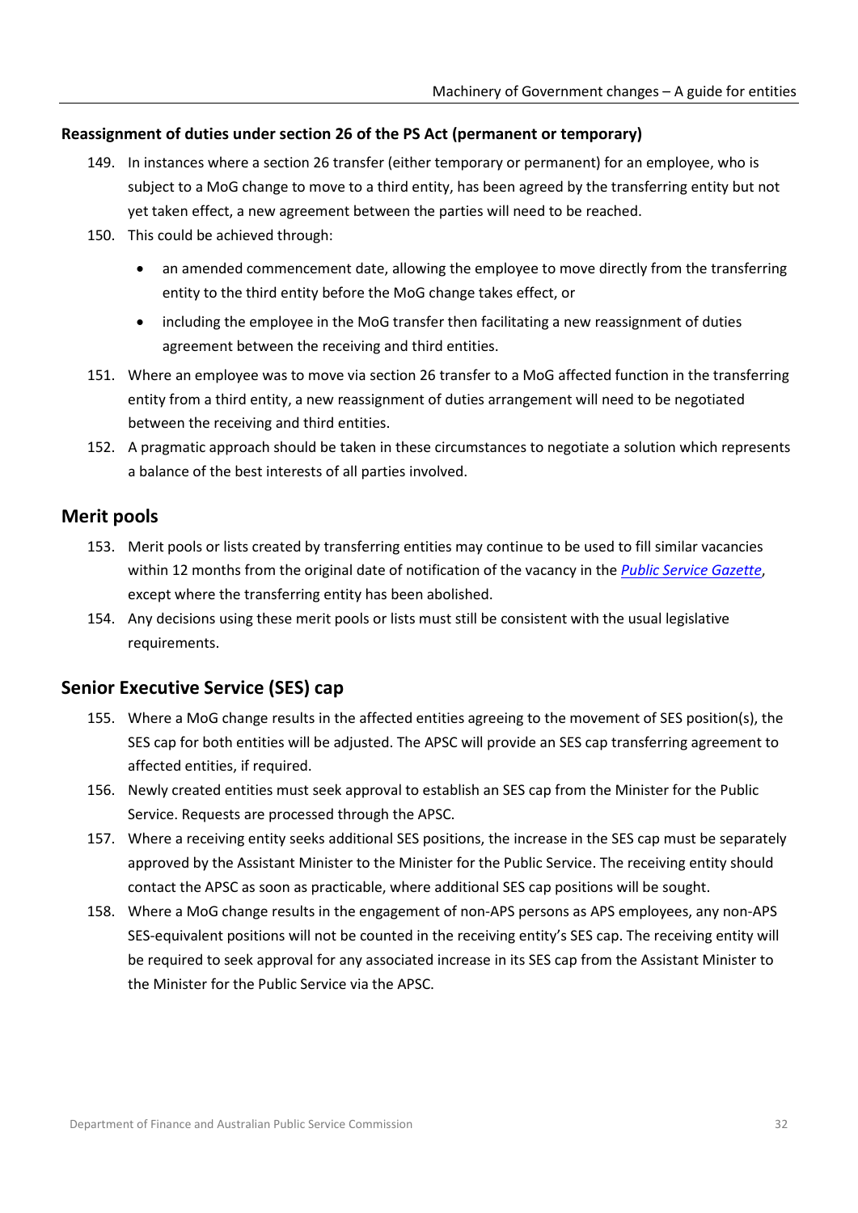### Reassignment of duties under section 26 of the PS Act (permanent or temporary)

149. In instances where a section 26 transfer (either temporary or permanent) for an employee, who is subject to a MoG change to move to a third entity, has been agreed by the transferring entity but not yet taken effect, a new agreement between the parties will need to be reached.

150. This could be achieved through:

    - an amended commencement date, allowing the employee to move directly from the transferring entity to the third entity before the MoG change takes effect, or
    - including the employee in the MoG transfer then facilitating a new reassignment of duties agreement between the receiving and third entities.

151. Where an employee was to move via section 26 transfer to a MoG affected function in the transferring entity from a third entity, a new reassignment of duties arrangement will need to be negotiated between the receiving and third entities.

152. A pragmatic approach should be taken in these circumstances to negotiate a solution which represents a balance of the best interests of all parties involved.

## Merit pools

153. Merit pools or lists created by transferring entities may continue to be used to fill similar vacancies within 12 months from the original date of notification of the vacancy in the *Public Service Gazette*, except where the transferring entity has been abolished.

154. Any decisions using these merit pools or lists must still be consistent with the usual legislative requirements.

## Senior Executive Service (SES) cap

155. Where a MoG change results in the affected entities agreeing to the movement of SES position(s), the SES cap for both entities will be adjusted. The APSC will provide an SES cap transferring agreement to affected entities, if required.

156. Newly created entities must seek approval to establish an SES cap from the Minister for the Public Service. Requests are processed through the APSC.

157. Where a receiving entity seeks additional SES positions, the increase in the SES cap must be separately approved by the Assistant Minister to the Minister for the Public Service. The receiving entity should contact the APSC as soon as practicable, where additional SES cap positions will be sought.

158. Where a MoG change results in the engagement of non-APS persons as APS employees, any non-APS SES-equivalent positions will not be counted in the receiving entity's SES cap. The receiving entity will be required to seek approval for any associated increase in its SES cap from the Assistant Minister to the Minister for the Public Service via the APSC.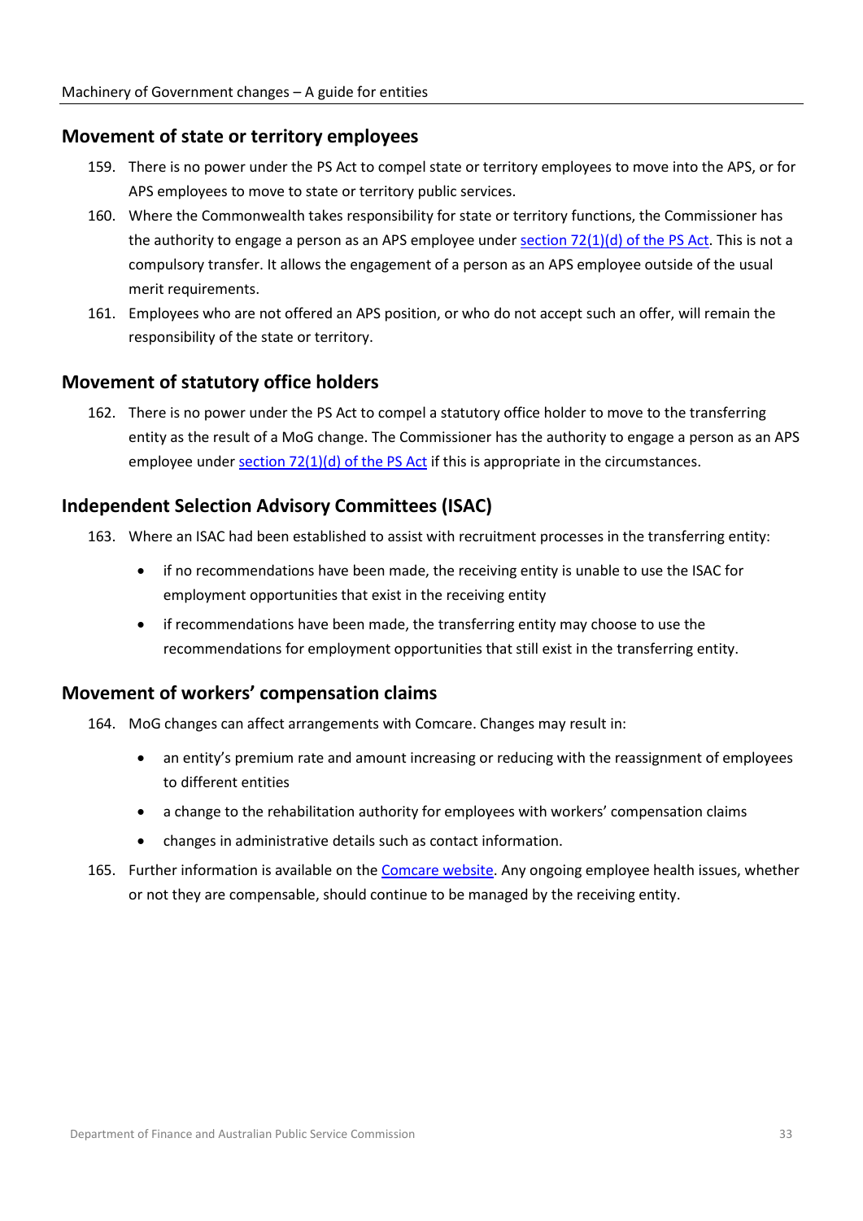## Movement of state or territory employees

159. There is no power under the PS Act to compel state or territory employees to move into the APS, or for APS employees to move to state or territory public services.
160. Where the Commonwealth takes responsibility for state or territory functions, the Commissioner has the authority to engage a person as an APS employee under section 72(1)(d) of the PS Act. This is not a compulsory transfer. It allows the engagement of a person as an APS employee outside of the usual merit requirements.
161. Employees who are not offered an APS position, or who do not accept such an offer, will remain the responsibility of the state or territory.

## Movement of statutory office holders

162. There is no power under the PS Act to compel a statutory office holder to move to the transferring entity as the result of a MoG change. The Commissioner has the authority to engage a person as an APS employee under section 72(1)(d) of the PS Act if this is appropriate in the circumstances.

## Independent Selection Advisory Committees (ISAC)

163. Where an ISAC had been established to assist with recruitment processes in the transferring entity:
    - if no recommendations have been made, the receiving entity is unable to use the ISAC for employment opportunities that exist in the receiving entity
    - if recommendations have been made, the transferring entity may choose to use the recommendations for employment opportunities that still exist in the transferring entity.

## Movement of workers' compensation claims

164. MoG changes can affect arrangements with Comcare. Changes may result in:
    - an entity's premium rate and amount increasing or reducing with the reassignment of employees to different entities
    - a change to the rehabilitation authority for employees with workers' compensation claims
    - changes in administrative details such as contact information.
165. Further information is available on the Comcare website. Any ongoing employee health issues, whether or not they are compensable, should continue to be managed by the receiving entity.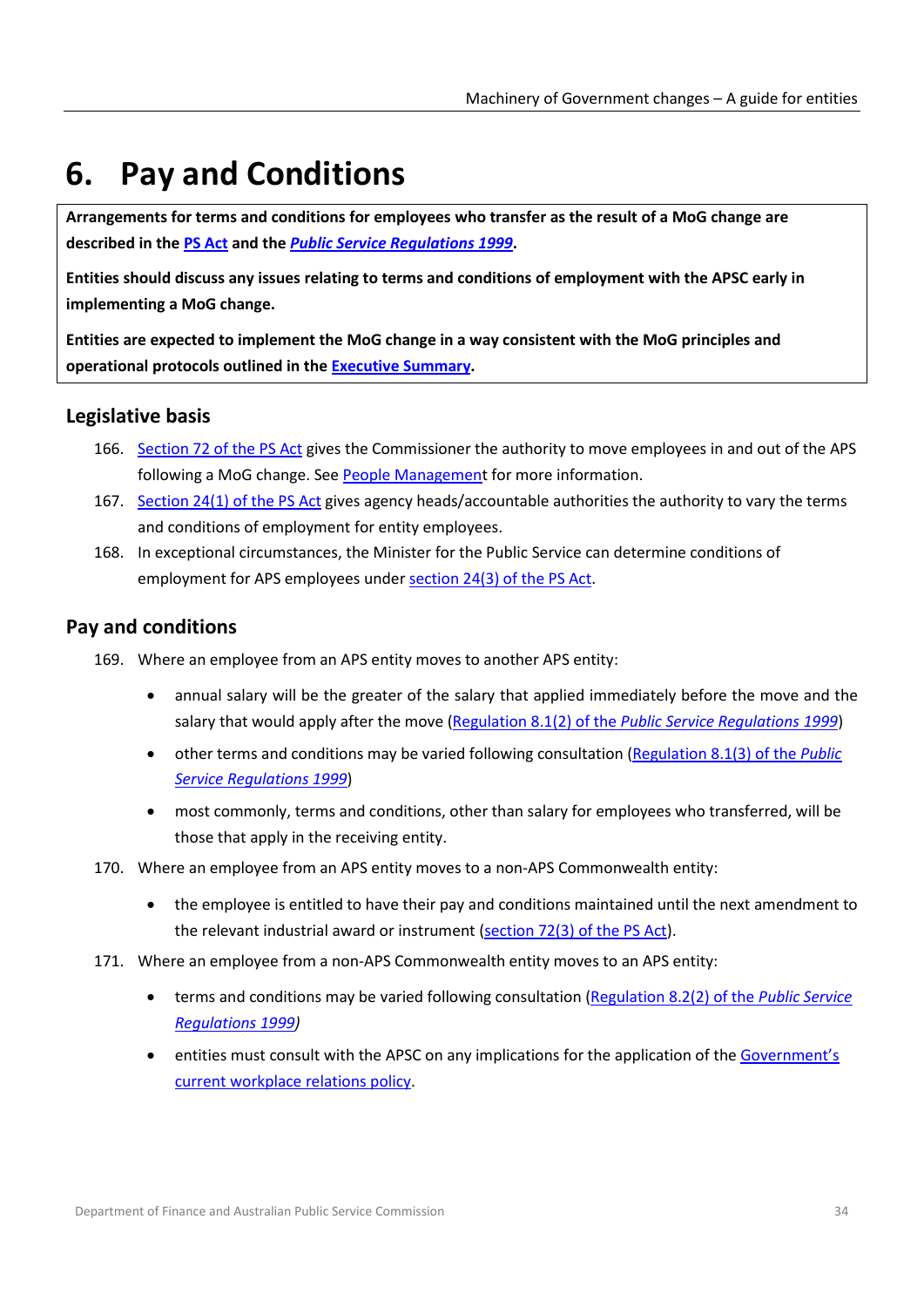# 6. Pay and Conditions

**Arrangements for terms and conditions for employees who transfer as the result of a MoG change are described in the PS Act and the *Public Service Regulations 1999*.**

**Entities should discuss any issues relating to terms and conditions of employment with the APSC early in implementing a MoG change.**

**Entities are expected to implement the MoG change in a way consistent with the MoG principles and operational protocols outlined in the Executive Summary.**

## Legislative basis

166. Section 72 of the PS Act gives the Commissioner the authority to move employees in and out of the APS following a MoG change. See People Management for more information.
167. Section 24(1) of the PS Act gives agency heads/accountable authorities the authority to vary the terms and conditions of employment for entity employees.
168. In exceptional circumstances, the Minister for the Public Service can determine conditions of employment for APS employees under section 24(3) of the PS Act.

## Pay and conditions

169. Where an employee from an APS entity moves to another APS entity:
    - annual salary will be the greater of the salary that applied immediately before the move and the salary that would apply after the move (Regulation 8.1(2) of the *Public Service Regulations 1999*)
    - other terms and conditions may be varied following consultation (Regulation 8.1(3) of the *Public Service Regulations 1999*)
    - most commonly, terms and conditions, other than salary for employees who transferred, will be those that apply in the receiving entity.
170. Where an employee from an APS entity moves to a non-APS Commonwealth entity:
    - the employee is entitled to have their pay and conditions maintained until the next amendment to the relevant industrial award or instrument (section 72(3) of the PS Act).
171. Where an employee from a non-APS Commonwealth entity moves to an APS entity:
    - terms and conditions may be varied following consultation (Regulation 8.2(2) of the *Public Service Regulations 1999*)
    - entities must consult with the APSC on any implications for the application of the Government's current workplace relations policy.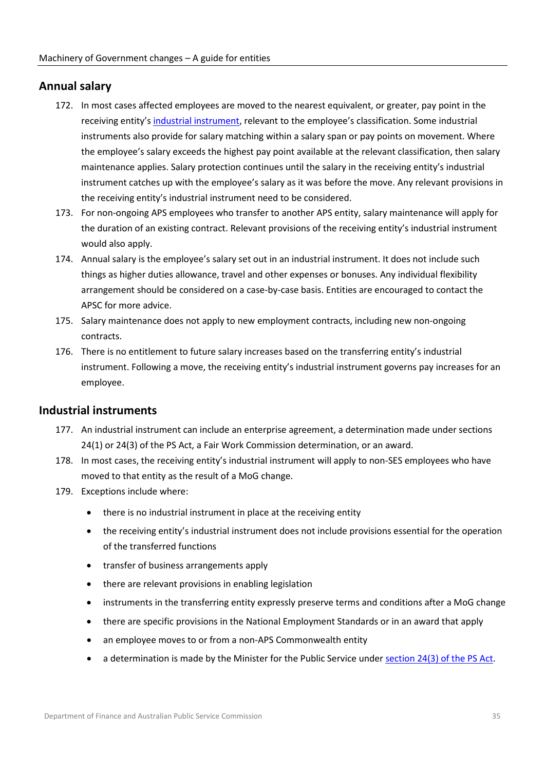## Annual salary

172. In most cases affected employees are moved to the nearest equivalent, or greater, pay point in the receiving entity's industrial instrument, relevant to the employee's classification. Some industrial instruments also provide for salary matching within a salary span or pay points on movement. Where the employee's salary exceeds the highest pay point available at the relevant classification, then salary maintenance applies. Salary protection continues until the salary in the receiving entity's industrial instrument catches up with the employee's salary as it was before the move. Any relevant provisions in the receiving entity's industrial instrument need to be considered.
173. For non-ongoing APS employees who transfer to another APS entity, salary maintenance will apply for the duration of an existing contract. Relevant provisions of the receiving entity's industrial instrument would also apply.
174. Annual salary is the employee's salary set out in an industrial instrument. It does not include such things as higher duties allowance, travel and other expenses or bonuses. Any individual flexibility arrangement should be considered on a case-by-case basis. Entities are encouraged to contact the APSC for more advice.
175. Salary maintenance does not apply to new employment contracts, including new non-ongoing contracts.
176. There is no entitlement to future salary increases based on the transferring entity's industrial instrument. Following a move, the receiving entity's industrial instrument governs pay increases for an employee.

## Industrial instruments

177. An industrial instrument can include an enterprise agreement, a determination made under sections 24(1) or 24(3) of the PS Act, a Fair Work Commission determination, or an award.
178. In most cases, the receiving entity's industrial instrument will apply to non-SES employees who have moved to that entity as the result of a MoG change.
179. Exceptions include where:
    - there is no industrial instrument in place at the receiving entity
    - the receiving entity's industrial instrument does not include provisions essential for the operation of the transferred functions
    - transfer of business arrangements apply
    - there are relevant provisions in enabling legislation
    - instruments in the transferring entity expressly preserve terms and conditions after a MoG change
    - there are specific provisions in the National Employment Standards or in an award that apply
    - an employee moves to or from a non-APS Commonwealth entity
    - a determination is made by the Minister for the Public Service under section 24(3) of the PS Act.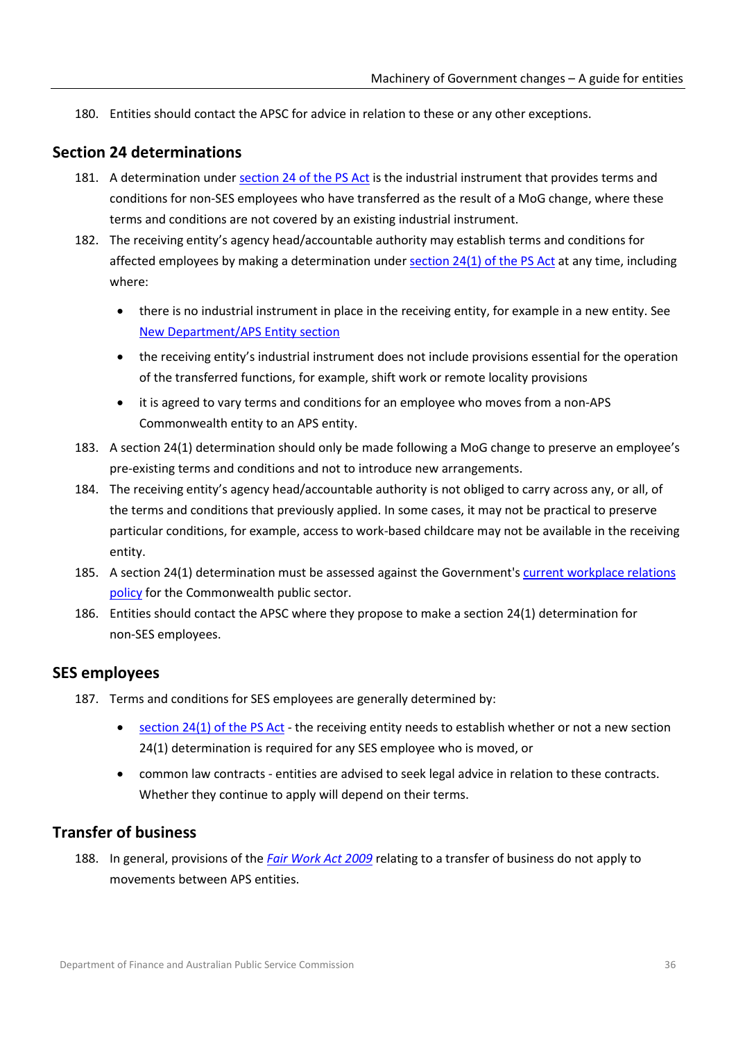180. Entities should contact the APSC for advice in relation to these or any other exceptions.

## Section 24 determinations

181. A determination under section 24 of the PS Act is the industrial instrument that provides terms and conditions for non-SES employees who have transferred as the result of a MoG change, where these terms and conditions are not covered by an existing industrial instrument.

182. The receiving entity's agency head/accountable authority may establish terms and conditions for affected employees by making a determination under section 24(1) of the PS Act at any time, including where:

   - there is no industrial instrument in place in the receiving entity, for example in a new entity. See New Department/APS Entity section
   - the receiving entity's industrial instrument does not include provisions essential for the operation of the transferred functions, for example, shift work or remote locality provisions
   - it is agreed to vary terms and conditions for an employee who moves from a non-APS Commonwealth entity to an APS entity.

183. A section 24(1) determination should only be made following a MoG change to preserve an employee's pre-existing terms and conditions and not to introduce new arrangements.

184. The receiving entity's agency head/accountable authority is not obliged to carry across any, or all, of the terms and conditions that previously applied. In some cases, it may not be practical to preserve particular conditions, for example, access to work-based childcare may not be available in the receiving entity.

185. A section 24(1) determination must be assessed against the Government's current workplace relations policy for the Commonwealth public sector.

186. Entities should contact the APSC where they propose to make a section 24(1) determination for non-SES employees.

## SES employees

187. Terms and conditions for SES employees are generally determined by:

   - section 24(1) of the PS Act - the receiving entity needs to establish whether or not a new section 24(1) determination is required for any SES employee who is moved, or
   - common law contracts - entities are advised to seek legal advice in relation to these contracts. Whether they continue to apply will depend on their terms.

## Transfer of business

188. In general, provisions of the *Fair Work Act 2009* relating to a transfer of business do not apply to movements between APS entities.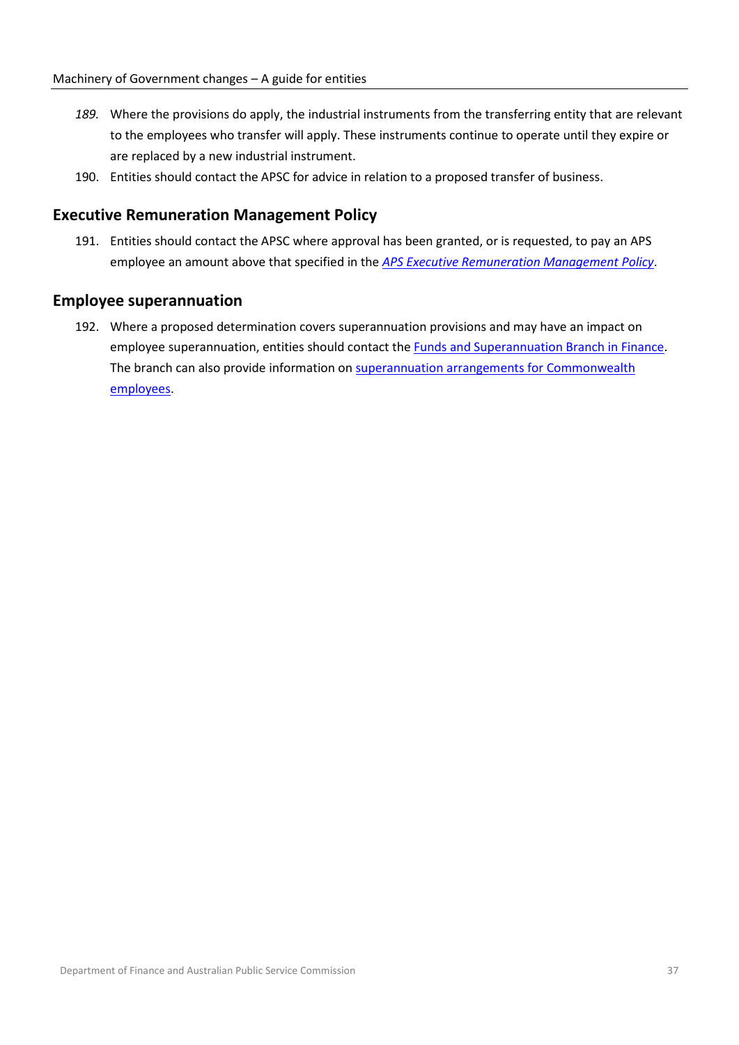189. Where the provisions do apply, the industrial instruments from the transferring entity that are relevant to the employees who transfer will apply. These instruments continue to operate until they expire or are replaced by a new industrial instrument.
190. Entities should contact the APSC for advice in relation to a proposed transfer of business.

## Executive Remuneration Management Policy

191. Entities should contact the APSC where approval has been granted, or is requested, to pay an APS employee an amount above that specified in the *APS Executive Remuneration Management Policy*.

## Employee superannuation

192. Where a proposed determination covers superannuation provisions and may have an impact on employee superannuation, entities should contact the Funds and Superannuation Branch in Finance. The branch can also provide information on superannuation arrangements for Commonwealth employees.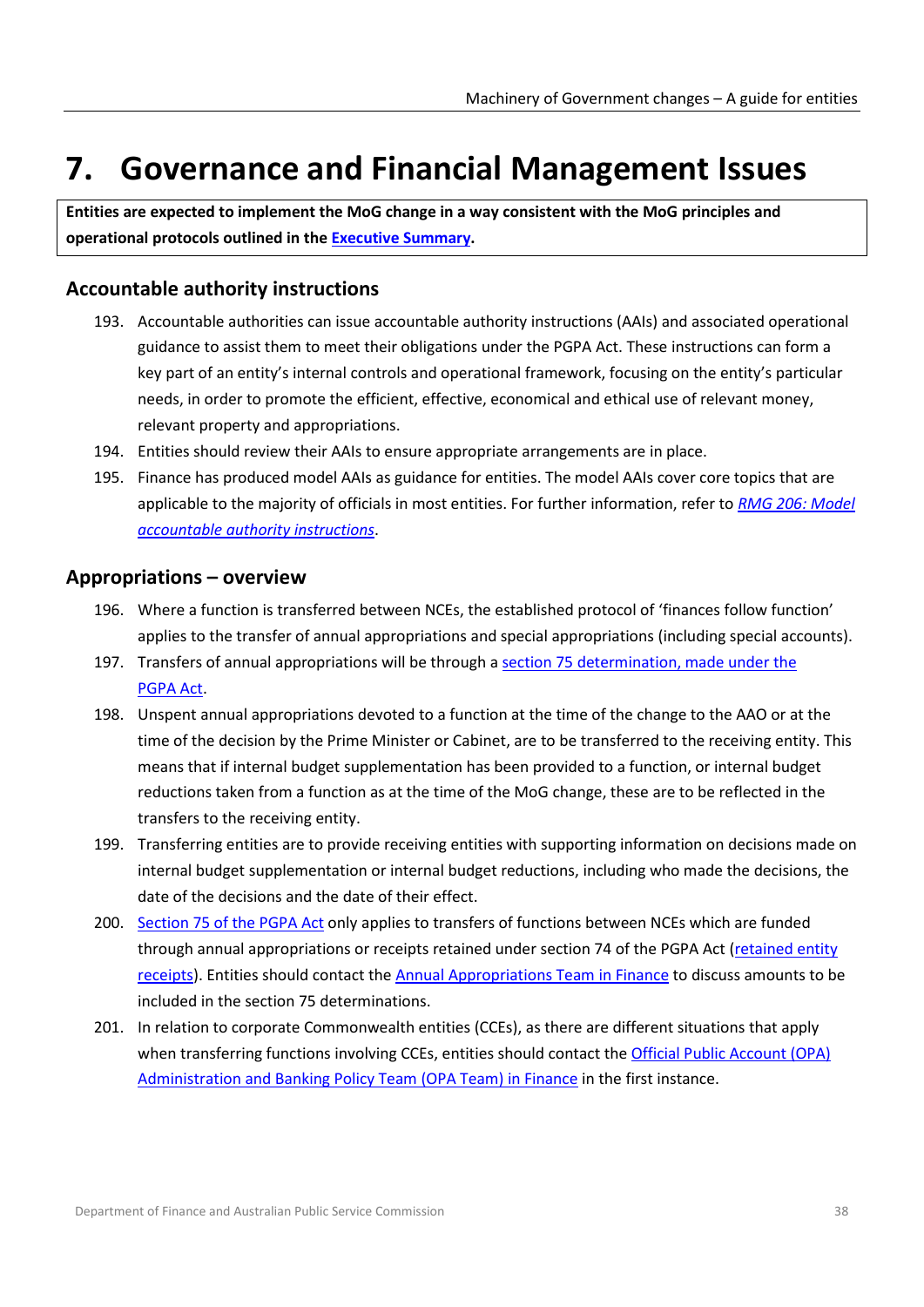# 7. Governance and Financial Management Issues

**Entities are expected to implement the MoG change in a way consistent with the MoG principles and operational protocols outlined in the Executive Summary.**

## Accountable authority instructions

193. Accountable authorities can issue accountable authority instructions (AAIs) and associated operational guidance to assist them to meet their obligations under the PGPA Act. These instructions can form a key part of an entity's internal controls and operational framework, focusing on the entity's particular needs, in order to promote the efficient, effective, economical and ethical use of relevant money, relevant property and appropriations.
194. Entities should review their AAIs to ensure appropriate arrangements are in place.
195. Finance has produced model AAIs as guidance for entities. The model AAIs cover core topics that are applicable to the majority of officials in most entities. For further information, refer to *RMG 206: Model accountable authority instructions*.

## Appropriations – overview

196. Where a function is transferred between NCEs, the established protocol of 'finances follow function' applies to the transfer of annual appropriations and special appropriations (including special accounts).
197. Transfers of annual appropriations will be through a section 75 determination, made under the PGPA Act.
198. Unspent annual appropriations devoted to a function at the time of the change to the AAO or at the time of the decision by the Prime Minister or Cabinet, are to be transferred to the receiving entity. This means that if internal budget supplementation has been provided to a function, or internal budget reductions taken from a function as at the time of the MoG change, these are to be reflected in the transfers to the receiving entity.
199. Transferring entities are to provide receiving entities with supporting information on decisions made on internal budget supplementation or internal budget reductions, including who made the decisions, the date of the decisions and the date of their effect.
200. Section 75 of the PGPA Act only applies to transfers of functions between NCEs which are funded through annual appropriations or receipts retained under section 74 of the PGPA Act (retained entity receipts). Entities should contact the Annual Appropriations Team in Finance to discuss amounts to be included in the section 75 determinations.
201. In relation to corporate Commonwealth entities (CCEs), as there are different situations that apply when transferring functions involving CCEs, entities should contact the Official Public Account (OPA) Administration and Banking Policy Team (OPA Team) in Finance in the first instance.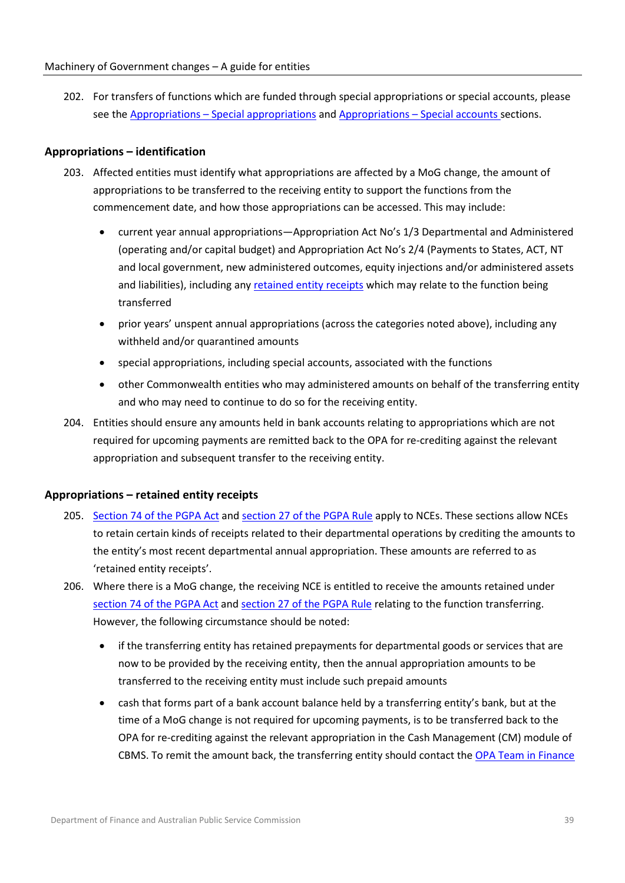202. For transfers of functions which are funded through special appropriations or special accounts, please see the Appropriations – Special appropriations and Appropriations – Special accounts sections.

### Appropriations – identification

203. Affected entities must identify what appropriations are affected by a MoG change, the amount of appropriations to be transferred to the receiving entity to support the functions from the commencement date, and how those appropriations can be accessed. This may include:

   - current year annual appropriations—Appropriation Act No's 1/3 Departmental and Administered (operating and/or capital budget) and Appropriation Act No's 2/4 (Payments to States, ACT, NT and local government, new administered outcomes, equity injections and/or administered assets and liabilities), including any retained entity receipts which may relate to the function being transferred
   - prior years' unspent annual appropriations (across the categories noted above), including any withheld and/or quarantined amounts
   - special appropriations, including special accounts, associated with the functions
   - other Commonwealth entities who may administered amounts on behalf of the transferring entity and who may need to continue to do so for the receiving entity.

204. Entities should ensure any amounts held in bank accounts relating to appropriations which are not required for upcoming payments are remitted back to the OPA for re-crediting against the relevant appropriation and subsequent transfer to the receiving entity.

### Appropriations – retained entity receipts

205. Section 74 of the PGPA Act and section 27 of the PGPA Rule apply to NCEs. These sections allow NCEs to retain certain kinds of receipts related to their departmental operations by crediting the amounts to the entity's most recent departmental annual appropriation. These amounts are referred to as 'retained entity receipts'.

206. Where there is a MoG change, the receiving NCE is entitled to receive the amounts retained under section 74 of the PGPA Act and section 27 of the PGPA Rule relating to the function transferring. However, the following circumstance should be noted:

   - if the transferring entity has retained prepayments for departmental goods or services that are now to be provided by the receiving entity, then the annual appropriation amounts to be transferred to the receiving entity must include such prepaid amounts
   - cash that forms part of a bank account balance held by a transferring entity's bank, but at the time of a MoG change is not required for upcoming payments, is to be transferred back to the OPA for re-crediting against the relevant appropriation in the Cash Management (CM) module of CBMS. To remit the amount back, the transferring entity should contact the OPA Team in Finance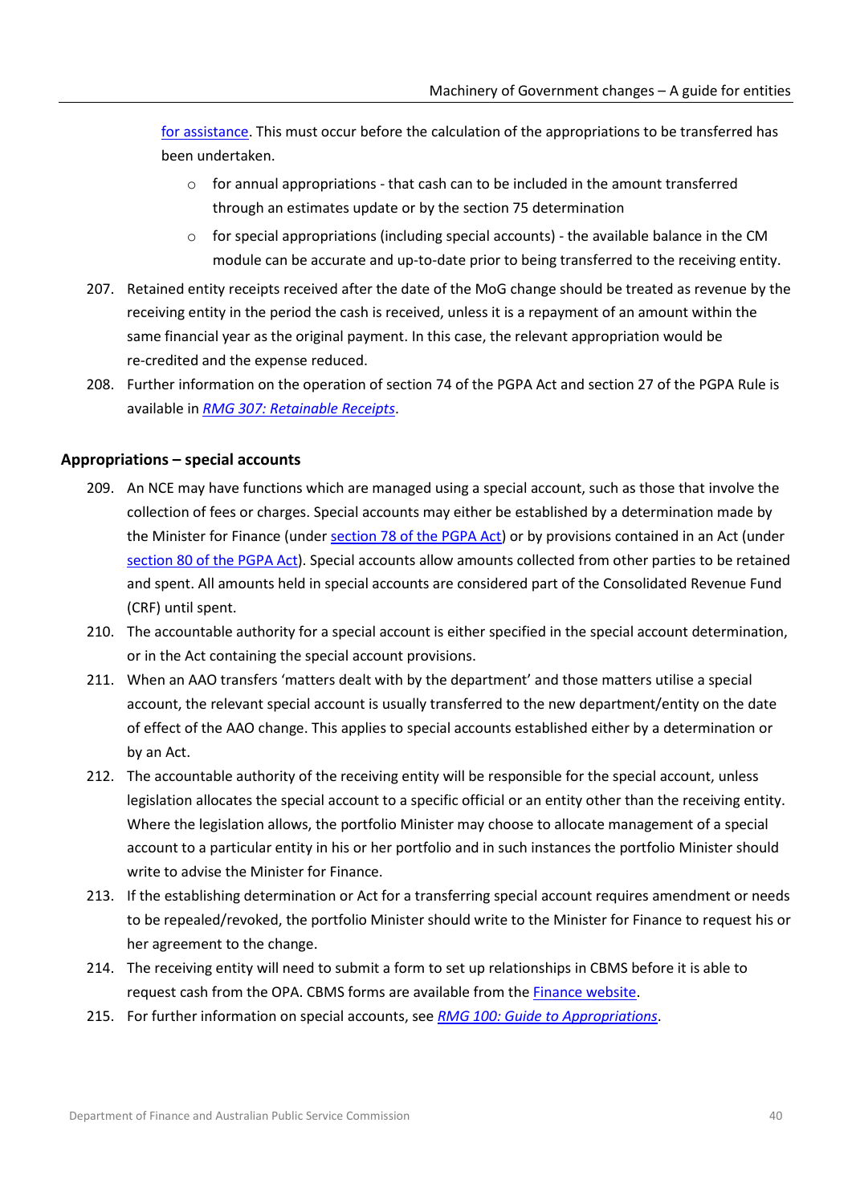for assistance. This must occur before the calculation of the appropriations to be transferred has been undertaken.

- for annual appropriations - that cash can to be included in the amount transferred through an estimates update or by the section 75 determination
- for special appropriations (including special accounts) - the available balance in the CM module can be accurate and up-to-date prior to being transferred to the receiving entity.

207. Retained entity receipts received after the date of the MoG change should be treated as revenue by the receiving entity in the period the cash is received, unless it is a repayment of an amount within the same financial year as the original payment. In this case, the relevant appropriation would be re-credited and the expense reduced.

208. Further information on the operation of section 74 of the PGPA Act and section 27 of the PGPA Rule is available in *RMG 307: Retainable Receipts*.

### Appropriations – special accounts

209. An NCE may have functions which are managed using a special account, such as those that involve the collection of fees or charges. Special accounts may either be established by a determination made by the Minister for Finance (under section 78 of the PGPA Act) or by provisions contained in an Act (under section 80 of the PGPA Act). Special accounts allow amounts collected from other parties to be retained and spent. All amounts held in special accounts are considered part of the Consolidated Revenue Fund (CRF) until spent.

210. The accountable authority for a special account is either specified in the special account determination, or in the Act containing the special account provisions.

211. When an AAO transfers 'matters dealt with by the department' and those matters utilise a special account, the relevant special account is usually transferred to the new department/entity on the date of effect of the AAO change. This applies to special accounts established either by a determination or by an Act.

212. The accountable authority of the receiving entity will be responsible for the special account, unless legislation allocates the special account to a specific official or an entity other than the receiving entity. Where the legislation allows, the portfolio Minister may choose to allocate management of a special account to a particular entity in his or her portfolio and in such instances the portfolio Minister should write to advise the Minister for Finance.

213. If the establishing determination or Act for a transferring special account requires amendment or needs to be repealed/revoked, the portfolio Minister should write to the Minister for Finance to request his or her agreement to the change.

214. The receiving entity will need to submit a form to set up relationships in CBMS before it is able to request cash from the OPA. CBMS forms are available from the Finance website.

215. For further information on special accounts, see *RMG 100: Guide to Appropriations*.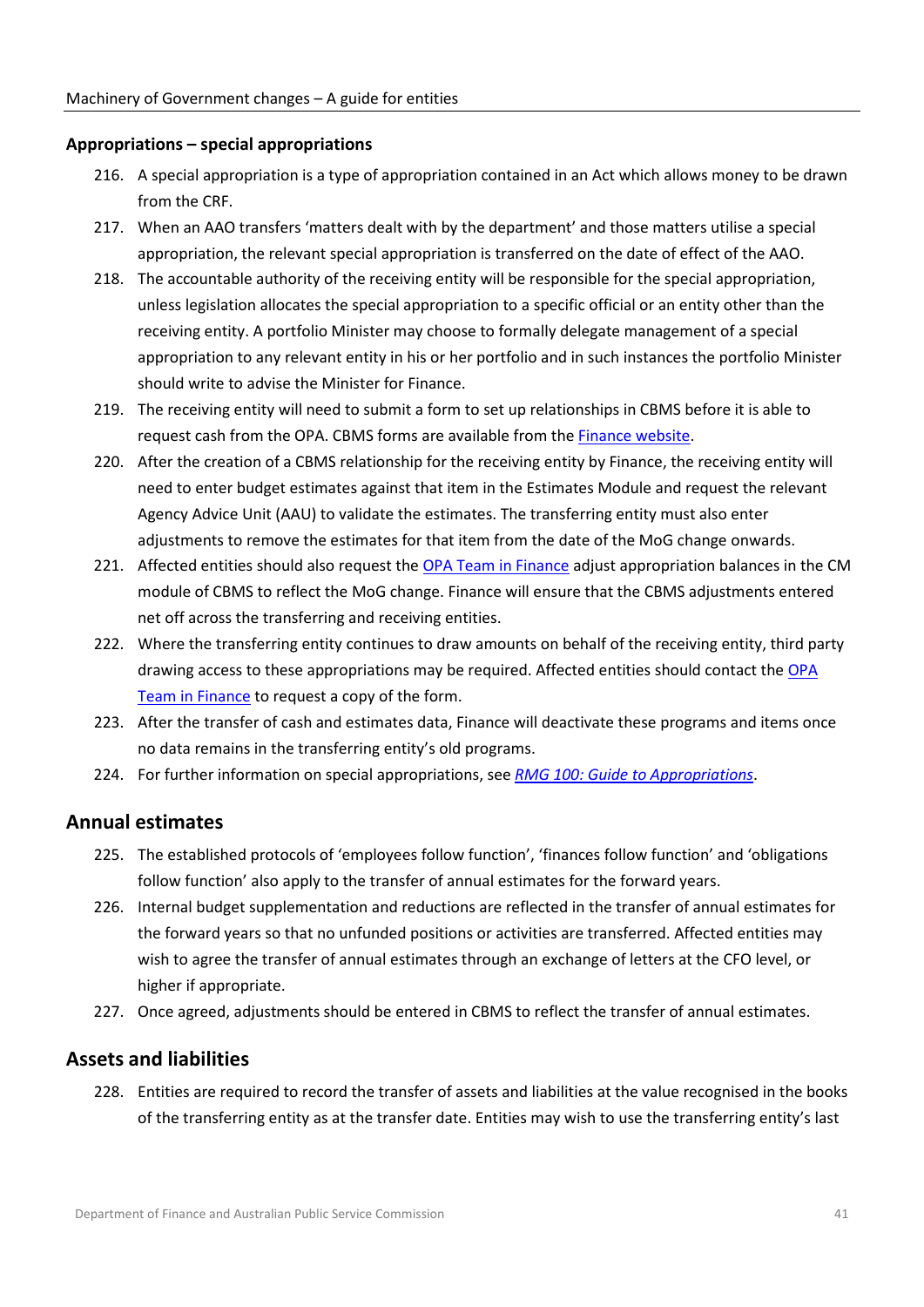### Appropriations – special appropriations

216. A special appropriation is a type of appropriation contained in an Act which allows money to be drawn from the CRF.
217. When an AAO transfers 'matters dealt with by the department' and those matters utilise a special appropriation, the relevant special appropriation is transferred on the date of effect of the AAO.
218. The accountable authority of the receiving entity will be responsible for the special appropriation, unless legislation allocates the special appropriation to a specific official or an entity other than the receiving entity. A portfolio Minister may choose to formally delegate management of a special appropriation to any relevant entity in his or her portfolio and in such instances the portfolio Minister should write to advise the Minister for Finance.
219. The receiving entity will need to submit a form to set up relationships in CBMS before it is able to request cash from the OPA. CBMS forms are available from the Finance website.
220. After the creation of a CBMS relationship for the receiving entity by Finance, the receiving entity will need to enter budget estimates against that item in the Estimates Module and request the relevant Agency Advice Unit (AAU) to validate the estimates. The transferring entity must also enter adjustments to remove the estimates for that item from the date of the MoG change onwards.
221. Affected entities should also request the OPA Team in Finance adjust appropriation balances in the CM module of CBMS to reflect the MoG change. Finance will ensure that the CBMS adjustments entered net off across the transferring and receiving entities.
222. Where the transferring entity continues to draw amounts on behalf of the receiving entity, third party drawing access to these appropriations may be required. Affected entities should contact the OPA Team in Finance to request a copy of the form.
223. After the transfer of cash and estimates data, Finance will deactivate these programs and items once no data remains in the transferring entity's old programs.
224. For further information on special appropriations, see *RMG 100: Guide to Appropriations*.

## Annual estimates

225. The established protocols of 'employees follow function', 'finances follow function' and 'obligations follow function' also apply to the transfer of annual estimates for the forward years.
226. Internal budget supplementation and reductions are reflected in the transfer of annual estimates for the forward years so that no unfunded positions or activities are transferred. Affected entities may wish to agree the transfer of annual estimates through an exchange of letters at the CFO level, or higher if appropriate.
227. Once agreed, adjustments should be entered in CBMS to reflect the transfer of annual estimates.

## Assets and liabilities

228. Entities are required to record the transfer of assets and liabilities at the value recognised in the books of the transferring entity as at the transfer date. Entities may wish to use the transferring entity's last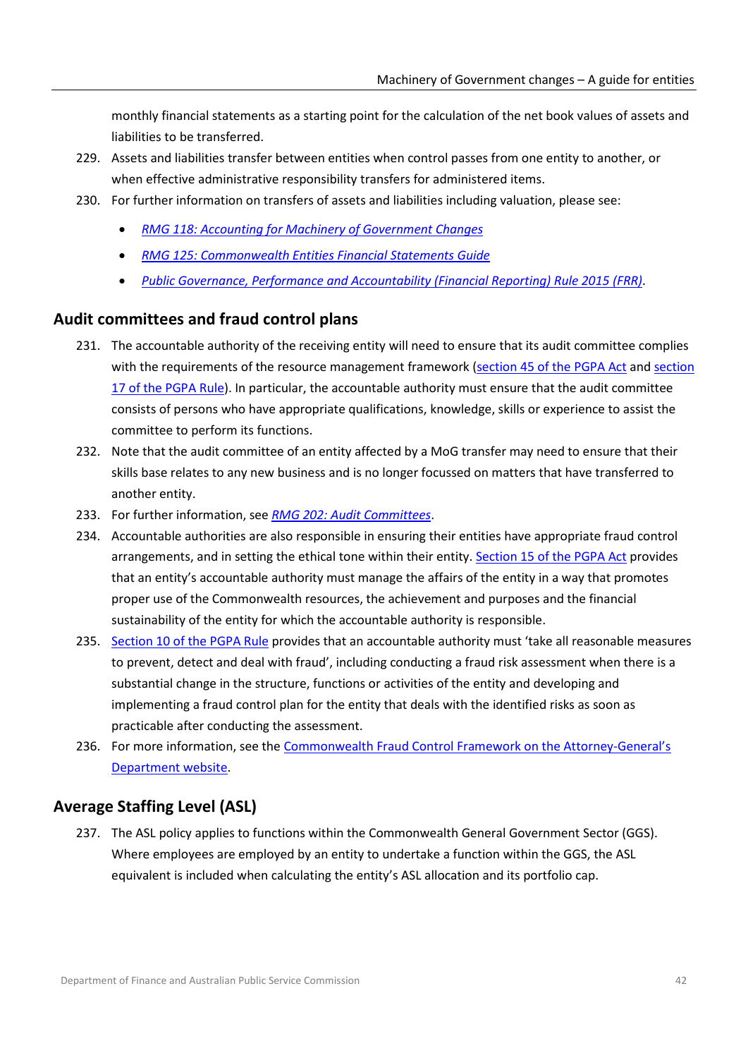monthly financial statements as a starting point for the calculation of the net book values of assets and liabilities to be transferred.

229. Assets and liabilities transfer between entities when control passes from one entity to another, or when effective administrative responsibility transfers for administered items.

230. For further information on transfers of assets and liabilities including valuation, please see:

- *RMG 118: Accounting for Machinery of Government Changes*
- *RMG 125: Commonwealth Entities Financial Statements Guide*
- *Public Governance, Performance and Accountability (Financial Reporting) Rule 2015 (FRR)*.

## Audit committees and fraud control plans

231. The accountable authority of the receiving entity will need to ensure that its audit committee complies with the requirements of the resource management framework (section 45 of the PGPA Act and section 17 of the PGPA Rule). In particular, the accountable authority must ensure that the audit committee consists of persons who have appropriate qualifications, knowledge, skills or experience to assist the committee to perform its functions.

232. Note that the audit committee of an entity affected by a MoG transfer may need to ensure that their skills base relates to any new business and is no longer focussed on matters that have transferred to another entity.

233. For further information, see *RMG 202: Audit Committees*.

234. Accountable authorities are also responsible in ensuring their entities have appropriate fraud control arrangements, and in setting the ethical tone within their entity. Section 15 of the PGPA Act provides that an entity's accountable authority must manage the affairs of the entity in a way that promotes proper use of the Commonwealth resources, the achievement and purposes and the financial sustainability of the entity for which the accountable authority is responsible.

235. Section 10 of the PGPA Rule provides that an accountable authority must 'take all reasonable measures to prevent, detect and deal with fraud', including conducting a fraud risk assessment when there is a substantial change in the structure, functions or activities of the entity and developing and implementing a fraud control plan for the entity that deals with the identified risks as soon as practicable after conducting the assessment.

236. For more information, see the Commonwealth Fraud Control Framework on the Attorney-General's Department website.

## Average Staffing Level (ASL)

237. The ASL policy applies to functions within the Commonwealth General Government Sector (GGS). Where employees are employed by an entity to undertake a function within the GGS, the ASL equivalent is included when calculating the entity's ASL allocation and its portfolio cap.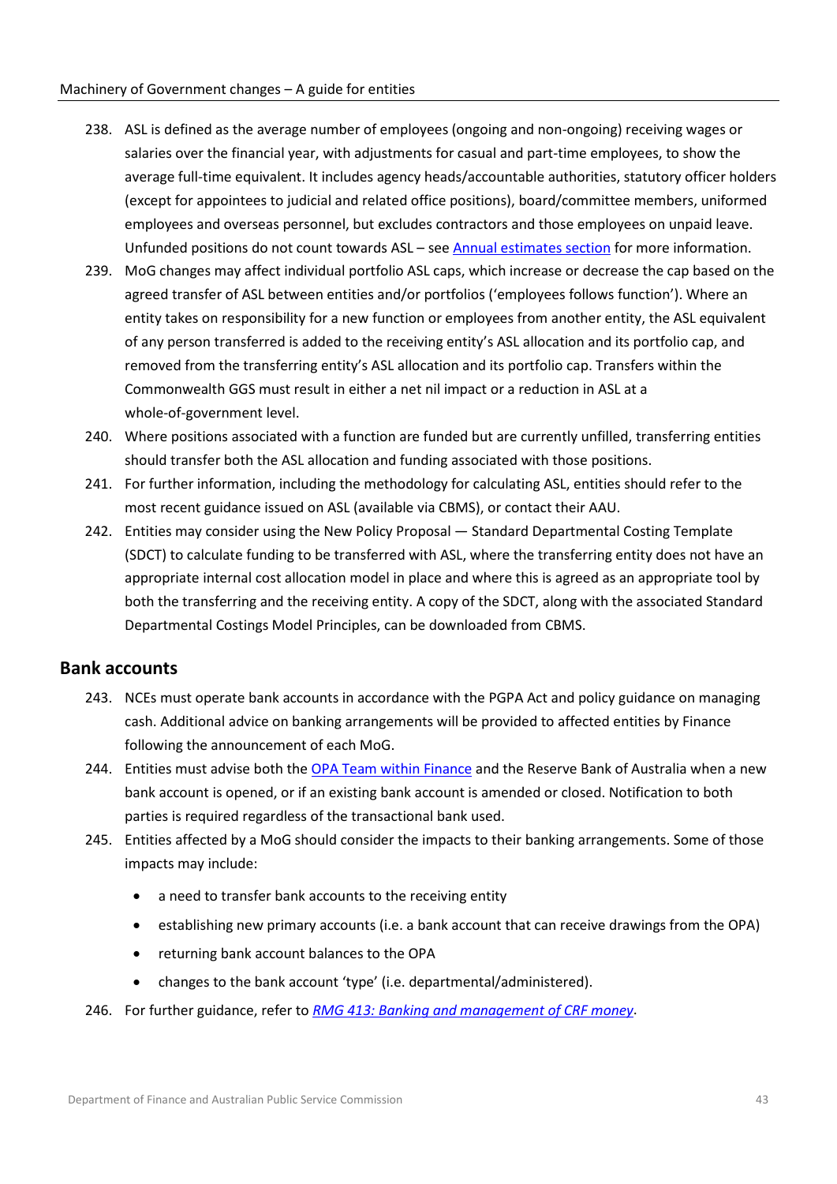238. ASL is defined as the average number of employees (ongoing and non-ongoing) receiving wages or salaries over the financial year, with adjustments for casual and part-time employees, to show the average full-time equivalent. It includes agency heads/accountable authorities, statutory officer holders (except for appointees to judicial and related office positions), board/committee members, uniformed employees and overseas personnel, but excludes contractors and those employees on unpaid leave. Unfunded positions do not count towards ASL – see Annual estimates section for more information.

239. MoG changes may affect individual portfolio ASL caps, which increase or decrease the cap based on the agreed transfer of ASL between entities and/or portfolios ('employees follows function'). Where an entity takes on responsibility for a new function or employees from another entity, the ASL equivalent of any person transferred is added to the receiving entity's ASL allocation and its portfolio cap, and removed from the transferring entity's ASL allocation and its portfolio cap. Transfers within the Commonwealth GGS must result in either a net nil impact or a reduction in ASL at a whole-of-government level.

240. Where positions associated with a function are funded but are currently unfilled, transferring entities should transfer both the ASL allocation and funding associated with those positions.

241. For further information, including the methodology for calculating ASL, entities should refer to the most recent guidance issued on ASL (available via CBMS), or contact their AAU.

242. Entities may consider using the New Policy Proposal — Standard Departmental Costing Template (SDCT) to calculate funding to be transferred with ASL, where the transferring entity does not have an appropriate internal cost allocation model in place and where this is agreed as an appropriate tool by both the transferring and the receiving entity. A copy of the SDCT, along with the associated Standard Departmental Costings Model Principles, can be downloaded from CBMS.

## Bank accounts

243. NCEs must operate bank accounts in accordance with the PGPA Act and policy guidance on managing cash. Additional advice on banking arrangements will be provided to affected entities by Finance following the announcement of each MoG.

244. Entities must advise both the OPA Team within Finance and the Reserve Bank of Australia when a new bank account is opened, or if an existing bank account is amended or closed. Notification to both parties is required regardless of the transactional bank used.

245. Entities affected by a MoG should consider the impacts to their banking arrangements. Some of those impacts may include:

   - a need to transfer bank accounts to the receiving entity
   - establishing new primary accounts (i.e. a bank account that can receive drawings from the OPA)
   - returning bank account balances to the OPA
   - changes to the bank account 'type' (i.e. departmental/administered).

246. For further guidance, refer to *RMG 413: Banking and management of CRF money*.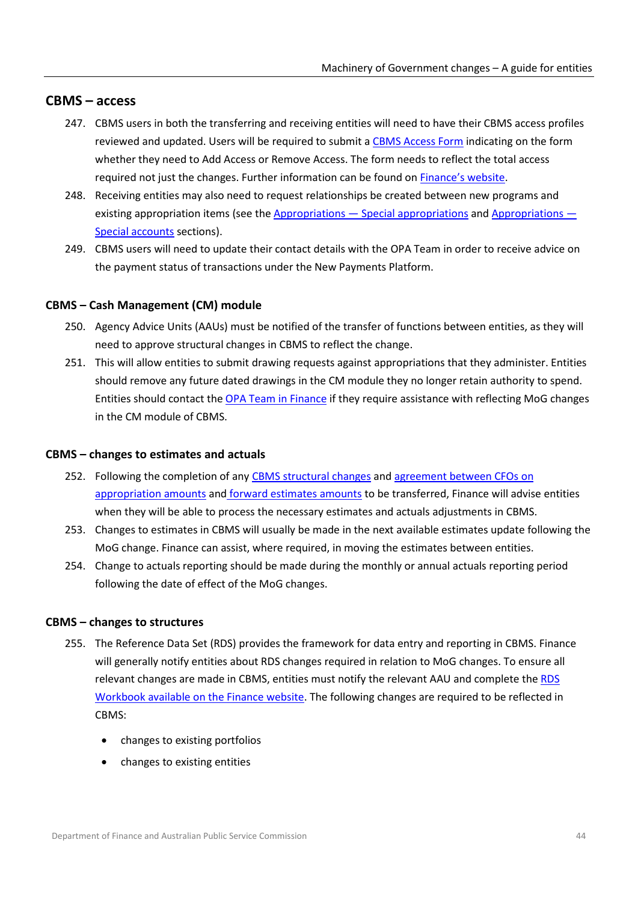## CBMS – access

247. CBMS users in both the transferring and receiving entities will need to have their CBMS access profiles reviewed and updated. Users will be required to submit a CBMS Access Form indicating on the form whether they need to Add Access or Remove Access. The form needs to reflect the total access required not just the changes. Further information can be found on Finance's website.
248. Receiving entities may also need to request relationships be created between new programs and existing appropriation items (see the Appropriations — Special appropriations and Appropriations — Special accounts sections).
249. CBMS users will need to update their contact details with the OPA Team in order to receive advice on the payment status of transactions under the New Payments Platform.

### CBMS – Cash Management (CM) module

250. Agency Advice Units (AAUs) must be notified of the transfer of functions between entities, as they will need to approve structural changes in CBMS to reflect the change.
251. This will allow entities to submit drawing requests against appropriations that they administer. Entities should remove any future dated drawings in the CM module they no longer retain authority to spend. Entities should contact the OPA Team in Finance if they require assistance with reflecting MoG changes in the CM module of CBMS.

### CBMS – changes to estimates and actuals

252. Following the completion of any CBMS structural changes and agreement between CFOs on appropriation amounts and forward estimates amounts to be transferred, Finance will advise entities when they will be able to process the necessary estimates and actuals adjustments in CBMS.
253. Changes to estimates in CBMS will usually be made in the next available estimates update following the MoG change. Finance can assist, where required, in moving the estimates between entities.
254. Change to actuals reporting should be made during the monthly or annual actuals reporting period following the date of effect of the MoG changes.

### CBMS – changes to structures

255. The Reference Data Set (RDS) provides the framework for data entry and reporting in CBMS. Finance will generally notify entities about RDS changes required in relation to MoG changes. To ensure all relevant changes are made in CBMS, entities must notify the relevant AAU and complete the RDS Workbook available on the Finance website. The following changes are required to be reflected in CBMS:

    - changes to existing portfolios
    - changes to existing entities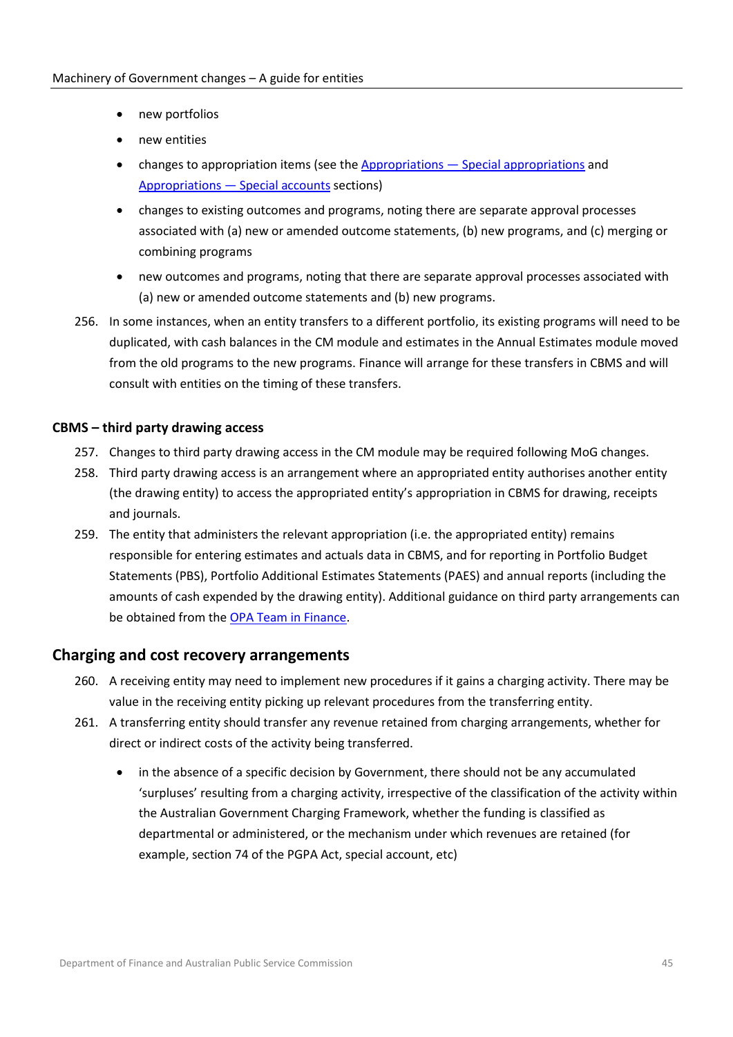- new portfolios
- new entities
- changes to appropriation items (see the Appropriations — Special appropriations and Appropriations — Special accounts sections)
- changes to existing outcomes and programs, noting there are separate approval processes associated with (a) new or amended outcome statements, (b) new programs, and (c) merging or combining programs
- new outcomes and programs, noting that there are separate approval processes associated with (a) new or amended outcome statements and (b) new programs.

256. In some instances, when an entity transfers to a different portfolio, its existing programs will need to be duplicated, with cash balances in the CM module and estimates in the Annual Estimates module moved from the old programs to the new programs. Finance will arrange for these transfers in CBMS and will consult with entities on the timing of these transfers.

### CBMS – third party drawing access

257. Changes to third party drawing access in the CM module may be required following MoG changes.
258. Third party drawing access is an arrangement where an appropriated entity authorises another entity (the drawing entity) to access the appropriated entity's appropriation in CBMS for drawing, receipts and journals.
259. The entity that administers the relevant appropriation (i.e. the appropriated entity) remains responsible for entering estimates and actuals data in CBMS, and for reporting in Portfolio Budget Statements (PBS), Portfolio Additional Estimates Statements (PAES) and annual reports (including the amounts of cash expended by the drawing entity). Additional guidance on third party arrangements can be obtained from the OPA Team in Finance.

## Charging and cost recovery arrangements

260. A receiving entity may need to implement new procedures if it gains a charging activity. There may be value in the receiving entity picking up relevant procedures from the transferring entity.
261. A transferring entity should transfer any revenue retained from charging arrangements, whether for direct or indirect costs of the activity being transferred.

    - in the absence of a specific decision by Government, there should not be any accumulated 'surpluses' resulting from a charging activity, irrespective of the classification of the activity within the Australian Government Charging Framework, whether the funding is classified as departmental or administered, or the mechanism under which revenues are retained (for example, section 74 of the PGPA Act, special account, etc)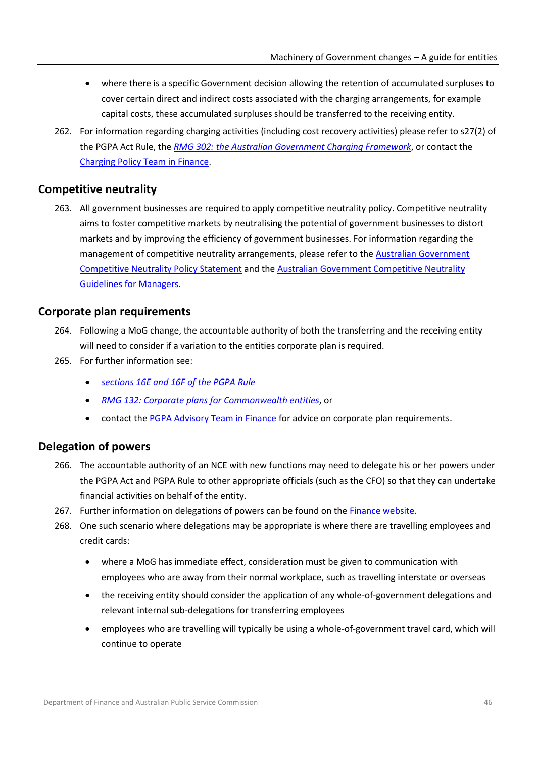- where there is a specific Government decision allowing the retention of accumulated surpluses to cover certain direct and indirect costs associated with the charging arrangements, for example capital costs, these accumulated surpluses should be transferred to the receiving entity.

262. For information regarding charging activities (including cost recovery activities) please refer to s27(2) of the PGPA Act Rule, the *RMG 302: the Australian Government Charging Framework*, or contact the Charging Policy Team in Finance.

## Competitive neutrality

263. All government businesses are required to apply competitive neutrality policy. Competitive neutrality aims to foster competitive markets by neutralising the potential of government businesses to distort markets and by improving the efficiency of government businesses. For information regarding the management of competitive neutrality arrangements, please refer to the Australian Government Competitive Neutrality Policy Statement and the Australian Government Competitive Neutrality Guidelines for Managers.

## Corporate plan requirements

264. Following a MoG change, the accountable authority of both the transferring and the receiving entity will need to consider if a variation to the entities corporate plan is required.

265. For further information see:

    - *sections 16E and 16F of the PGPA Rule*
    - *RMG 132: Corporate plans for Commonwealth entities*, or
    - contact the PGPA Advisory Team in Finance for advice on corporate plan requirements.

## Delegation of powers

266. The accountable authority of an NCE with new functions may need to delegate his or her powers under the PGPA Act and PGPA Rule to other appropriate officials (such as the CFO) so that they can undertake financial activities on behalf of the entity.

267. Further information on delegations of powers can be found on the Finance website.

268. One such scenario where delegations may be appropriate is where there are travelling employees and credit cards:

    - where a MoG has immediate effect, consideration must be given to communication with employees who are away from their normal workplace, such as travelling interstate or overseas
    - the receiving entity should consider the application of any whole-of-government delegations and relevant internal sub-delegations for transferring employees
    - employees who are travelling will typically be using a whole-of-government travel card, which will continue to operate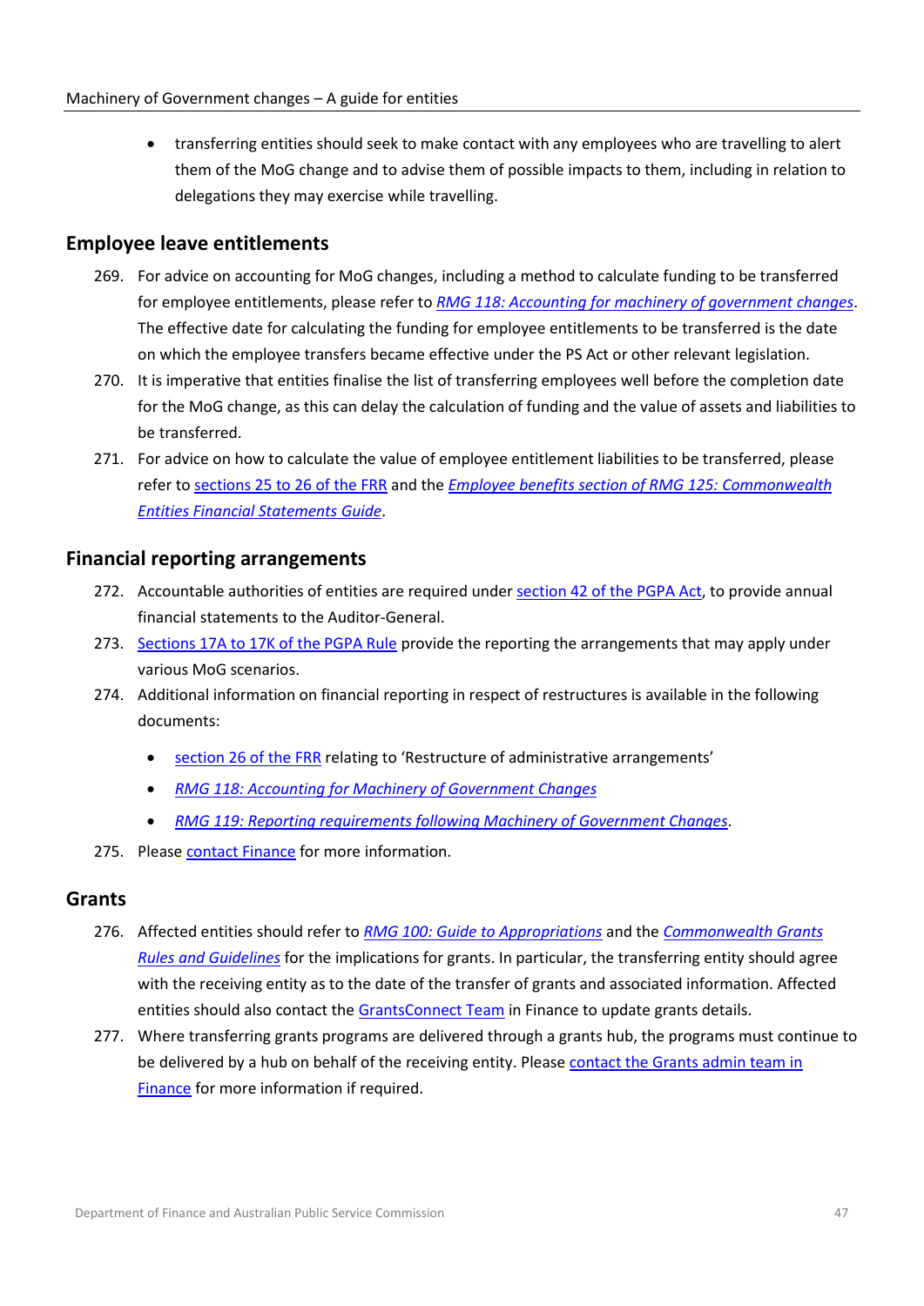- transferring entities should seek to make contact with any employees who are travelling to alert them of the MoG change and to advise them of possible impacts to them, including in relation to delegations they may exercise while travelling.

## Employee leave entitlements

269. For advice on accounting for MoG changes, including a method to calculate funding to be transferred for employee entitlements, please refer to *RMG 118: Accounting for machinery of government changes*. The effective date for calculating the funding for employee entitlements to be transferred is the date on which the employee transfers became effective under the PS Act or other relevant legislation.
270. It is imperative that entities finalise the list of transferring employees well before the completion date for the MoG change, as this can delay the calculation of funding and the value of assets and liabilities to be transferred.
271. For advice on how to calculate the value of employee entitlement liabilities to be transferred, please refer to sections 25 to 26 of the FRR and the *Employee benefits section of RMG 125: Commonwealth Entities Financial Statements Guide*.

## Financial reporting arrangements

272. Accountable authorities of entities are required under section 42 of the PGPA Act, to provide annual financial statements to the Auditor-General.
273. Sections 17A to 17K of the PGPA Rule provide the reporting the arrangements that may apply under various MoG scenarios.
274. Additional information on financial reporting in respect of restructures is available in the following documents:
    - section 26 of the FRR relating to 'Restructure of administrative arrangements'
    - *RMG 118: Accounting for Machinery of Government Changes*
    - *RMG 119: Reporting requirements following Machinery of Government Changes*.
275. Please contact Finance for more information.

## Grants

276. Affected entities should refer to *RMG 100: Guide to Appropriations* and the *Commonwealth Grants Rules and Guidelines* for the implications for grants. In particular, the transferring entity should agree with the receiving entity as to the date of the transfer of grants and associated information. Affected entities should also contact the GrantsConnect Team in Finance to update grants details.
277. Where transferring grants programs are delivered through a grants hub, the programs must continue to be delivered by a hub on behalf of the receiving entity. Please contact the Grants admin team in Finance for more information if required.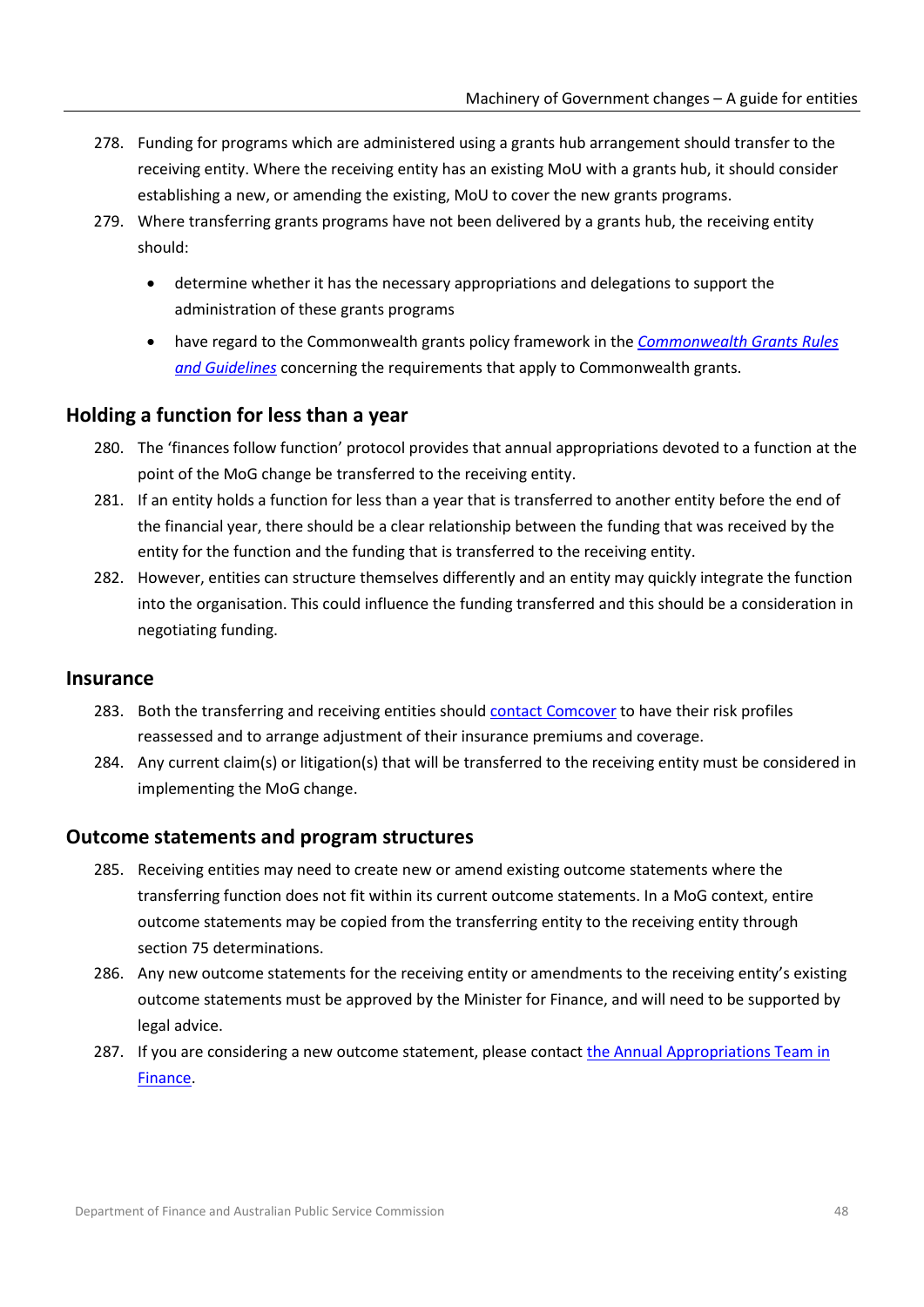278. Funding for programs which are administered using a grants hub arrangement should transfer to the receiving entity. Where the receiving entity has an existing MoU with a grants hub, it should consider establishing a new, or amending the existing, MoU to cover the new grants programs.

279. Where transferring grants programs have not been delivered by a grants hub, the receiving entity should:

   - determine whether it has the necessary appropriations and delegations to support the administration of these grants programs
   - have regard to the Commonwealth grants policy framework in the *Commonwealth Grants Rules and Guidelines* concerning the requirements that apply to Commonwealth grants.

## Holding a function for less than a year

280. The 'finances follow function' protocol provides that annual appropriations devoted to a function at the point of the MoG change be transferred to the receiving entity.

281. If an entity holds a function for less than a year that is transferred to another entity before the end of the financial year, there should be a clear relationship between the funding that was received by the entity for the function and the funding that is transferred to the receiving entity.

282. However, entities can structure themselves differently and an entity may quickly integrate the function into the organisation. This could influence the funding transferred and this should be a consideration in negotiating funding.

## Insurance

283. Both the transferring and receiving entities should contact Comcover to have their risk profiles reassessed and to arrange adjustment of their insurance premiums and coverage.

284. Any current claim(s) or litigation(s) that will be transferred to the receiving entity must be considered in implementing the MoG change.

## Outcome statements and program structures

285. Receiving entities may need to create new or amend existing outcome statements where the transferring function does not fit within its current outcome statements. In a MoG context, entire outcome statements may be copied from the transferring entity to the receiving entity through section 75 determinations.

286. Any new outcome statements for the receiving entity or amendments to the receiving entity's existing outcome statements must be approved by the Minister for Finance, and will need to be supported by legal advice.

287. If you are considering a new outcome statement, please contact the Annual Appropriations Team in Finance.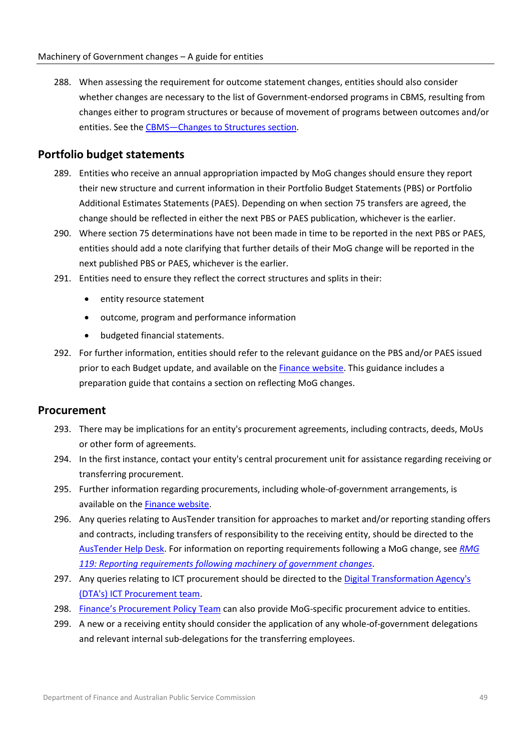288. When assessing the requirement for outcome statement changes, entities should also consider whether changes are necessary to the list of Government-endorsed programs in CBMS, resulting from changes either to program structures or because of movement of programs between outcomes and/or entities. See the CBMS—Changes to Structures section.

## Portfolio budget statements

289. Entities who receive an annual appropriation impacted by MoG changes should ensure they report their new structure and current information in their Portfolio Budget Statements (PBS) or Portfolio Additional Estimates Statements (PAES). Depending on when section 75 transfers are agreed, the change should be reflected in either the next PBS or PAES publication, whichever is the earlier.

290. Where section 75 determinations have not been made in time to be reported in the next PBS or PAES, entities should add a note clarifying that further details of their MoG change will be reported in the next published PBS or PAES, whichever is the earlier.

291. Entities need to ensure they reflect the correct structures and splits in their:

    - entity resource statement
    - outcome, program and performance information
    - budgeted financial statements.

292. For further information, entities should refer to the relevant guidance on the PBS and/or PAES issued prior to each Budget update, and available on the Finance website. This guidance includes a preparation guide that contains a section on reflecting MoG changes.

## Procurement

293. There may be implications for an entity's procurement agreements, including contracts, deeds, MoUs or other form of agreements.

294. In the first instance, contact your entity's central procurement unit for assistance regarding receiving or transferring procurement.

295. Further information regarding procurements, including whole-of-government arrangements, is available on the Finance website.

296. Any queries relating to AusTender transition for approaches to market and/or reporting standing offers and contracts, including transfers of responsibility to the receiving entity, should be directed to the AusTender Help Desk. For information on reporting requirements following a MoG change, see *RMG 119: Reporting requirements following machinery of government changes*.

297. Any queries relating to ICT procurement should be directed to the Digital Transformation Agency's (DTA's) ICT Procurement team.

298. Finance's Procurement Policy Team can also provide MoG-specific procurement advice to entities.

299. A new or a receiving entity should consider the application of any whole-of-government delegations and relevant internal sub-delegations for the transferring employees.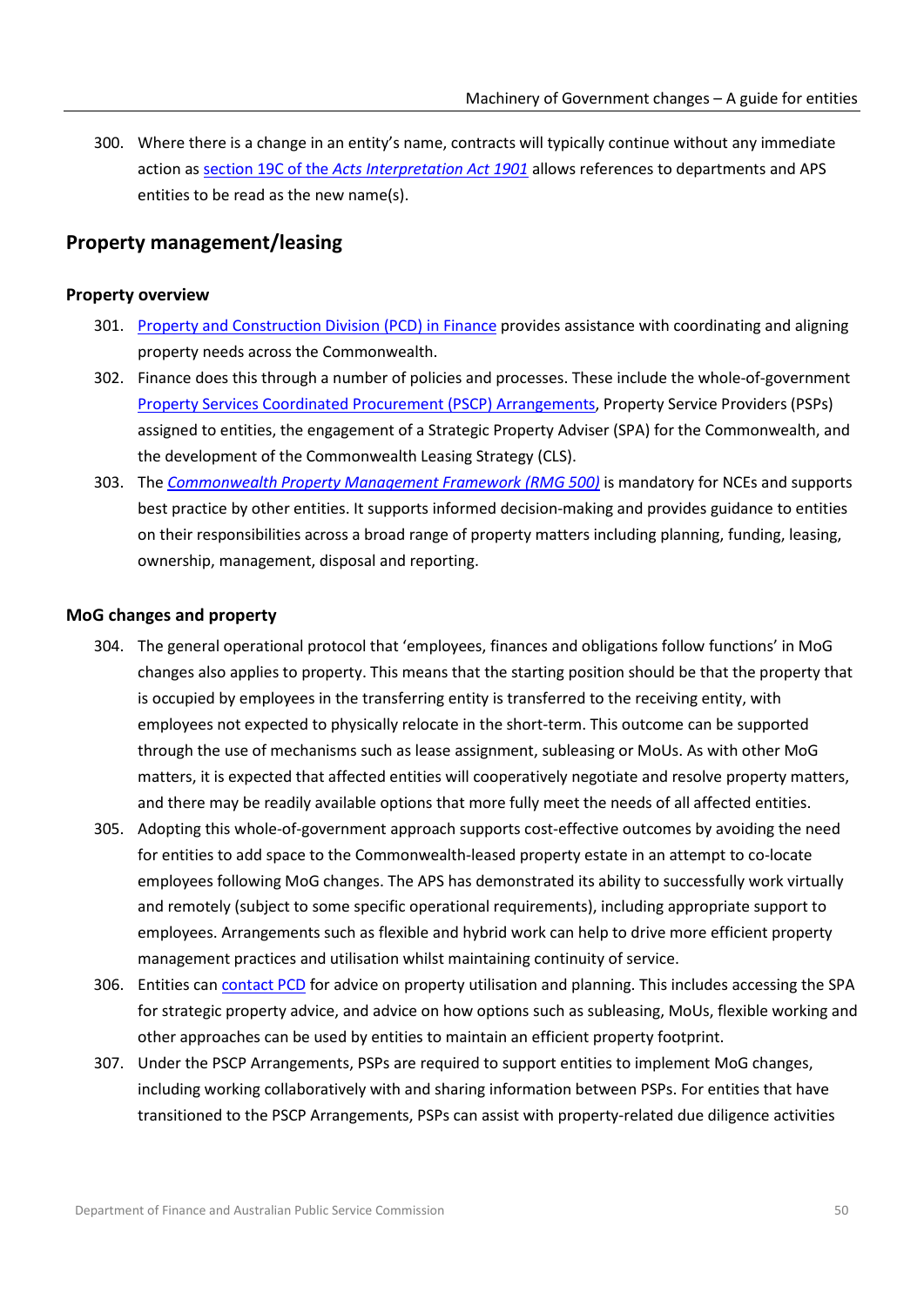300. Where there is a change in an entity's name, contracts will typically continue without any immediate action as section 19C of the *Acts Interpretation Act 1901* allows references to departments and APS entities to be read as the new name(s).

## Property management/leasing

### Property overview

301. Property and Construction Division (PCD) in Finance provides assistance with coordinating and aligning property needs across the Commonwealth.

302. Finance does this through a number of policies and processes. These include the whole-of-government Property Services Coordinated Procurement (PSCP) Arrangements, Property Service Providers (PSPs) assigned to entities, the engagement of a Strategic Property Adviser (SPA) for the Commonwealth, and the development of the Commonwealth Leasing Strategy (CLS).

303. The *Commonwealth Property Management Framework (RMG 500)* is mandatory for NCEs and supports best practice by other entities. It supports informed decision-making and provides guidance to entities on their responsibilities across a broad range of property matters including planning, funding, leasing, ownership, management, disposal and reporting.

### MoG changes and property

304. The general operational protocol that 'employees, finances and obligations follow functions' in MoG changes also applies to property. This means that the starting position should be that the property that is occupied by employees in the transferring entity is transferred to the receiving entity, with employees not expected to physically relocate in the short-term. This outcome can be supported through the use of mechanisms such as lease assignment, subleasing or MoUs. As with other MoG matters, it is expected that affected entities will cooperatively negotiate and resolve property matters, and there may be readily available options that more fully meet the needs of all affected entities.

305. Adopting this whole-of-government approach supports cost-effective outcomes by avoiding the need for entities to add space to the Commonwealth-leased property estate in an attempt to co-locate employees following MoG changes. The APS has demonstrated its ability to successfully work virtually and remotely (subject to some specific operational requirements), including appropriate support to employees. Arrangements such as flexible and hybrid work can help to drive more efficient property management practices and utilisation whilst maintaining continuity of service.

306. Entities can contact PCD for advice on property utilisation and planning. This includes accessing the SPA for strategic property advice, and advice on how options such as subleasing, MoUs, flexible working and other approaches can be used by entities to maintain an efficient property footprint.

307. Under the PSCP Arrangements, PSPs are required to support entities to implement MoG changes, including working collaboratively with and sharing information between PSPs. For entities that have transitioned to the PSCP Arrangements, PSPs can assist with property-related due diligence activities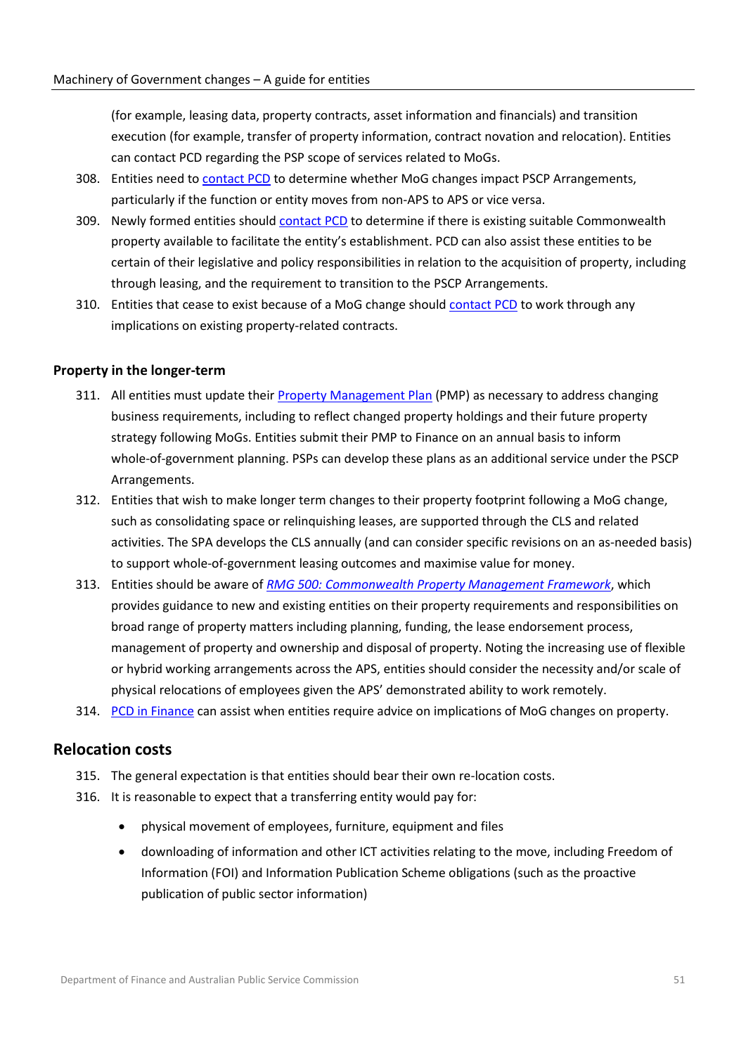(for example, leasing data, property contracts, asset information and financials) and transition execution (for example, transfer of property information, contract novation and relocation). Entities can contact PCD regarding the PSP scope of services related to MoGs.

308. Entities need to contact PCD to determine whether MoG changes impact PSCP Arrangements, particularly if the function or entity moves from non-APS to APS or vice versa.
309. Newly formed entities should contact PCD to determine if there is existing suitable Commonwealth property available to facilitate the entity's establishment. PCD can also assist these entities to be certain of their legislative and policy responsibilities in relation to the acquisition of property, including through leasing, and the requirement to transition to the PSCP Arrangements.
310. Entities that cease to exist because of a MoG change should contact PCD to work through any implications on existing property-related contracts.

### Property in the longer-term

311. All entities must update their Property Management Plan (PMP) as necessary to address changing business requirements, including to reflect changed property holdings and their future property strategy following MoGs. Entities submit their PMP to Finance on an annual basis to inform whole-of-government planning. PSPs can develop these plans as an additional service under the PSCP Arrangements.
312. Entities that wish to make longer term changes to their property footprint following a MoG change, such as consolidating space or relinquishing leases, are supported through the CLS and related activities. The SPA develops the CLS annually (and can consider specific revisions on an as-needed basis) to support whole-of-government leasing outcomes and maximise value for money.
313. Entities should be aware of *RMG 500: Commonwealth Property Management Framework*, which provides guidance to new and existing entities on their property requirements and responsibilities on broad range of property matters including planning, funding, the lease endorsement process, management of property and ownership and disposal of property. Noting the increasing use of flexible or hybrid working arrangements across the APS, entities should consider the necessity and/or scale of physical relocations of employees given the APS' demonstrated ability to work remotely.
314. PCD in Finance can assist when entities require advice on implications of MoG changes on property.

## Relocation costs

315. The general expectation is that entities should bear their own re-location costs.
316. It is reasonable to expect that a transferring entity would pay for:
    - physical movement of employees, furniture, equipment and files
    - downloading of information and other ICT activities relating to the move, including Freedom of Information (FOI) and Information Publication Scheme obligations (such as the proactive publication of public sector information)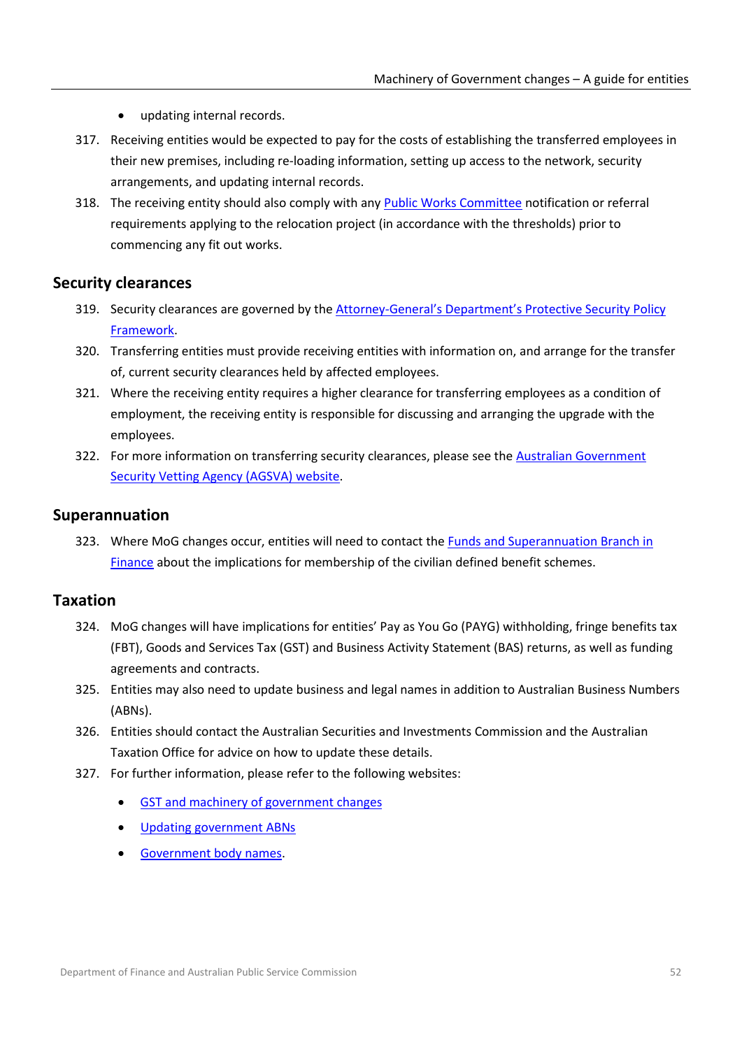- updating internal records.

317. Receiving entities would be expected to pay for the costs of establishing the transferred employees in their new premises, including re-loading information, setting up access to the network, security arrangements, and updating internal records.

318. The receiving entity should also comply with any Public Works Committee notification or referral requirements applying to the relocation project (in accordance with the thresholds) prior to commencing any fit out works.

## Security clearances

319. Security clearances are governed by the Attorney-General's Department's Protective Security Policy Framework.

320. Transferring entities must provide receiving entities with information on, and arrange for the transfer of, current security clearances held by affected employees.

321. Where the receiving entity requires a higher clearance for transferring employees as a condition of employment, the receiving entity is responsible for discussing and arranging the upgrade with the employees.

322. For more information on transferring security clearances, please see the Australian Government Security Vetting Agency (AGSVA) website.

## Superannuation

323. Where MoG changes occur, entities will need to contact the Funds and Superannuation Branch in Finance about the implications for membership of the civilian defined benefit schemes.

## Taxation

324. MoG changes will have implications for entities' Pay as You Go (PAYG) withholding, fringe benefits tax (FBT), Goods and Services Tax (GST) and Business Activity Statement (BAS) returns, as well as funding agreements and contracts.

325. Entities may also need to update business and legal names in addition to Australian Business Numbers (ABNs).

326. Entities should contact the Australian Securities and Investments Commission and the Australian Taxation Office for advice on how to update these details.

327. For further information, please refer to the following websites:

    - GST and machinery of government changes
    - Updating government ABNs
    - Government body names.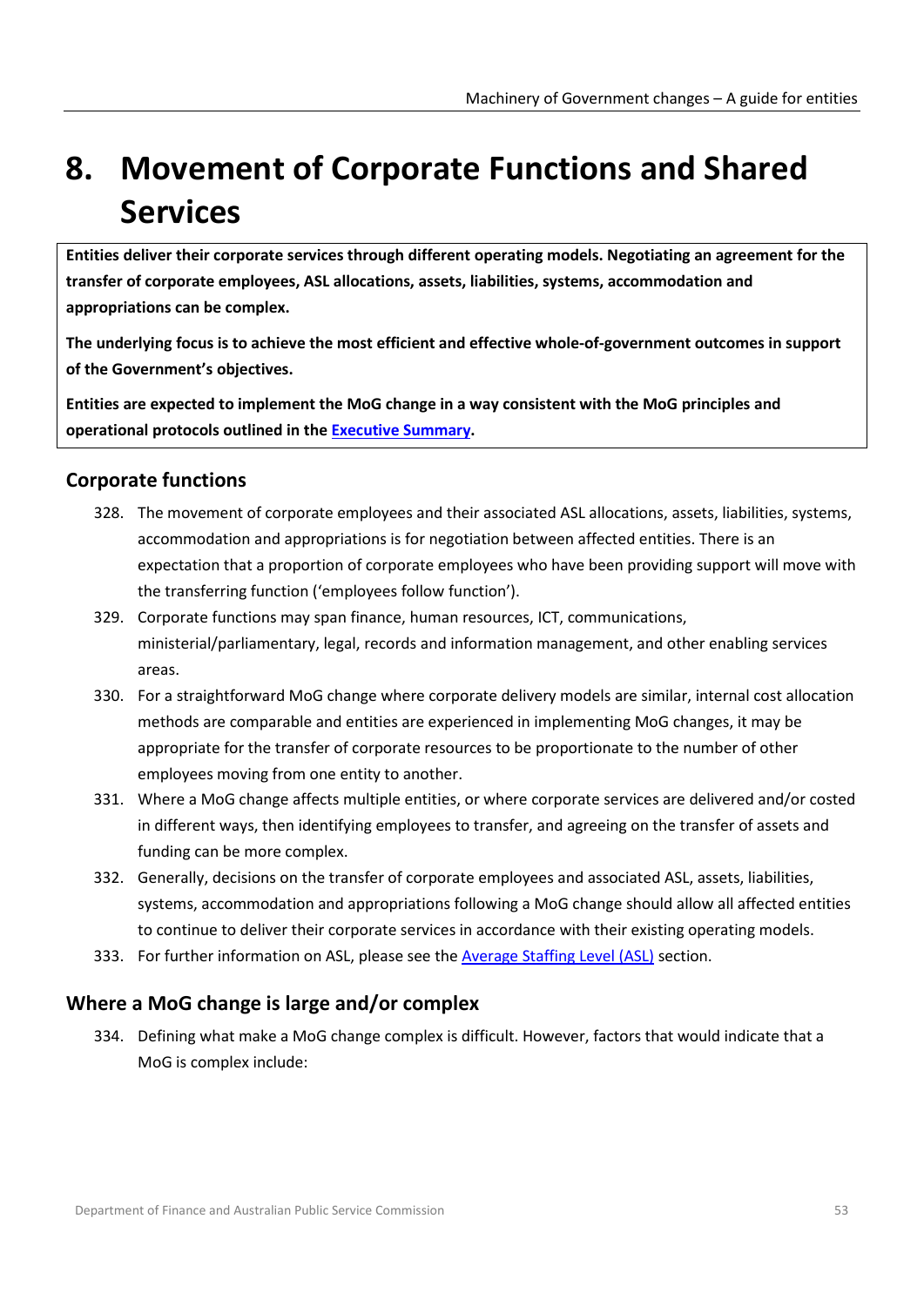# 8. Movement of Corporate Functions and Shared Services

**Entities deliver their corporate services through different operating models. Negotiating an agreement for the transfer of corporate employees, ASL allocations, assets, liabilities, systems, accommodation and appropriations can be complex.**

**The underlying focus is to achieve the most efficient and effective whole-of-government outcomes in support of the Government's objectives.**

**Entities are expected to implement the MoG change in a way consistent with the MoG principles and operational protocols outlined in the [Executive Summary](#).**

## Corporate functions

328. The movement of corporate employees and their associated ASL allocations, assets, liabilities, systems, accommodation and appropriations is for negotiation between affected entities. There is an expectation that a proportion of corporate employees who have been providing support will move with the transferring function ('employees follow function').
329. Corporate functions may span finance, human resources, ICT, communications, ministerial/parliamentary, legal, records and information management, and other enabling services areas.
330. For a straightforward MoG change where corporate delivery models are similar, internal cost allocation methods are comparable and entities are experienced in implementing MoG changes, it may be appropriate for the transfer of corporate resources to be proportionate to the number of other employees moving from one entity to another.
331. Where a MoG change affects multiple entities, or where corporate services are delivered and/or costed in different ways, then identifying employees to transfer, and agreeing on the transfer of assets and funding can be more complex.
332. Generally, decisions on the transfer of corporate employees and associated ASL, assets, liabilities, systems, accommodation and appropriations following a MoG change should allow all affected entities to continue to deliver their corporate services in accordance with their existing operating models.
333. For further information on ASL, please see the [Average Staffing Level (ASL)](#) section.

## Where a MoG change is large and/or complex

334. Defining what make a MoG change complex is difficult. However, factors that would indicate that a MoG is complex include: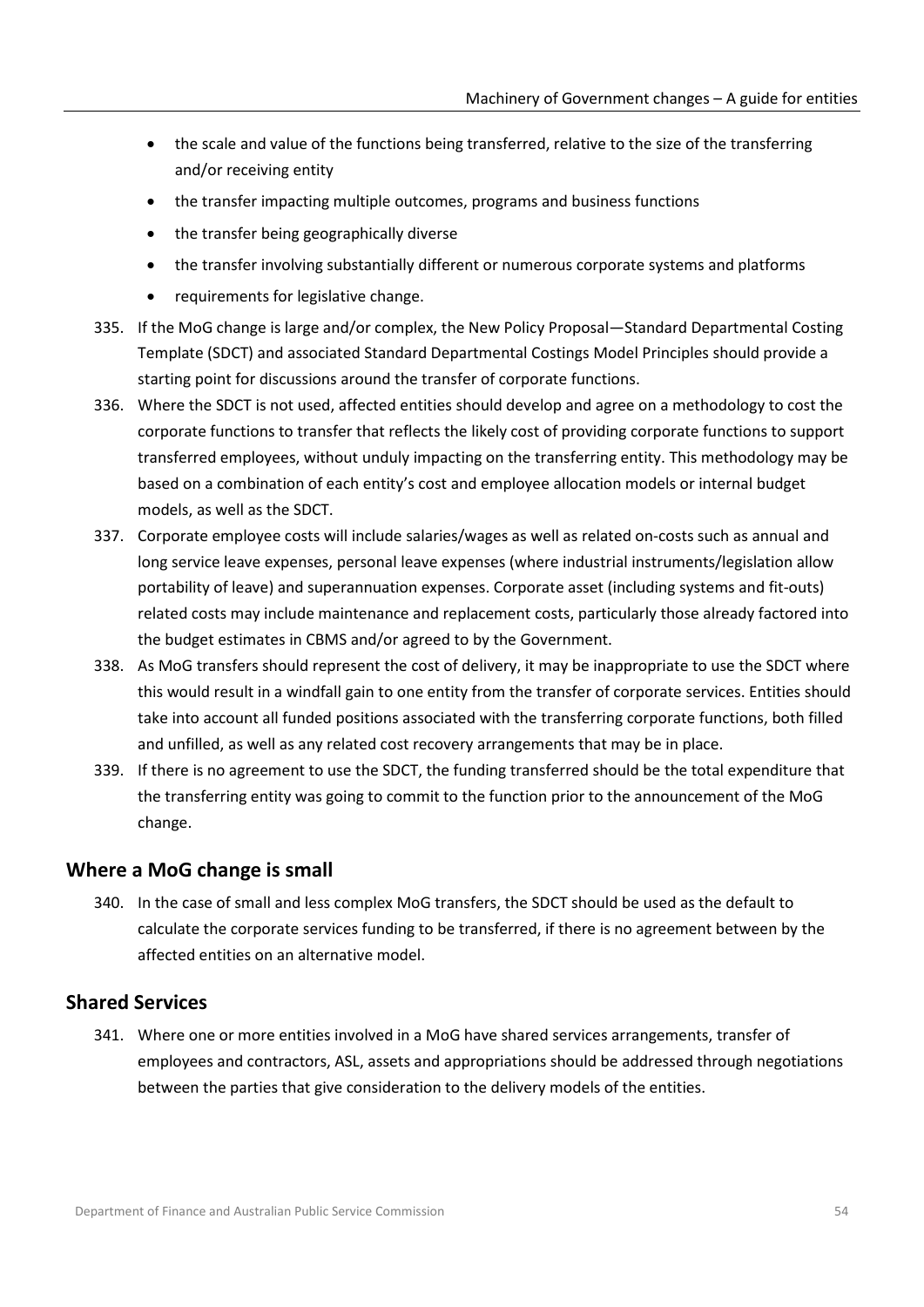- the scale and value of the functions being transferred, relative to the size of the transferring and/or receiving entity
- the transfer impacting multiple outcomes, programs and business functions
- the transfer being geographically diverse
- the transfer involving substantially different or numerous corporate systems and platforms
- requirements for legislative change.

335. If the MoG change is large and/or complex, the New Policy Proposal—Standard Departmental Costing Template (SDCT) and associated Standard Departmental Costings Model Principles should provide a starting point for discussions around the transfer of corporate functions.

336. Where the SDCT is not used, affected entities should develop and agree on a methodology to cost the corporate functions to transfer that reflects the likely cost of providing corporate functions to support transferred employees, without unduly impacting on the transferring entity. This methodology may be based on a combination of each entity's cost and employee allocation models or internal budget models, as well as the SDCT.

337. Corporate employee costs will include salaries/wages as well as related on-costs such as annual and long service leave expenses, personal leave expenses (where industrial instruments/legislation allow portability of leave) and superannuation expenses. Corporate asset (including systems and fit-outs) related costs may include maintenance and replacement costs, particularly those already factored into the budget estimates in CBMS and/or agreed to by the Government.

338. As MoG transfers should represent the cost of delivery, it may be inappropriate to use the SDCT where this would result in a windfall gain to one entity from the transfer of corporate services. Entities should take into account all funded positions associated with the transferring corporate functions, both filled and unfilled, as well as any related cost recovery arrangements that may be in place.

339. If there is no agreement to use the SDCT, the funding transferred should be the total expenditure that the transferring entity was going to commit to the function prior to the announcement of the MoG change.

## Where a MoG change is small

340. In the case of small and less complex MoG transfers, the SDCT should be used as the default to calculate the corporate services funding to be transferred, if there is no agreement between by the affected entities on an alternative model.

## Shared Services

341. Where one or more entities involved in a MoG have shared services arrangements, transfer of employees and contractors, ASL, assets and appropriations should be addressed through negotiations between the parties that give consideration to the delivery models of the entities.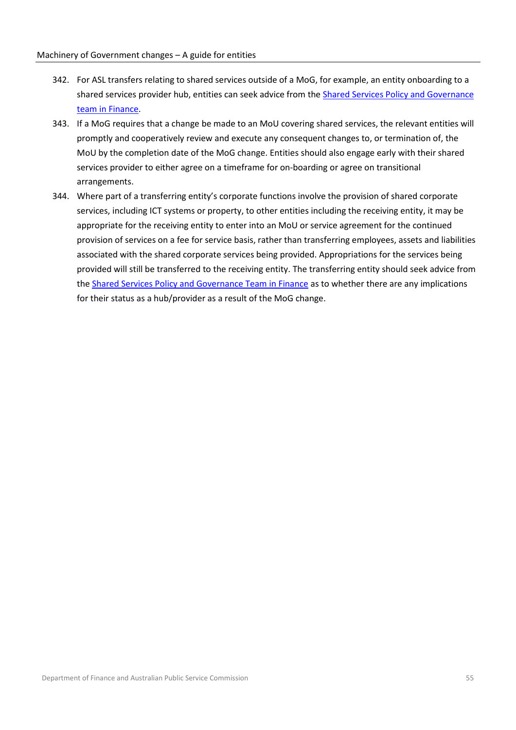342. For ASL transfers relating to shared services outside of a MoG, for example, an entity onboarding to a shared services provider hub, entities can seek advice from the [Shared Services Policy and Governance team in Finance](#).

343. If a MoG requires that a change be made to an MoU covering shared services, the relevant entities will promptly and cooperatively review and execute any consequent changes to, or termination of, the MoU by the completion date of the MoG change. Entities should also engage early with their shared services provider to either agree on a timeframe for on-boarding or agree on transitional arrangements.

344. Where part of a transferring entity's corporate functions involve the provision of shared corporate services, including ICT systems or property, to other entities including the receiving entity, it may be appropriate for the receiving entity to enter into an MoU or service agreement for the continued provision of services on a fee for service basis, rather than transferring employees, assets and liabilities associated with the shared corporate services being provided. Appropriations for the services being provided will still be transferred to the receiving entity. The transferring entity should seek advice from the [Shared Services Policy and Governance Team in Finance](#) as to whether there are any implications for their status as a hub/provider as a result of the MoG change.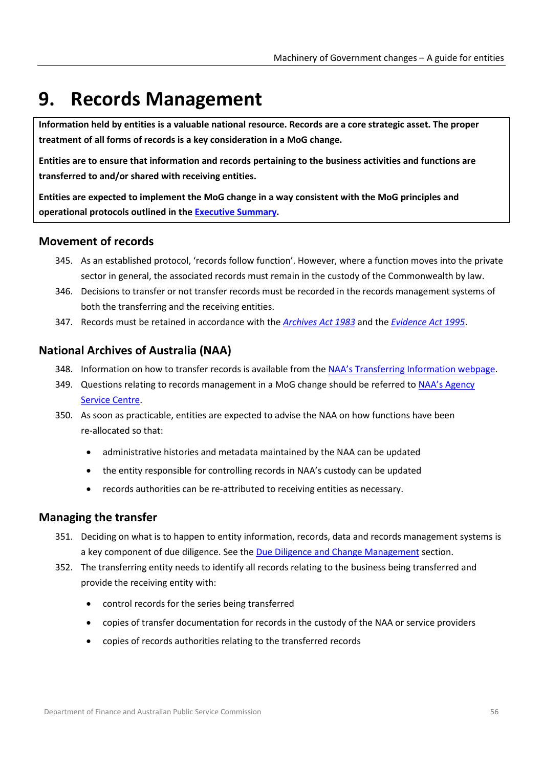# 9. Records Management

**Information held by entities is a valuable national resource. Records are a core strategic asset. The proper treatment of all forms of records is a key consideration in a MoG change.**

**Entities are to ensure that information and records pertaining to the business activities and functions are transferred to and/or shared with receiving entities.**

**Entities are expected to implement the MoG change in a way consistent with the MoG principles and operational protocols outlined in the Executive Summary.**

## Movement of records

345. As an established protocol, 'records follow function'. However, where a function moves into the private sector in general, the associated records must remain in the custody of the Commonwealth by law.
346. Decisions to transfer or not transfer records must be recorded in the records management systems of both the transferring and the receiving entities.
347. Records must be retained in accordance with the *Archives Act 1983* and the *Evidence Act 1995*.

## National Archives of Australia (NAA)

348. Information on how to transfer records is available from the NAA's Transferring Information webpage.
349. Questions relating to records management in a MoG change should be referred to NAA's Agency Service Centre.
350. As soon as practicable, entities are expected to advise the NAA on how functions have been re-allocated so that:
    - administrative histories and metadata maintained by the NAA can be updated
    - the entity responsible for controlling records in NAA's custody can be updated
    - records authorities can be re-attributed to receiving entities as necessary.

## Managing the transfer

351. Deciding on what is to happen to entity information, records, data and records management systems is a key component of due diligence. See the Due Diligence and Change Management section.
352. The transferring entity needs to identify all records relating to the business being transferred and provide the receiving entity with:
    - control records for the series being transferred
    - copies of transfer documentation for records in the custody of the NAA or service providers
    - copies of records authorities relating to the transferred records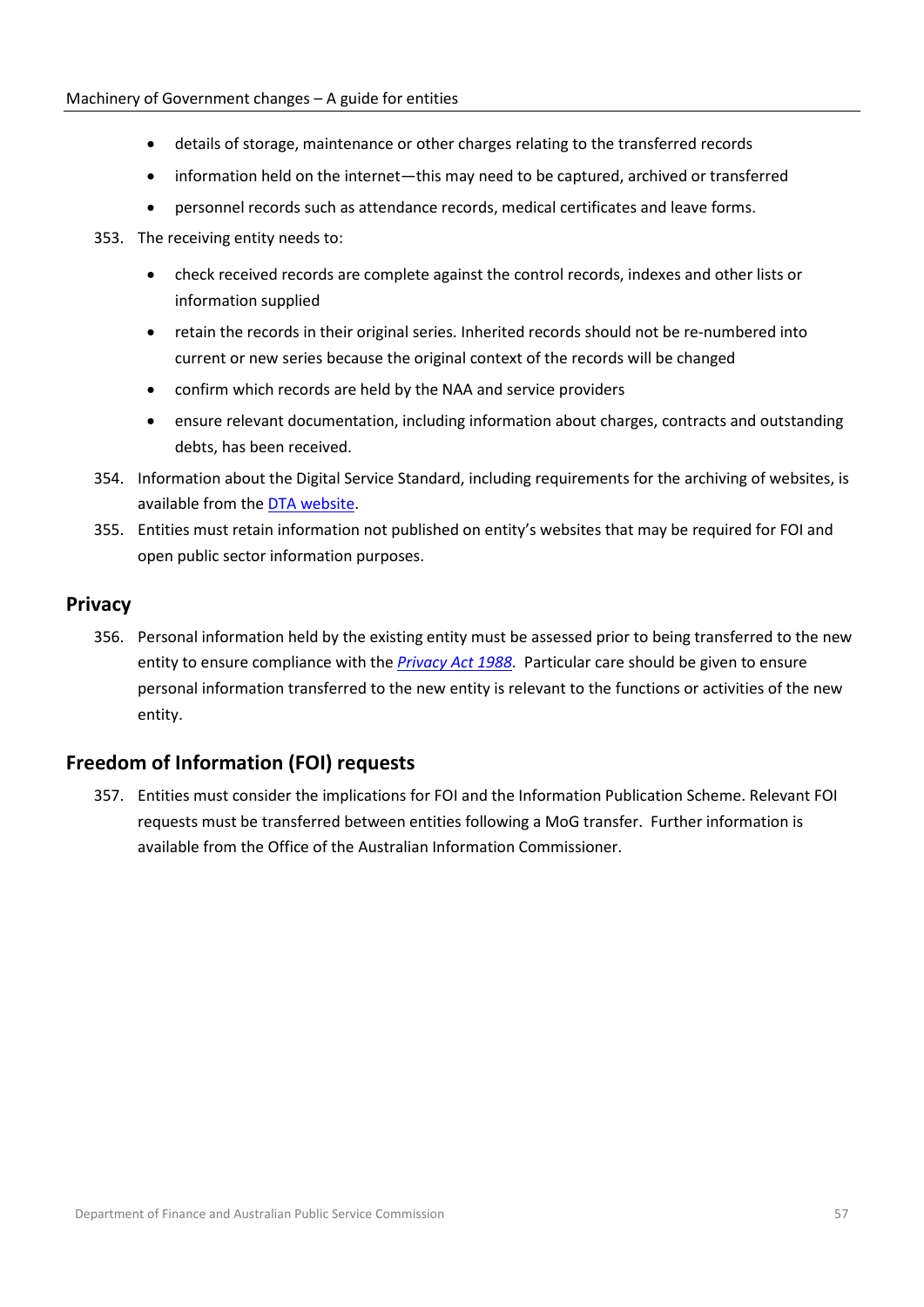- details of storage, maintenance or other charges relating to the transferred records
- information held on the internet—this may need to be captured, archived or transferred
- personnel records such as attendance records, medical certificates and leave forms.

353. The receiving entity needs to:

- check received records are complete against the control records, indexes and other lists or information supplied
- retain the records in their original series. Inherited records should not be re-numbered into current or new series because the original context of the records will be changed
- confirm which records are held by the NAA and service providers
- ensure relevant documentation, including information about charges, contracts and outstanding debts, has been received.

354. Information about the Digital Service Standard, including requirements for the archiving of websites, is available from the DTA website.

355. Entities must retain information not published on entity's websites that may be required for FOI and open public sector information purposes.

## Privacy

356. Personal information held by the existing entity must be assessed prior to being transferred to the new entity to ensure compliance with the *Privacy Act 1988*. Particular care should be given to ensure personal information transferred to the new entity is relevant to the functions or activities of the new entity.

## Freedom of Information (FOI) requests

357. Entities must consider the implications for FOI and the Information Publication Scheme. Relevant FOI requests must be transferred between entities following a MoG transfer. Further information is available from the Office of the Australian Information Commissioner.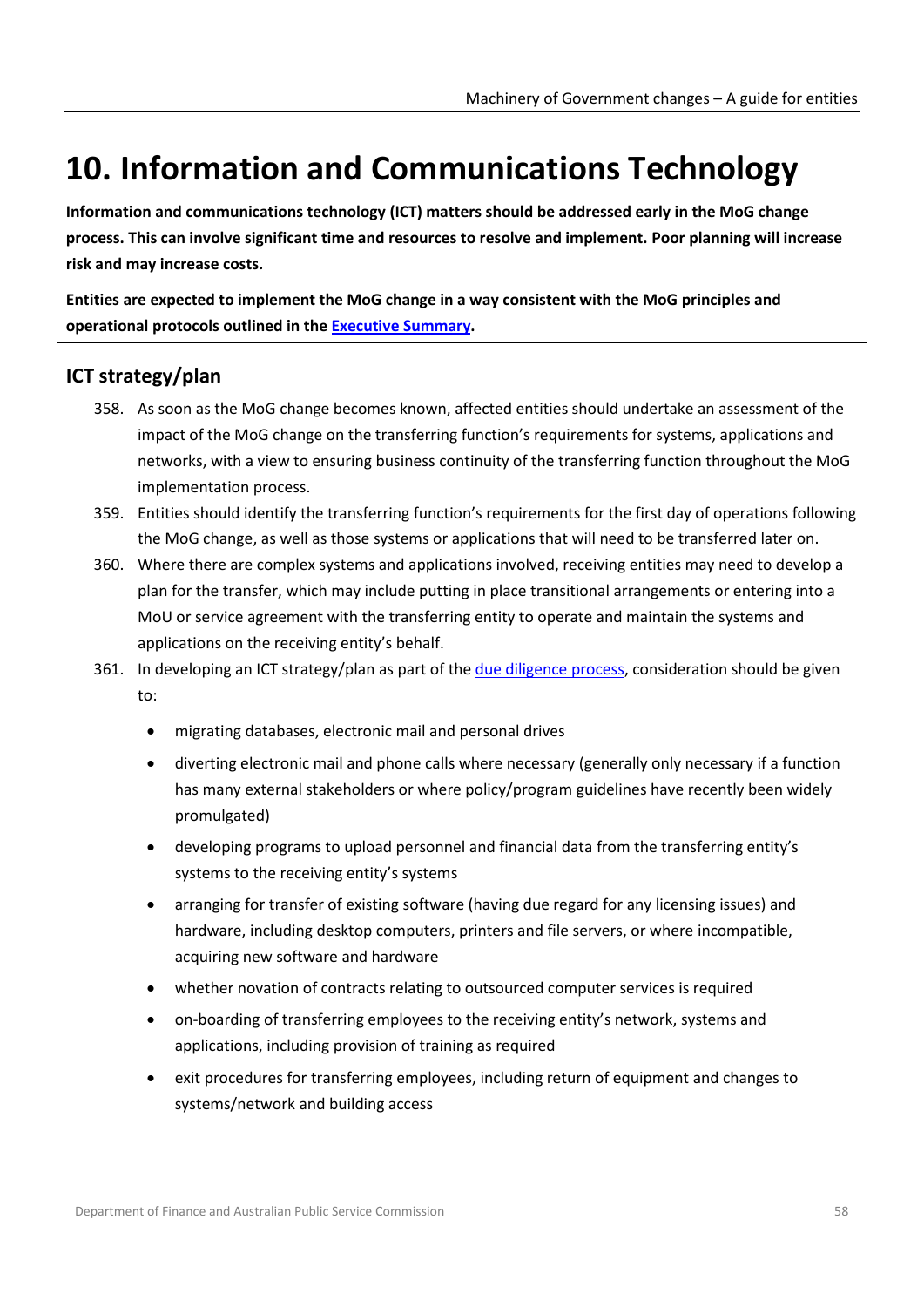# 10. Information and Communications Technology

**Information and communications technology (ICT) matters should be addressed early in the MoG change process. This can involve significant time and resources to resolve and implement. Poor planning will increase risk and may increase costs.**

**Entities are expected to implement the MoG change in a way consistent with the MoG principles and operational protocols outlined in the Executive Summary.**

## ICT strategy/plan

358. As soon as the MoG change becomes known, affected entities should undertake an assessment of the impact of the MoG change on the transferring function's requirements for systems, applications and networks, with a view to ensuring business continuity of the transferring function throughout the MoG implementation process.
359. Entities should identify the transferring function's requirements for the first day of operations following the MoG change, as well as those systems or applications that will need to be transferred later on.
360. Where there are complex systems and applications involved, receiving entities may need to develop a plan for the transfer, which may include putting in place transitional arrangements or entering into a MoU or service agreement with the transferring entity to operate and maintain the systems and applications on the receiving entity's behalf.
361. In developing an ICT strategy/plan as part of the due diligence process, consideration should be given to:
    - migrating databases, electronic mail and personal drives
    - diverting electronic mail and phone calls where necessary (generally only necessary if a function has many external stakeholders or where policy/program guidelines have recently been widely promulgated)
    - developing programs to upload personnel and financial data from the transferring entity's systems to the receiving entity's systems
    - arranging for transfer of existing software (having due regard for any licensing issues) and hardware, including desktop computers, printers and file servers, or where incompatible, acquiring new software and hardware
    - whether novation of contracts relating to outsourced computer services is required
    - on-boarding of transferring employees to the receiving entity's network, systems and applications, including provision of training as required
    - exit procedures for transferring employees, including return of equipment and changes to systems/network and building access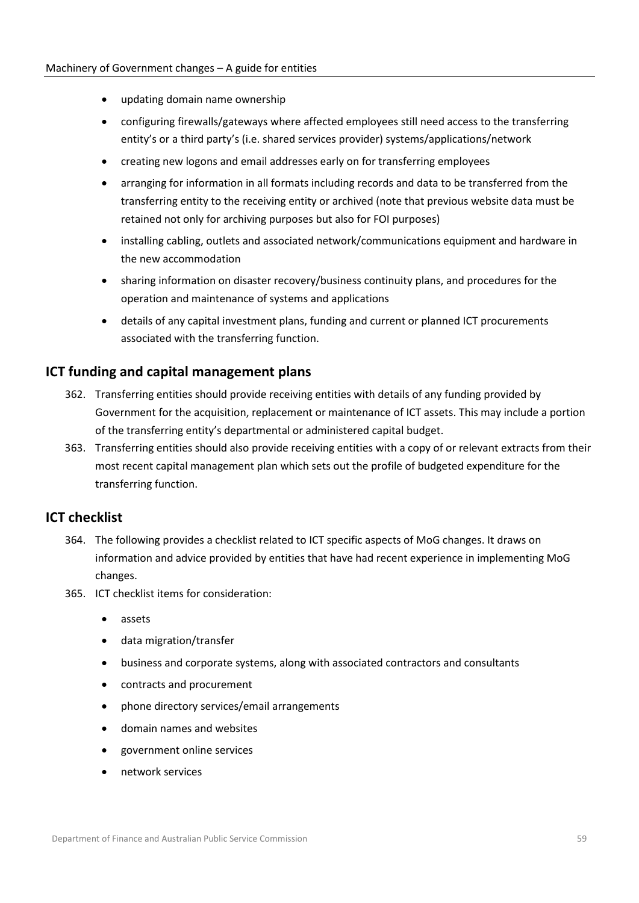- updating domain name ownership
- configuring firewalls/gateways where affected employees still need access to the transferring entity's or a third party's (i.e. shared services provider) systems/applications/network
- creating new logons and email addresses early on for transferring employees
- arranging for information in all formats including records and data to be transferred from the transferring entity to the receiving entity or archived (note that previous website data must be retained not only for archiving purposes but also for FOI purposes)
- installing cabling, outlets and associated network/communications equipment and hardware in the new accommodation
- sharing information on disaster recovery/business continuity plans, and procedures for the operation and maintenance of systems and applications
- details of any capital investment plans, funding and current or planned ICT procurements associated with the transferring function.

## ICT funding and capital management plans

362. Transferring entities should provide receiving entities with details of any funding provided by Government for the acquisition, replacement or maintenance of ICT assets. This may include a portion of the transferring entity's departmental or administered capital budget.

363. Transferring entities should also provide receiving entities with a copy of or relevant extracts from their most recent capital management plan which sets out the profile of budgeted expenditure for the transferring function.

## ICT checklist

364. The following provides a checklist related to ICT specific aspects of MoG changes. It draws on information and advice provided by entities that have had recent experience in implementing MoG changes.

365. ICT checklist items for consideration:

    - assets
    - data migration/transfer
    - business and corporate systems, along with associated contractors and consultants
    - contracts and procurement
    - phone directory services/email arrangements
    - domain names and websites
    - government online services
    - network services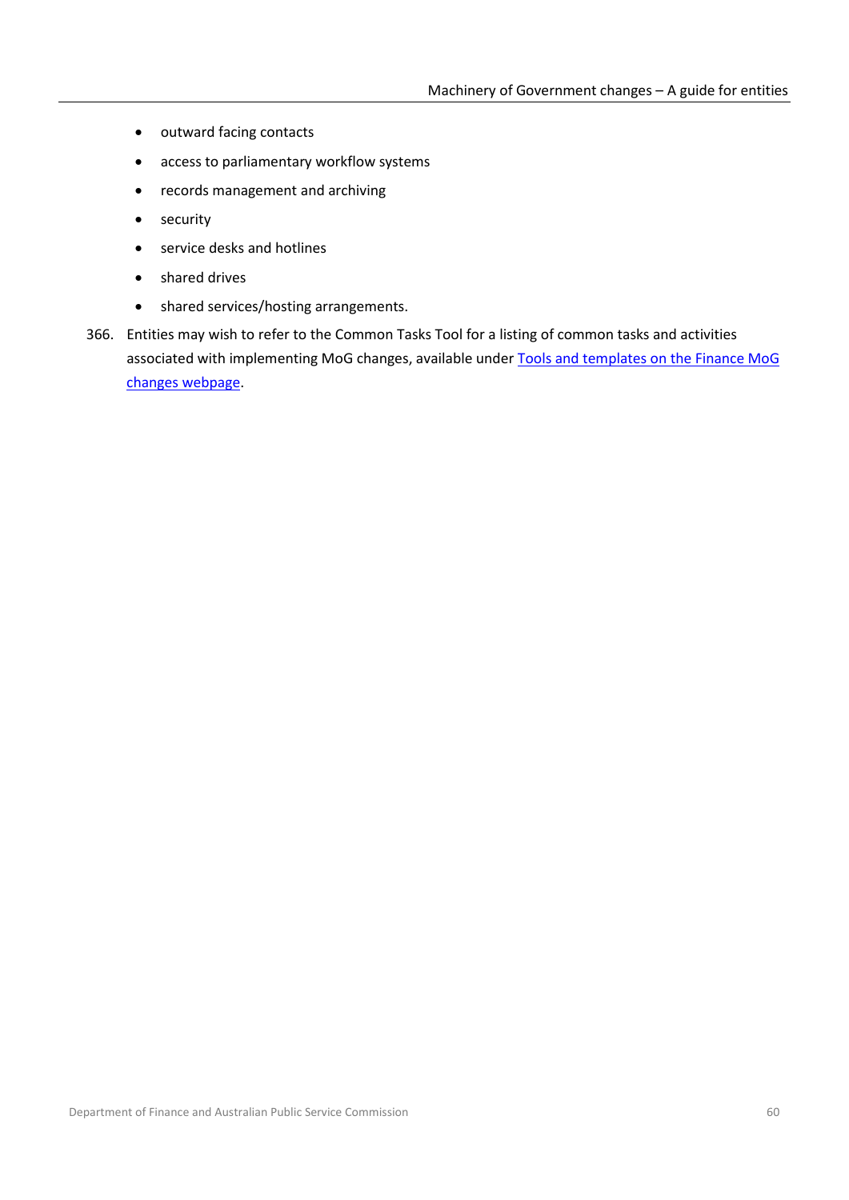- outward facing contacts
- access to parliamentary workflow systems
- records management and archiving
- security
- service desks and hotlines
- shared drives
- shared services/hosting arrangements.

366. Entities may wish to refer to the Common Tasks Tool for a listing of common tasks and activities associated with implementing MoG changes, available under Tools and templates on the Finance MoG changes webpage.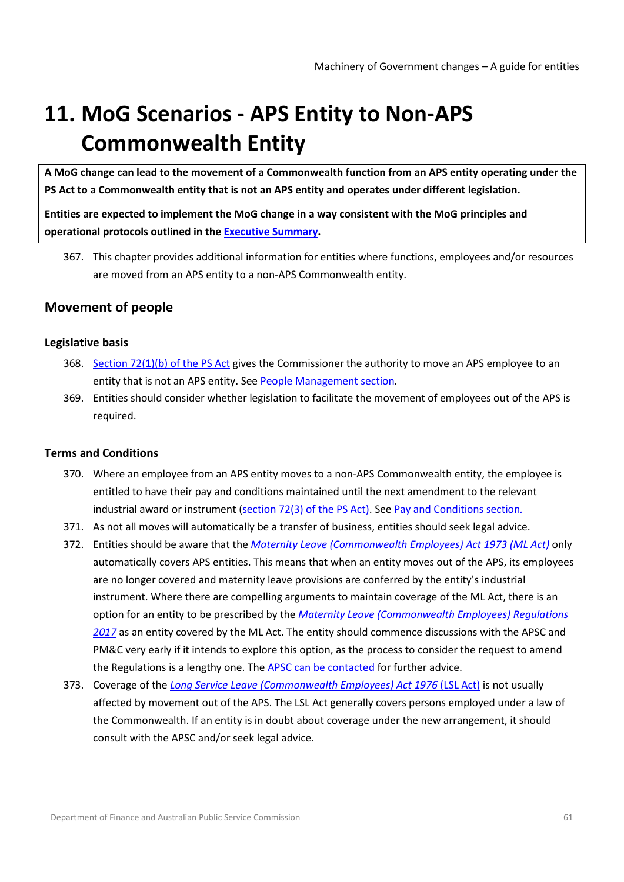# 11. MoG Scenarios - APS Entity to Non-APS Commonwealth Entity

**A MoG change can lead to the movement of a Commonwealth function from an APS entity operating under the PS Act to a Commonwealth entity that is not an APS entity and operates under different legislation.**

**Entities are expected to implement the MoG change in a way consistent with the MoG principles and operational protocols outlined in the Executive Summary.**

367. This chapter provides additional information for entities where functions, employees and/or resources are moved from an APS entity to a non-APS Commonwealth entity.

## Movement of people

### Legislative basis

368. Section 72(1)(b) of the PS Act gives the Commissioner the authority to move an APS employee to an entity that is not an APS entity. See People Management section.

369. Entities should consider whether legislation to facilitate the movement of employees out of the APS is required.

### Terms and Conditions

370. Where an employee from an APS entity moves to a non-APS Commonwealth entity, the employee is entitled to have their pay and conditions maintained until the next amendment to the relevant industrial award or instrument (section 72(3) of the PS Act). See Pay and Conditions section.

371. As not all moves will automatically be a transfer of business, entities should seek legal advice.

372. Entities should be aware that the *Maternity Leave (Commonwealth Employees) Act 1973 (ML Act)* only automatically covers APS entities. This means that when an entity moves out of the APS, its employees are no longer covered and maternity leave provisions are conferred by the entity's industrial instrument. Where there are compelling arguments to maintain coverage of the ML Act, there is an option for an entity to be prescribed by the *Maternity Leave (Commonwealth Employees) Regulations 2017* as an entity covered by the ML Act. The entity should commence discussions with the APSC and PM&C very early if it intends to explore this option, as the process to consider the request to amend the Regulations is a lengthy one. The APSC can be contacted for further advice.

373. Coverage of the *Long Service Leave (Commonwealth Employees) Act 1976* (LSL Act) is not usually affected by movement out of the APS. The LSL Act generally covers persons employed under a law of the Commonwealth. If an entity is in doubt about coverage under the new arrangement, it should consult with the APSC and/or seek legal advice.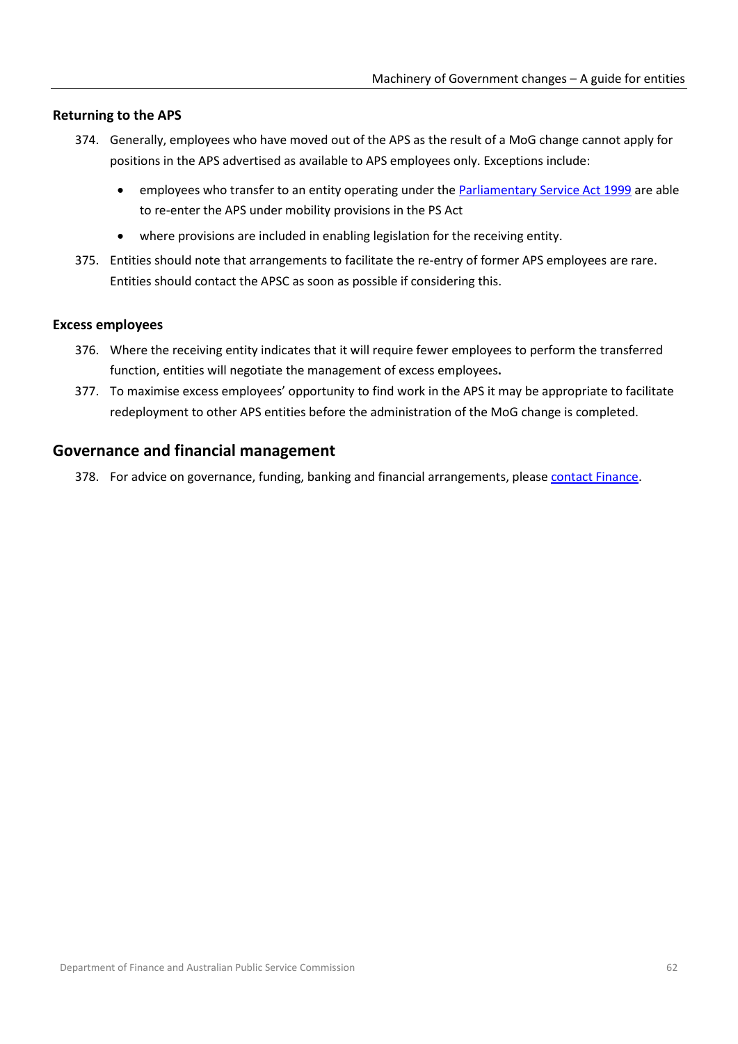### Returning to the APS

374. Generally, employees who have moved out of the APS as the result of a MoG change cannot apply for positions in the APS advertised as available to APS employees only. Exceptions include:

   - employees who transfer to an entity operating under the Parliamentary Service Act 1999 are able to re-enter the APS under mobility provisions in the PS Act
   - where provisions are included in enabling legislation for the receiving entity.

375. Entities should note that arrangements to facilitate the re-entry of former APS employees are rare. Entities should contact the APSC as soon as possible if considering this.

### Excess employees

376. Where the receiving entity indicates that it will require fewer employees to perform the transferred function, entities will negotiate the management of excess employees**.**

377. To maximise excess employees' opportunity to find work in the APS it may be appropriate to facilitate redeployment to other APS entities before the administration of the MoG change is completed.

## Governance and financial management

378. For advice on governance, funding, banking and financial arrangements, please contact Finance.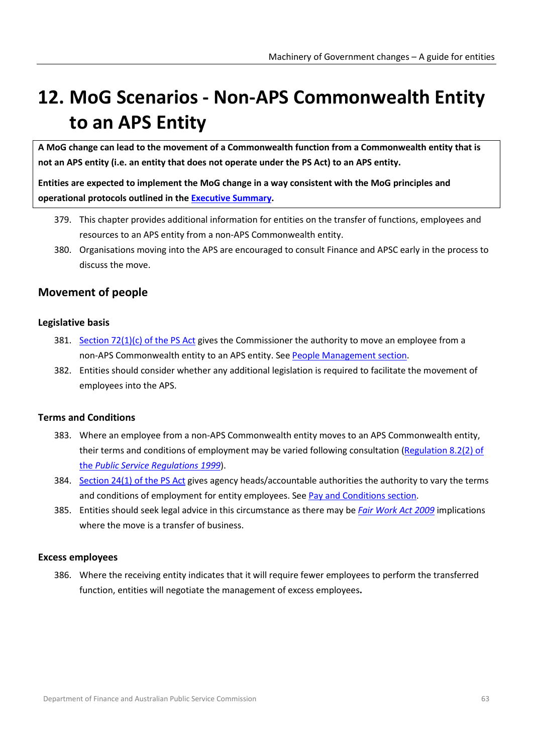# 12. MoG Scenarios - Non-APS Commonwealth Entity to an APS Entity

**A MoG change can lead to the movement of a Commonwealth function from a Commonwealth entity that is not an APS entity (i.e. an entity that does not operate under the PS Act) to an APS entity.**

**Entities are expected to implement the MoG change in a way consistent with the MoG principles and operational protocols outlined in the Executive Summary.**

379. This chapter provides additional information for entities on the transfer of functions, employees and resources to an APS entity from a non-APS Commonwealth entity.

380. Organisations moving into the APS are encouraged to consult Finance and APSC early in the process to discuss the move.

## Movement of people

### Legislative basis

381. Section 72(1)(c) of the PS Act gives the Commissioner the authority to move an employee from a non-APS Commonwealth entity to an APS entity. See People Management section.

382. Entities should consider whether any additional legislation is required to facilitate the movement of employees into the APS.

### Terms and Conditions

383. Where an employee from a non-APS Commonwealth entity moves to an APS Commonwealth entity, their terms and conditions of employment may be varied following consultation (Regulation 8.2(2) of the *Public Service Regulations 1999*).

384. Section 24(1) of the PS Act gives agency heads/accountable authorities the authority to vary the terms and conditions of employment for entity employees. See Pay and Conditions section.

385. Entities should seek legal advice in this circumstance as there may be *Fair Work Act 2009* implications where the move is a transfer of business.

### Excess employees

386. Where the receiving entity indicates that it will require fewer employees to perform the transferred function, entities will negotiate the management of excess employees**.**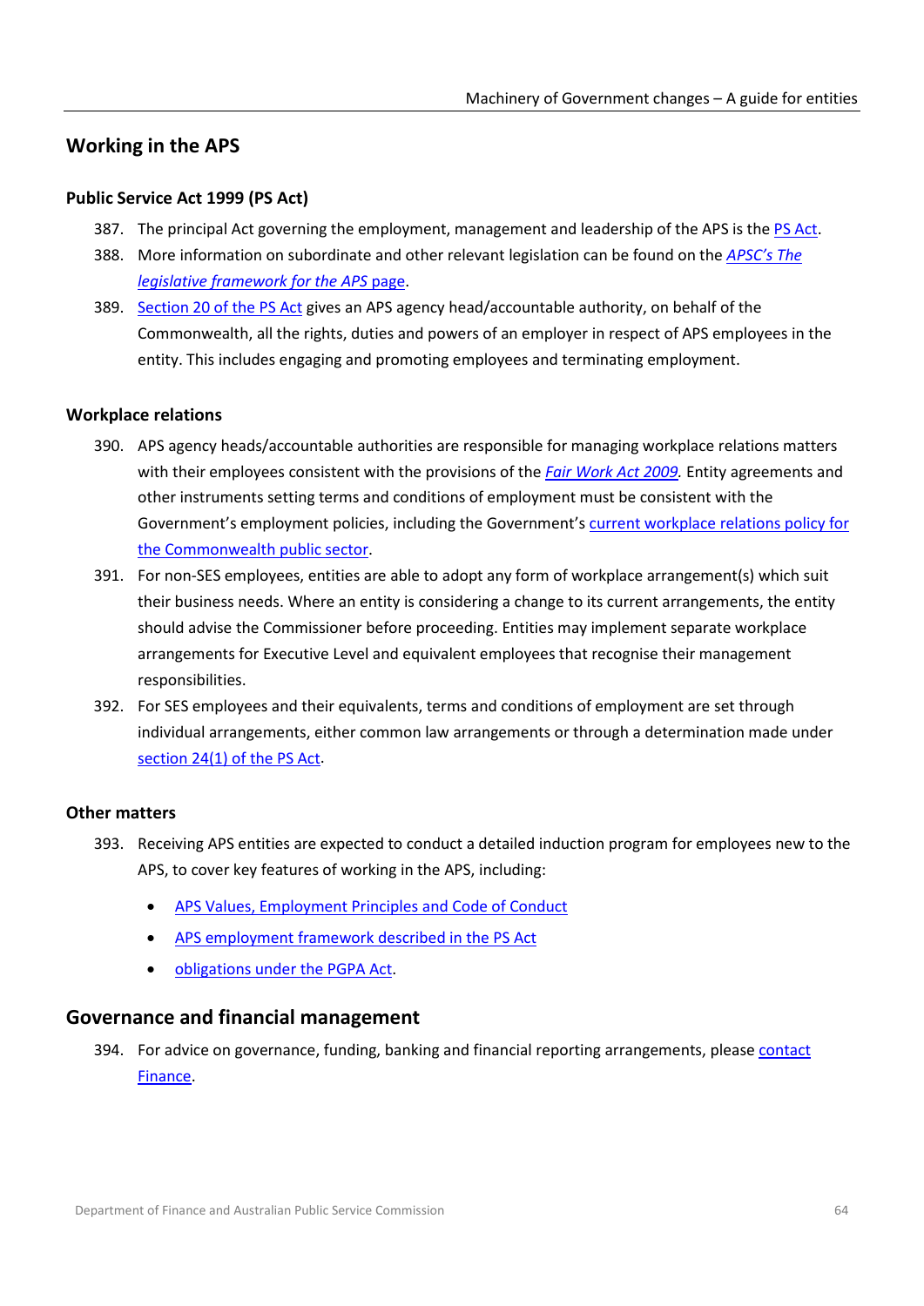## Working in the APS

### Public Service Act 1999 (PS Act)

387. The principal Act governing the employment, management and leadership of the APS is the PS Act.
388. More information on subordinate and other relevant legislation can be found on the *APSC's The legislative framework for the APS* page.
389. Section 20 of the PS Act gives an APS agency head/accountable authority, on behalf of the Commonwealth, all the rights, duties and powers of an employer in respect of APS employees in the entity. This includes engaging and promoting employees and terminating employment.

### Workplace relations

390. APS agency heads/accountable authorities are responsible for managing workplace relations matters with their employees consistent with the provisions of the *Fair Work Act 2009.* Entity agreements and other instruments setting terms and conditions of employment must be consistent with the Government's employment policies, including the Government's current workplace relations policy for the Commonwealth public sector.
391. For non-SES employees, entities are able to adopt any form of workplace arrangement(s) which suit their business needs. Where an entity is considering a change to its current arrangements, the entity should advise the Commissioner before proceeding. Entities may implement separate workplace arrangements for Executive Level and equivalent employees that recognise their management responsibilities.
392. For SES employees and their equivalents, terms and conditions of employment are set through individual arrangements, either common law arrangements or through a determination made under section 24(1) of the PS Act.

### Other matters

393. Receiving APS entities are expected to conduct a detailed induction program for employees new to the APS, to cover key features of working in the APS, including:
    - APS Values, Employment Principles and Code of Conduct
    - APS employment framework described in the PS Act
    - obligations under the PGPA Act.

## Governance and financial management

394. For advice on governance, funding, banking and financial reporting arrangements, please contact Finance.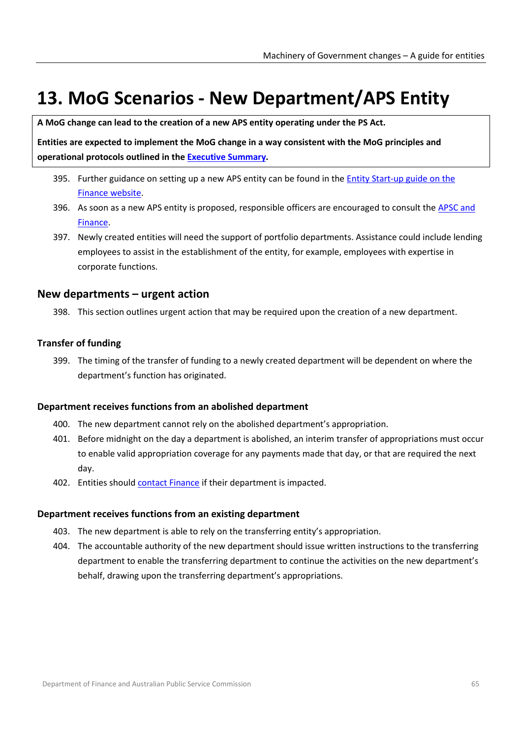# 13. MoG Scenarios - New Department/APS Entity

**A MoG change can lead to the creation of a new APS entity operating under the PS Act.**

**Entities are expected to implement the MoG change in a way consistent with the MoG principles and operational protocols outlined in the Executive Summary.**

395. Further guidance on setting up a new APS entity can be found in the Entity Start-up guide on the Finance website.
396. As soon as a new APS entity is proposed, responsible officers are encouraged to consult the APSC and Finance.
397. Newly created entities will need the support of portfolio departments. Assistance could include lending employees to assist in the establishment of the entity, for example, employees with expertise in corporate functions.

## New departments – urgent action

398. This section outlines urgent action that may be required upon the creation of a new department.

### Transfer of funding

399. The timing of the transfer of funding to a newly created department will be dependent on where the department's function has originated.

#### Department receives functions from an abolished department

400. The new department cannot rely on the abolished department's appropriation.
401. Before midnight on the day a department is abolished, an interim transfer of appropriations must occur to enable valid appropriation coverage for any payments made that day, or that are required the next day.
402. Entities should contact Finance if their department is impacted.

#### Department receives functions from an existing department

403. The new department is able to rely on the transferring entity's appropriation.
404. The accountable authority of the new department should issue written instructions to the transferring department to enable the transferring department to continue the activities on the new department's behalf, drawing upon the transferring department's appropriations.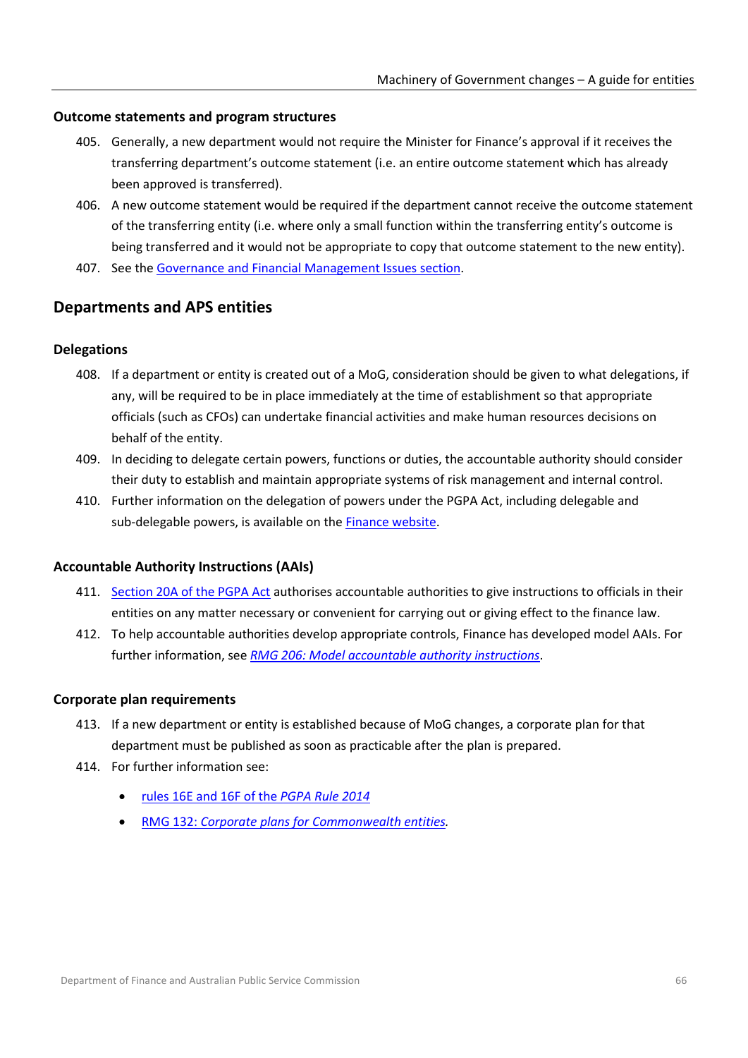### Outcome statements and program structures

405. Generally, a new department would not require the Minister for Finance's approval if it receives the transferring department's outcome statement (i.e. an entire outcome statement which has already been approved is transferred).
406. A new outcome statement would be required if the department cannot receive the outcome statement of the transferring entity (i.e. where only a small function within the transferring entity's outcome is being transferred and it would not be appropriate to copy that outcome statement to the new entity).
407. See the Governance and Financial Management Issues section.

## Departments and APS entities

### Delegations

408. If a department or entity is created out of a MoG, consideration should be given to what delegations, if any, will be required to be in place immediately at the time of establishment so that appropriate officials (such as CFOs) can undertake financial activities and make human resources decisions on behalf of the entity.
409. In deciding to delegate certain powers, functions or duties, the accountable authority should consider their duty to establish and maintain appropriate systems of risk management and internal control.
410. Further information on the delegation of powers under the PGPA Act, including delegable and sub-delegable powers, is available on the Finance website.

### Accountable Authority Instructions (AAIs)

411. Section 20A of the PGPA Act authorises accountable authorities to give instructions to officials in their entities on any matter necessary or convenient for carrying out or giving effect to the finance law.
412. To help accountable authorities develop appropriate controls, Finance has developed model AAIs. For further information, see *RMG 206: Model accountable authority instructions*.

### Corporate plan requirements

413. If a new department or entity is established because of MoG changes, a corporate plan for that department must be published as soon as practicable after the plan is prepared.
414. For further information see:

- rules 16E and 16F of the *PGPA Rule 2014*
- RMG 132: *Corporate plans for Commonwealth entities*.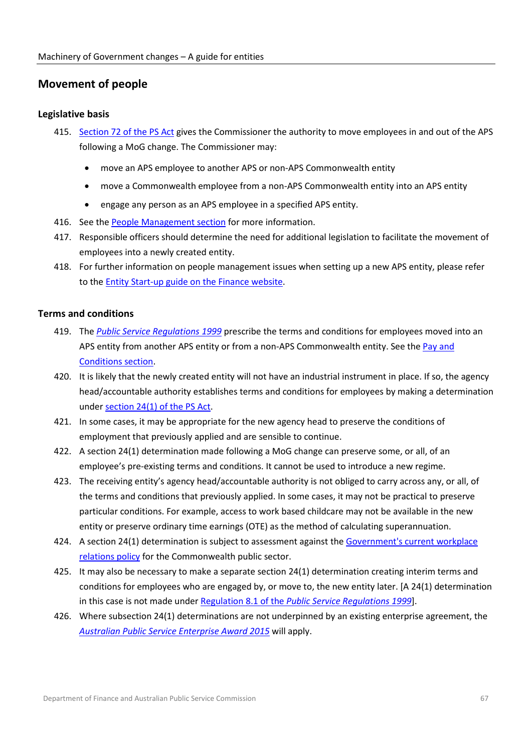## Movement of people

### Legislative basis

415. Section 72 of the PS Act gives the Commissioner the authority to move employees in and out of the APS following a MoG change. The Commissioner may:

   - move an APS employee to another APS or non-APS Commonwealth entity
   - move a Commonwealth employee from a non-APS Commonwealth entity into an APS entity
   - engage any person as an APS employee in a specified APS entity.

416. See the People Management section for more information.

417. Responsible officers should determine the need for additional legislation to facilitate the movement of employees into a newly created entity.

418. For further information on people management issues when setting up a new APS entity, please refer to the Entity Start-up guide on the Finance website.

### Terms and conditions

419. The *Public Service Regulations 1999* prescribe the terms and conditions for employees moved into an APS entity from another APS entity or from a non-APS Commonwealth entity. See the Pay and Conditions section.

420. It is likely that the newly created entity will not have an industrial instrument in place. If so, the agency head/accountable authority establishes terms and conditions for employees by making a determination under section 24(1) of the PS Act.

421. In some cases, it may be appropriate for the new agency head to preserve the conditions of employment that previously applied and are sensible to continue.

422. A section 24(1) determination made following a MoG change can preserve some, or all, of an employee's pre-existing terms and conditions. It cannot be used to introduce a new regime.

423. The receiving entity's agency head/accountable authority is not obliged to carry across any, or all, of the terms and conditions that previously applied. In some cases, it may not be practical to preserve particular conditions. For example, access to work based childcare may not be available in the new entity or preserve ordinary time earnings (OTE) as the method of calculating superannuation.

424. A section 24(1) determination is subject to assessment against the Government's current workplace relations policy for the Commonwealth public sector.

425. It may also be necessary to make a separate section 24(1) determination creating interim terms and conditions for employees who are engaged by, or move to, the new entity later. [A 24(1) determination in this case is not made under Regulation 8.1 of the *Public Service Regulations 1999*].

426. Where subsection 24(1) determinations are not underpinned by an existing enterprise agreement, the *Australian Public Service Enterprise Award 2015* will apply.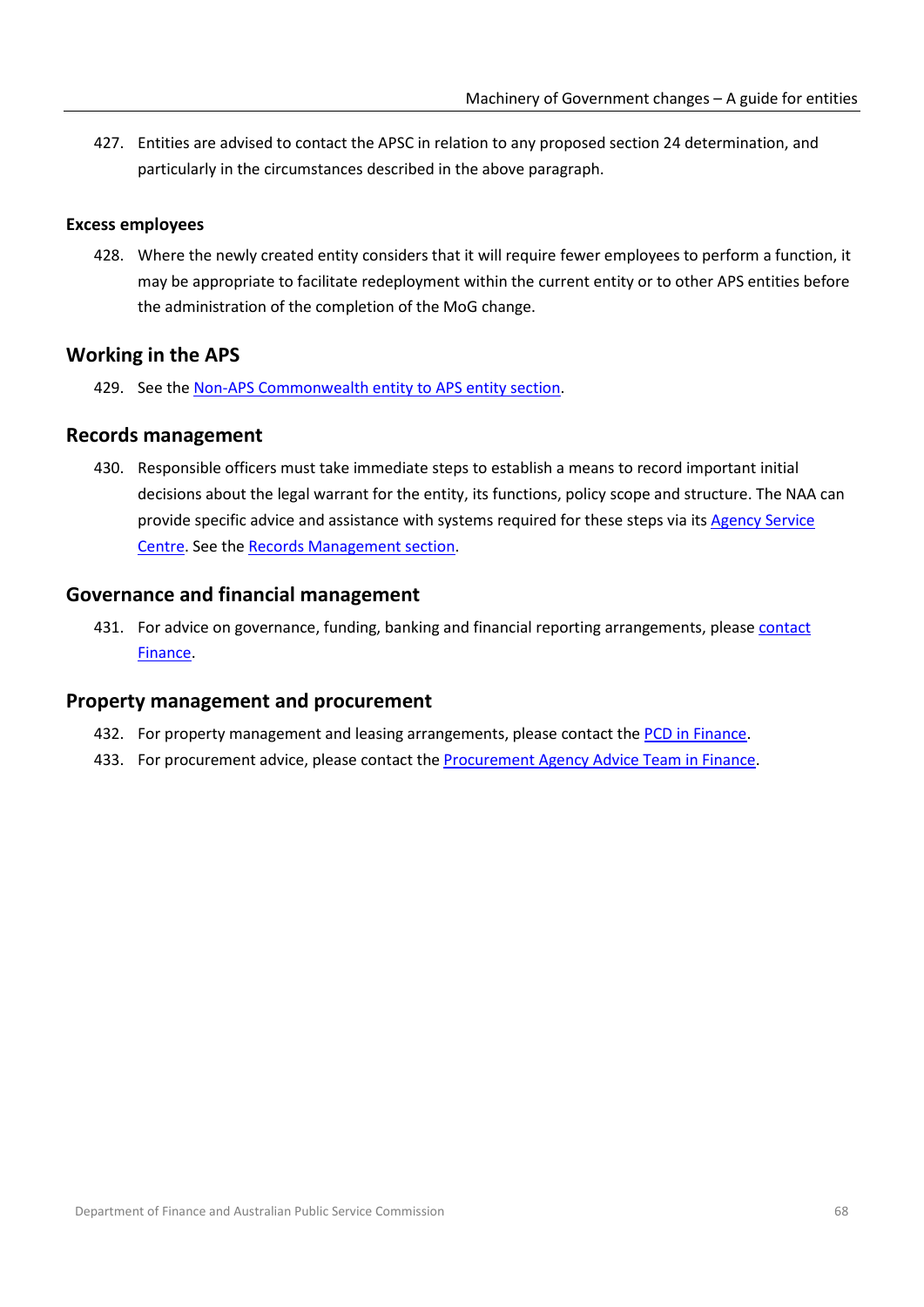427. Entities are advised to contact the APSC in relation to any proposed section 24 determination, and particularly in the circumstances described in the above paragraph.

### Excess employees

428. Where the newly created entity considers that it will require fewer employees to perform a function, it may be appropriate to facilitate redeployment within the current entity or to other APS entities before the administration of the completion of the MoG change.

## Working in the APS

429. See the Non-APS Commonwealth entity to APS entity section.

## Records management

430. Responsible officers must take immediate steps to establish a means to record important initial decisions about the legal warrant for the entity, its functions, policy scope and structure. The NAA can provide specific advice and assistance with systems required for these steps via its Agency Service Centre. See the Records Management section.

## Governance and financial management

431. For advice on governance, funding, banking and financial reporting arrangements, please contact Finance.

## Property management and procurement

432. For property management and leasing arrangements, please contact the PCD in Finance.
433. For procurement advice, please contact the Procurement Agency Advice Team in Finance.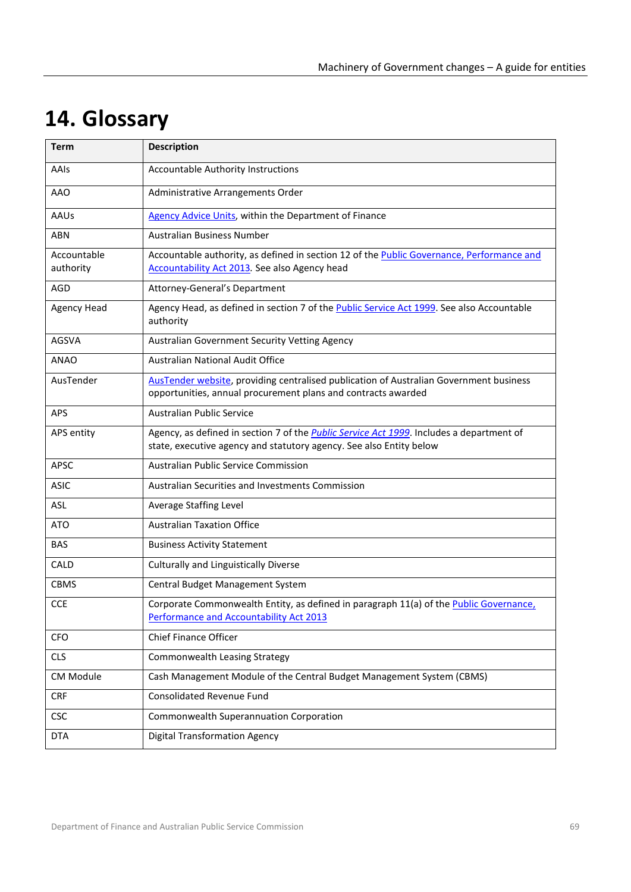# 14. Glossary

| Term | Description |
| --- | --- |
| AAIs | Accountable Authority Instructions |
| AAO | Administrative Arrangements Order |
| AAUs | Agency Advice Units, within the Department of Finance |
| ABN | Australian Business Number |
| Accountable authority | Accountable authority, as defined in section 12 of the Public Governance, Performance and Accountability Act 2013. See also Agency head |
| AGD | Attorney-General's Department |
| Agency Head | Agency Head, as defined in section 7 of the Public Service Act 1999. See also Accountable authority |
| AGSVA | Australian Government Security Vetting Agency |
| ANAO | Australian National Audit Office |
| AusTender | AusTender website, providing centralised publication of Australian Government business opportunities, annual procurement plans and contracts awarded |
| APS | Australian Public Service |
| APS entity | Agency, as defined in section 7 of the *Public Service Act 1999*. Includes a department of state, executive agency and statutory agency. See also Entity below |
| APSC | Australian Public Service Commission |
| ASIC | Australian Securities and Investments Commission |
| ASL | Average Staffing Level |
| ATO | Australian Taxation Office |
| BAS | Business Activity Statement |
| CALD | Culturally and Linguistically Diverse |
| CBMS | Central Budget Management System |
| CCE | Corporate Commonwealth Entity, as defined in paragraph 11(a) of the Public Governance, Performance and Accountability Act 2013 |
| CFO | Chief Finance Officer |
| CLS | Commonwealth Leasing Strategy |
| CM Module | Cash Management Module of the Central Budget Management System (CBMS) |
| CRF | Consolidated Revenue Fund |
| CSC | Commonwealth Superannuation Corporation |
| DTA | Digital Transformation Agency |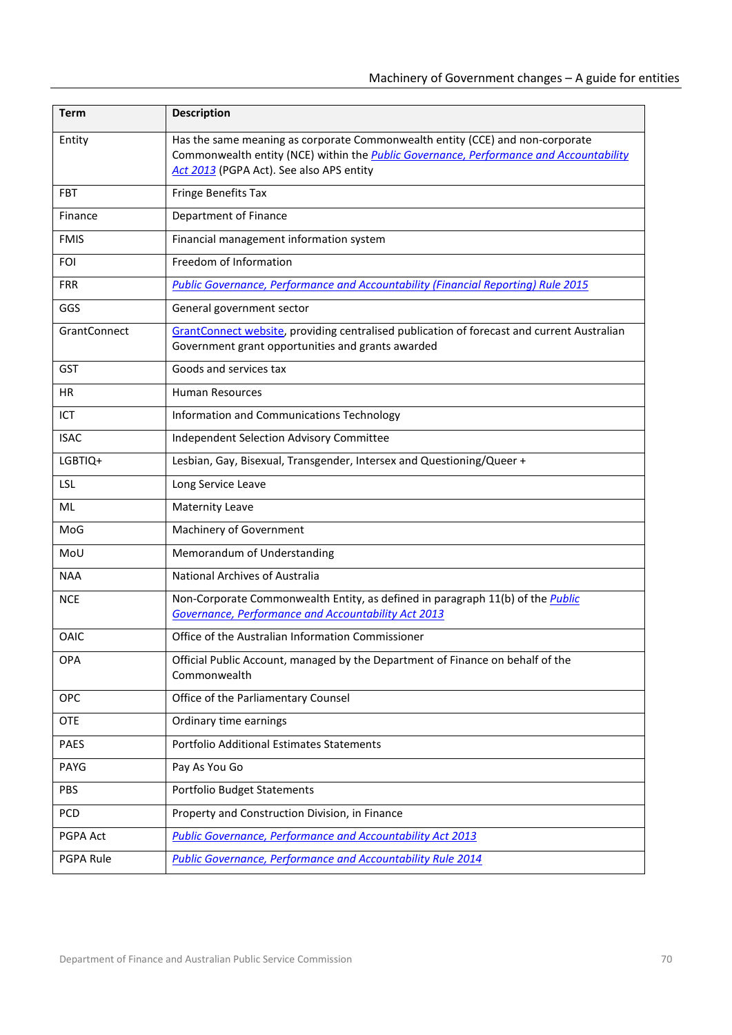| Term | Description |
| --- | --- |
| Entity | Has the same meaning as corporate Commonwealth entity (CCE) and non-corporate Commonwealth entity (NCE) within the *Public Governance, Performance and Accountability Act 2013* (PGPA Act). See also APS entity |
| FBT | Fringe Benefits Tax |
| Finance | Department of Finance |
| FMIS | Financial management information system |
| FOI | Freedom of Information |
| FRR | *Public Governance, Performance and Accountability (Financial Reporting) Rule 2015* |
| GGS | General government sector |
| GrantConnect | GrantConnect website, providing centralised publication of forecast and current Australian Government grant opportunities and grants awarded |
| GST | Goods and services tax |
| HR | Human Resources |
| ICT | Information and Communications Technology |
| ISAC | Independent Selection Advisory Committee |
| LGBTIQ+ | Lesbian, Gay, Bisexual, Transgender, Intersex and Questioning/Queer + |
| LSL | Long Service Leave |
| ML | Maternity Leave |
| MoG | Machinery of Government |
| MoU | Memorandum of Understanding |
| NAA | National Archives of Australia |
| NCE | Non-Corporate Commonwealth Entity, as defined in paragraph 11(b) of the *Public Governance, Performance and Accountability Act 2013* |
| OAIC | Office of the Australian Information Commissioner |
| OPA | Official Public Account, managed by the Department of Finance on behalf of the Commonwealth |
| OPC | Office of the Parliamentary Counsel |
| OTE | Ordinary time earnings |
| PAES | Portfolio Additional Estimates Statements |
| PAYG | Pay As You Go |
| PBS | Portfolio Budget Statements |
| PCD | Property and Construction Division, in Finance |
| PGPA Act | *Public Governance, Performance and Accountability Act 2013* |
| PGPA Rule | *Public Governance, Performance and Accountability Rule 2014* |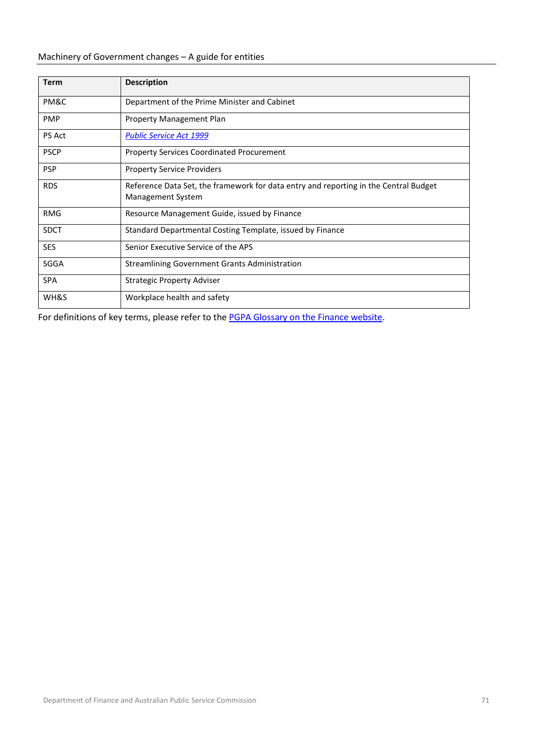| Term | Description |
|---|---|
| PM&C | Department of the Prime Minister and Cabinet |
| PMP | Property Management Plan |
| PS Act | *Public Service Act 1999* |
| PSCP | Property Services Coordinated Procurement |
| PSP | Property Service Providers |
| RDS | Reference Data Set, the framework for data entry and reporting in the Central Budget Management System |
| RMG | Resource Management Guide, issued by Finance |
| SDCT | Standard Departmental Costing Template, issued by Finance |
| SES | Senior Executive Service of the APS |
| SGGA | Streamlining Government Grants Administration |
| SPA | Strategic Property Adviser |
| WH&S | Workplace health and safety |

For definitions of key terms, please refer to the PGPA Glossary on the Finance website.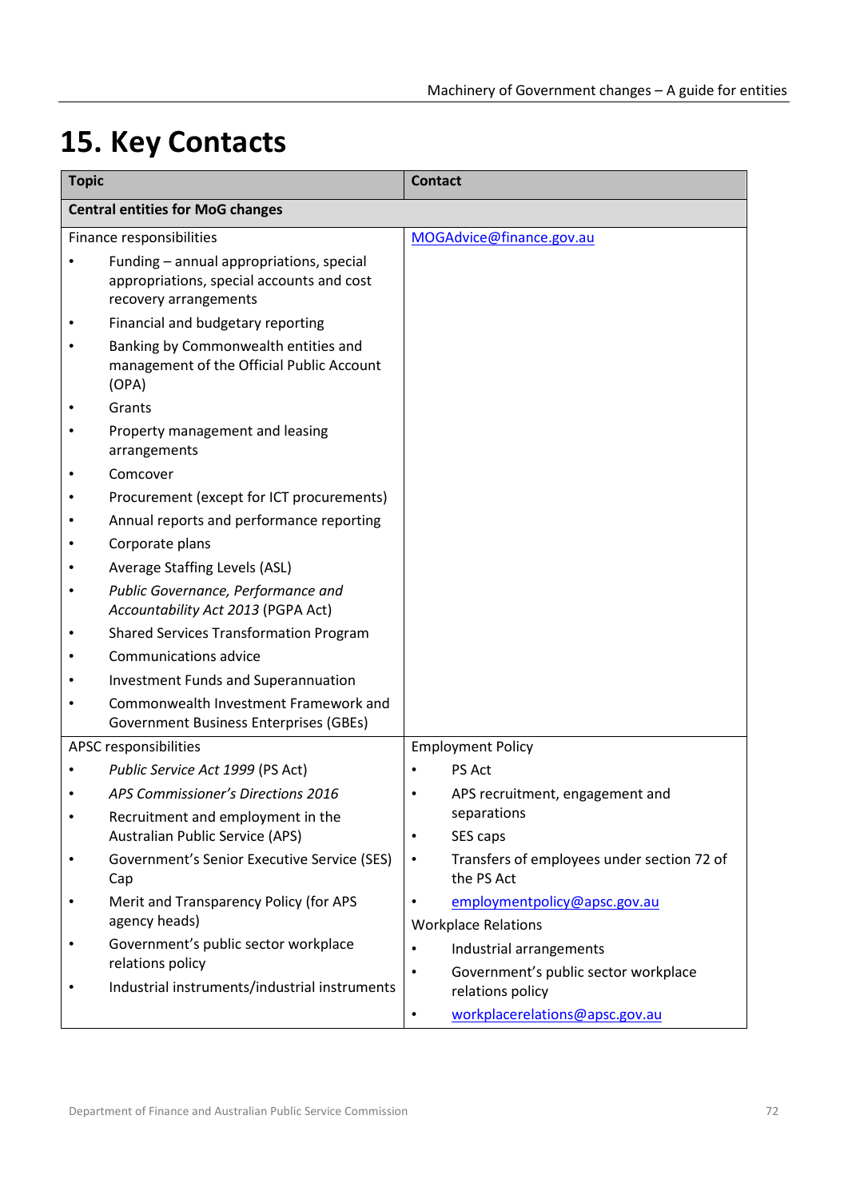# 15. Key Contacts

| Topic | Contact |
| --- | --- |
| **Central entities for MoG changes** | |
| Finance responsibilities<br>• Funding – annual appropriations, special appropriations, special accounts and cost recovery arrangements<br>• Financial and budgetary reporting<br>• Banking by Commonwealth entities and management of the Official Public Account (OPA)<br>• Grants<br>• Property management and leasing arrangements<br>• Comcover<br>• Procurement (except for ICT procurements)<br>• Annual reports and performance reporting<br>• Corporate plans<br>• Average Staffing Levels (ASL)<br>• *Public Governance, Performance and Accountability Act 2013* (PGPA Act)<br>• Shared Services Transformation Program<br>• Communications advice<br>• Investment Funds and Superannuation<br>• Commonwealth Investment Framework and Government Business Enterprises (GBEs) | MOGAdvice@finance.gov.au |
| APSC responsibilities<br>• *Public Service Act 1999* (PS Act)<br>• *APS Commissioner's Directions 2016*<br>• Recruitment and employment in the Australian Public Service (APS)<br>• Government's Senior Executive Service (SES) Cap<br>• Merit and Transparency Policy (for APS agency heads)<br>• Government's public sector workplace relations policy<br>• Industrial instruments/industrial instruments | Employment Policy<br>• PS Act<br>• APS recruitment, engagement and separations<br>• SES caps<br>• Transfers of employees under section 72 of the PS Act<br>• employmentpolicy@apsc.gov.au<br>Workplace Relations<br>• Industrial arrangements<br>• Government's public sector workplace relations policy<br>• workplacerelations@apsc.gov.au |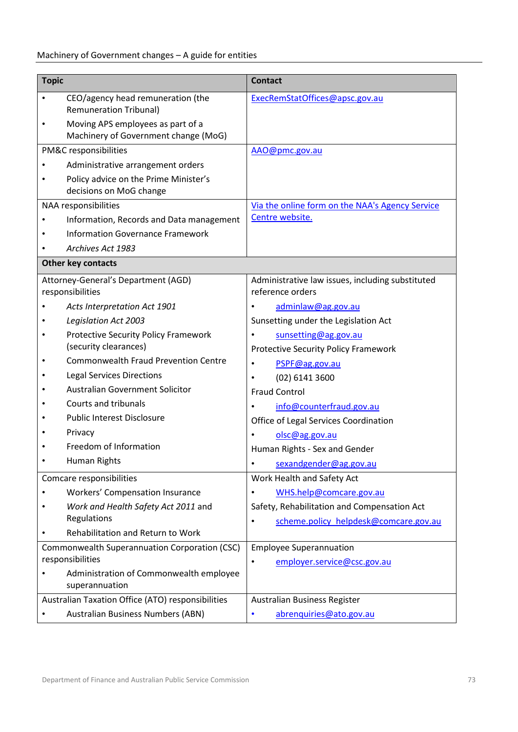| Topic | Contact |
|---|---|
| • CEO/agency head remuneration (the Remuneration Tribunal)<br>• Moving APS employees as part of a Machinery of Government change (MoG) | ExecRemStatOffices@apsc.gov.au |
| PM&C responsibilities<br>• Administrative arrangement orders<br>• Policy advice on the Prime Minister's decisions on MoG change | AAO@pmc.gov.au |
| NAA responsibilities<br>• Information, Records and Data management<br>• Information Governance Framework<br>• *Archives Act 1983* | Via the online form on the NAA's Agency Service Centre website. |
| **Other key contacts** | |
| Attorney-General's Department (AGD) responsibilities<br>• *Acts Interpretation Act 1901*<br>• *Legislation Act 2003*<br>• Protective Security Policy Framework (security clearances)<br>• Commonwealth Fraud Prevention Centre<br>• Legal Services Directions<br>• Australian Government Solicitor<br>• Courts and tribunals<br>• Public Interest Disclosure<br>• Privacy<br>• Freedom of Information<br>• Human Rights | Administrative law issues, including substituted reference orders<br>• adminlaw@ag.gov.au<br>Sunsetting under the Legislation Act<br>• sunsetting@ag.gov.au<br>Protective Security Policy Framework<br>• PSPF@ag.gov.au<br>• (02) 6141 3600<br>Fraud Control<br>• info@counterfraud.gov.au<br>Office of Legal Services Coordination<br>• olsc@ag.gov.au<br>Human Rights - Sex and Gender<br>• sexandgender@ag.gov.au |
| Comcare responsibilities<br>• Workers' Compensation Insurance<br>• *Work and Health Safety Act 2011* and Regulations<br>• Rehabilitation and Return to Work | Work Health and Safety Act<br>• WHS.help@comcare.gov.au<br>Safety, Rehabilitation and Compensation Act<br>• scheme.policy_helpdesk@comcare.gov.au |
| Commonwealth Superannuation Corporation (CSC) responsibilities<br>• Administration of Commonwealth employee superannuation | Employee Superannuation<br>• employer.service@csc.gov.au |
| Australian Taxation Office (ATO) responsibilities<br>• Australian Business Numbers (ABN) | Australian Business Register<br>• abrenquiries@ato.gov.au |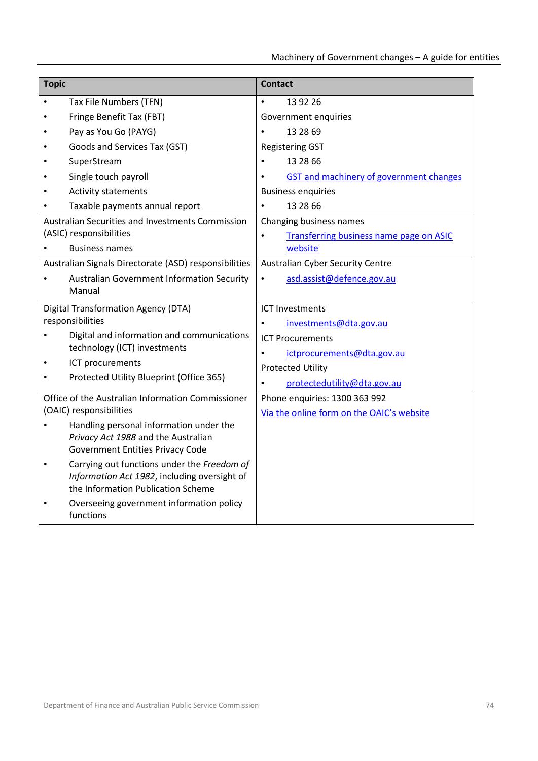| Topic | Contact |
|---|---|
| • Tax File Numbers (TFN)<br>• Fringe Benefit Tax (FBT)<br>• Pay as You Go (PAYG)<br>• Goods and Services Tax (GST)<br>• SuperStream<br>• Single touch payroll<br>• Activity statements<br>• Taxable payments annual report | • 13 92 26<br>Government enquiries<br>• 13 28 69<br>Registering GST<br>• 13 28 66<br>• GST and machinery of government changes<br>Business enquiries<br>• 13 28 66 |
| Australian Securities and Investments Commission (ASIC) responsibilities<br>• Business names | Changing business names<br>• Transferring business name page on ASIC website |
| Australian Signals Directorate (ASD) responsibilities<br>• Australian Government Information Security Manual | Australian Cyber Security Centre<br>• asd.assist@defence.gov.au |
| Digital Transformation Agency (DTA) responsibilities<br>• Digital and information and communications technology (ICT) investments<br>• ICT procurements<br>• Protected Utility Blueprint (Office 365) | ICT Investments<br>• investments@dta.gov.au<br>ICT Procurements<br>• ictprocurements@dta.gov.au<br>Protected Utility<br>• protectedutility@dta.gov.au |
| Office of the Australian Information Commissioner (OAIC) responsibilities<br>• Handling personal information under the *Privacy Act 1988* and the Australian Government Entities Privacy Code<br>• Carrying out functions under the *Freedom of Information Act 1982*, including oversight of the Information Publication Scheme<br>• Overseeing government information policy functions | Phone enquiries: 1300 363 992<br>Via the online form on the OAIC's website |